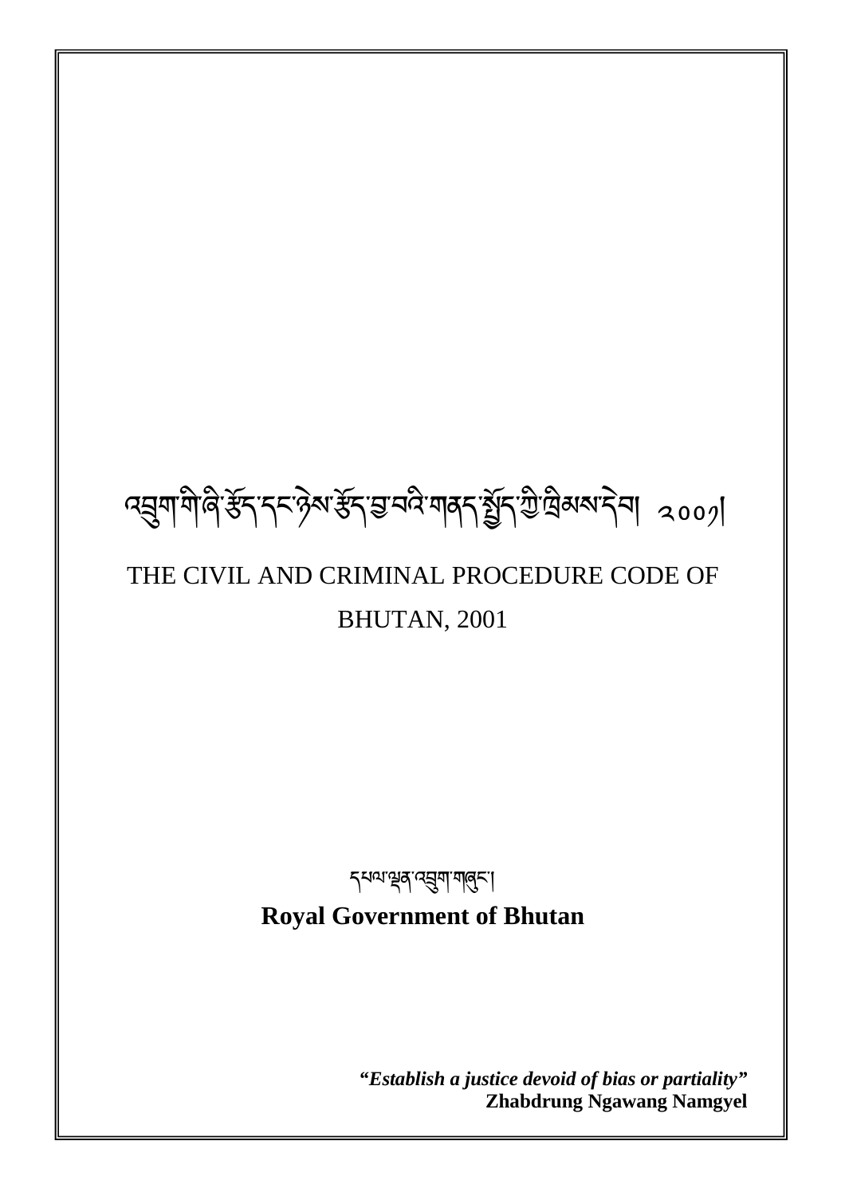# འབྲུག་གི་ཞི་ཚོད་དང་ཉེས་ཚོད་བྱ་བའི་གནད་སྒྲོད་ཀྱི་ཁྲིམས་དེབ། ༢༠༠༡།

# THE CIVIL AND CRIMINAL PROCEDURE CODE OF BHUTAN, 2001

དཔལ་ལྡན་འབྲུག་གཞུང་།

**Royal Government of Bhutan**

***"Establish a justice devoid of bias or partiality"***
**Zhabdrung Ngawang Namgyel**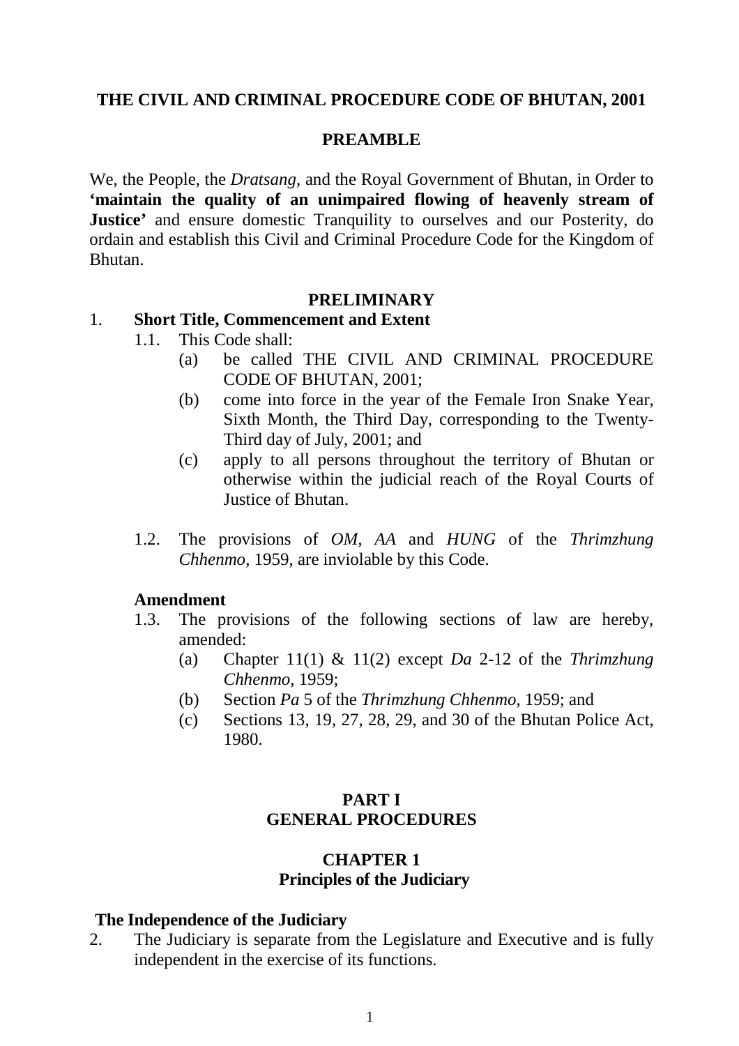# THE CIVIL AND CRIMINAL PROCEDURE CODE OF BHUTAN, 2001

## PREAMBLE

We, the People, the *Dratsang*, and the Royal Government of Bhutan, in Order to **'maintain the quality of an unimpaired flowing of heavenly stream of Justice'** and ensure domestic Tranquility to ourselves and our Posterity, do ordain and establish this Civil and Criminal Procedure Code for the Kingdom of Bhutan.

## PRELIMINARY

1. **Short Title, Commencement and Extent**
   - 1.1. This Code shall:
     - (a) be called THE CIVIL AND CRIMINAL PROCEDURE CODE OF BHUTAN, 2001;
     - (b) come into force in the year of the Female Iron Snake Year, Sixth Month, the Third Day, corresponding to the Twenty-Third day of July, 2001; and
     - (c) apply to all persons throughout the territory of Bhutan or otherwise within the judicial reach of the Royal Courts of Justice of Bhutan.
   - 1.2. The provisions of *OM*, *AA* and *HUNG* of the *Thrimzhung Chhenmo*, 1959, are inviolable by this Code.

   **Amendment**
   - 1.3. The provisions of the following sections of law are hereby, amended:
     - (a) Chapter 11(1) & 11(2) except *Da* 2-12 of the *Thrimzhung Chhenmo*, 1959;
     - (b) Section *Pa* 5 of the *Thrimzhung Chhenmo*, 1959; and
     - (c) Sections 13, 19, 27, 28, 29, and 30 of the Bhutan Police Act, 1980.

## PART I
## GENERAL PROCEDURES

### CHAPTER 1
### Principles of the Judiciary

**The Independence of the Judiciary**

2. The Judiciary is separate from the Legislature and Executive and is fully independent in the exercise of its functions.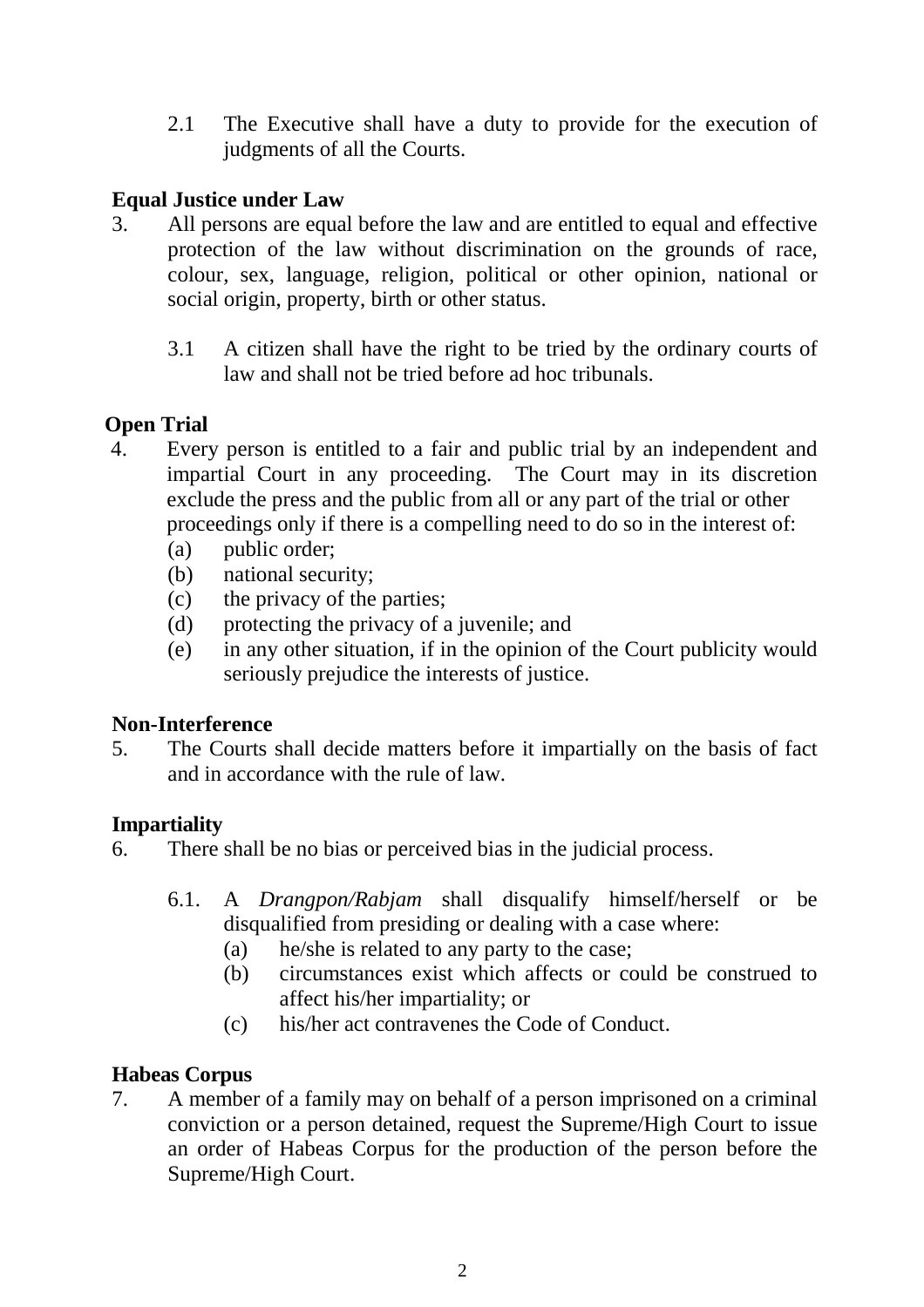2.1 The Executive shall have a duty to provide for the execution of judgments of all the Courts.

**Equal Justice under Law**

3. All persons are equal before the law and are entitled to equal and effective protection of the law without discrimination on the grounds of race, colour, sex, language, religion, political or other opinion, national or social origin, property, birth or other status.

   3.1 A citizen shall have the right to be tried by the ordinary courts of law and shall not be tried before ad hoc tribunals.

**Open Trial**

4. Every person is entitled to a fair and public trial by an independent and impartial Court in any proceeding. The Court may in its discretion exclude the press and the public from all or any part of the trial or other proceedings only if there is a compelling need to do so in the interest of:
   (a) public order;
   (b) national security;
   (c) the privacy of the parties;
   (d) protecting the privacy of a juvenile; and
   (e) in any other situation, if in the opinion of the Court publicity would seriously prejudice the interests of justice.

**Non-Interference**

5. The Courts shall decide matters before it impartially on the basis of fact and in accordance with the rule of law.

**Impartiality**

6. There shall be no bias or perceived bias in the judicial process.

   6.1. A *Drangpon/Rabjam* shall disqualify himself/herself or be disqualified from presiding or dealing with a case where:
      (a) he/she is related to any party to the case;
      (b) circumstances exist which affects or could be construed to affect his/her impartiality; or
      (c) his/her act contravenes the Code of Conduct.

**Habeas Corpus**

7. A member of a family may on behalf of a person imprisoned on a criminal conviction or a person detained, request the Supreme/High Court to issue an order of Habeas Corpus for the production of the person before the Supreme/High Court.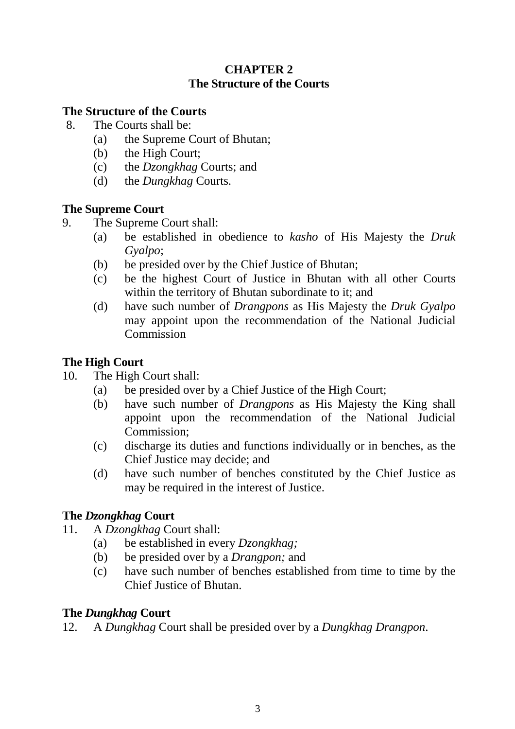# CHAPTER 2
# The Structure of the Courts

**The Structure of the Courts**

8. The Courts shall be:
   - (a) the Supreme Court of Bhutan;
   - (b) the High Court;
   - (c) the *Dzongkhag* Courts; and
   - (d) the *Dungkhag* Courts.

**The Supreme Court**

9. The Supreme Court shall:
   - (a) be established in obedience to *kasho* of His Majesty the *Druk Gyalpo*;
   - (b) be presided over by the Chief Justice of Bhutan;
   - (c) be the highest Court of Justice in Bhutan with all other Courts within the territory of Bhutan subordinate to it; and
   - (d) have such number of *Drangpons* as His Majesty the *Druk Gyalpo* may appoint upon the recommendation of the National Judicial Commission

**The High Court**

10. The High Court shall:
    - (a) be presided over by a Chief Justice of the High Court;
    - (b) have such number of *Drangpons* as His Majesty the King shall appoint upon the recommendation of the National Judicial Commission;
    - (c) discharge its duties and functions individually or in benches, as the Chief Justice may decide; and
    - (d) have such number of benches constituted by the Chief Justice as may be required in the interest of Justice.

**The *Dzongkhag* Court**

11. A *Dzongkhag* Court shall:
    - (a) be established in every *Dzongkhag;*
    - (b) be presided over by a *Drangpon;* and
    - (c) have such number of benches established from time to time by the Chief Justice of Bhutan.

**The *Dungkhag* Court**

12. A *Dungkhag* Court shall be presided over by a *Dungkhag Drangpon*.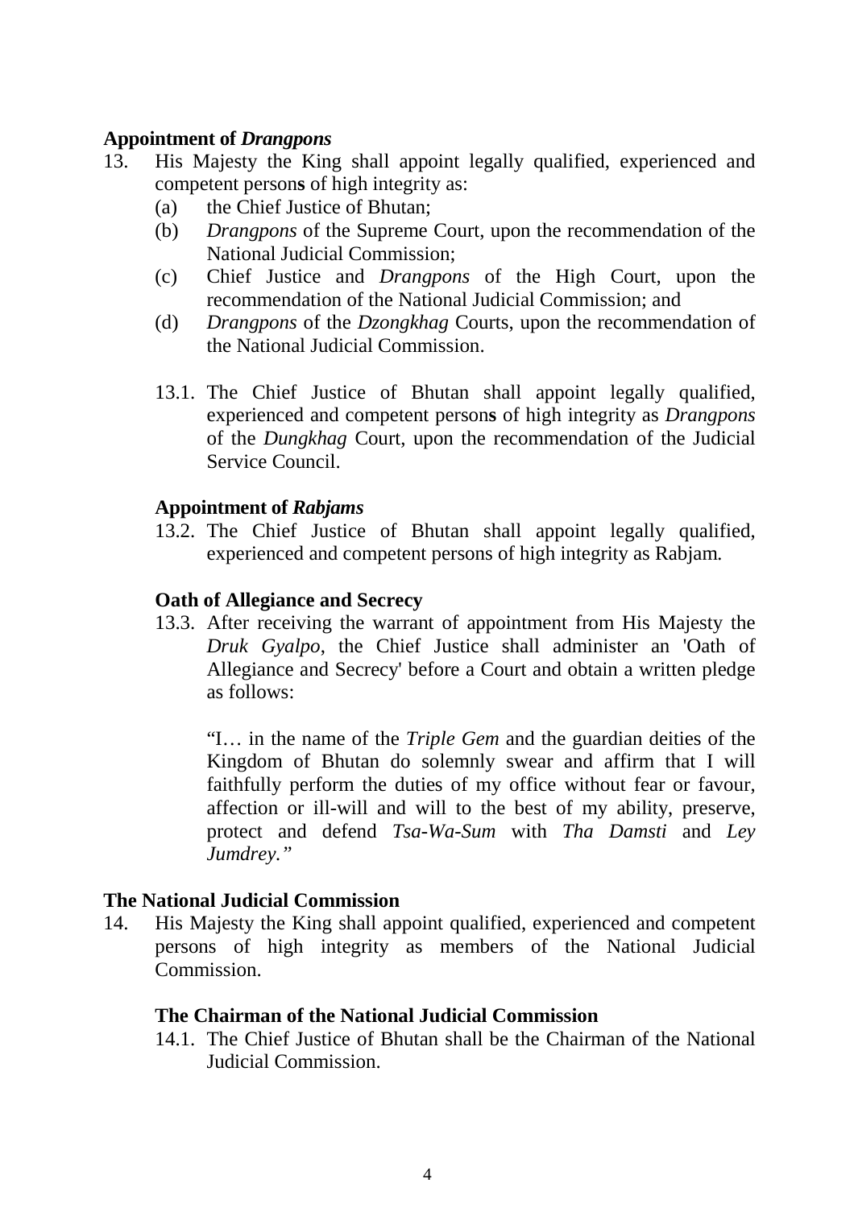**Appointment of *Drangpons***

13. His Majesty the King shall appoint legally qualified, experienced and competent person**s** of high integrity as:
    (a) the Chief Justice of Bhutan;
    (b) *Drangpons* of the Supreme Court, upon the recommendation of the National Judicial Commission;
    (c) Chief Justice and *Drangpons* of the High Court, upon the recommendation of the National Judicial Commission; and
    (d) *Drangpons* of the *Dzongkhag* Courts, upon the recommendation of the National Judicial Commission.

    13.1. The Chief Justice of Bhutan shall appoint legally qualified, experienced and competent person**s** of high integrity as *Drangpons* of the *Dungkhag* Court, upon the recommendation of the Judicial Service Council.

**Appointment of *Rabjams***

13.2. The Chief Justice of Bhutan shall appoint legally qualified, experienced and competent persons of high integrity as Rabjam.

**Oath of Allegiance and Secrecy**

13.3. After receiving the warrant of appointment from His Majesty the *Druk Gyalpo*, the Chief Justice shall administer an 'Oath of Allegiance and Secrecy' before a Court and obtain a written pledge as follows:

"I… in the name of the *Triple Gem* and the guardian deities of the Kingdom of Bhutan do solemnly swear and affirm that I will faithfully perform the duties of my office without fear or favour, affection or ill-will and will to the best of my ability, preserve, protect and defend *Tsa-Wa-Sum* with *Tha Damsti* and *Ley Jumdrey."*

**The National Judicial Commission**

14. His Majesty the King shall appoint qualified, experienced and competent persons of high integrity as members of the National Judicial Commission.

**The Chairman of the National Judicial Commission**

14.1. The Chief Justice of Bhutan shall be the Chairman of the National Judicial Commission.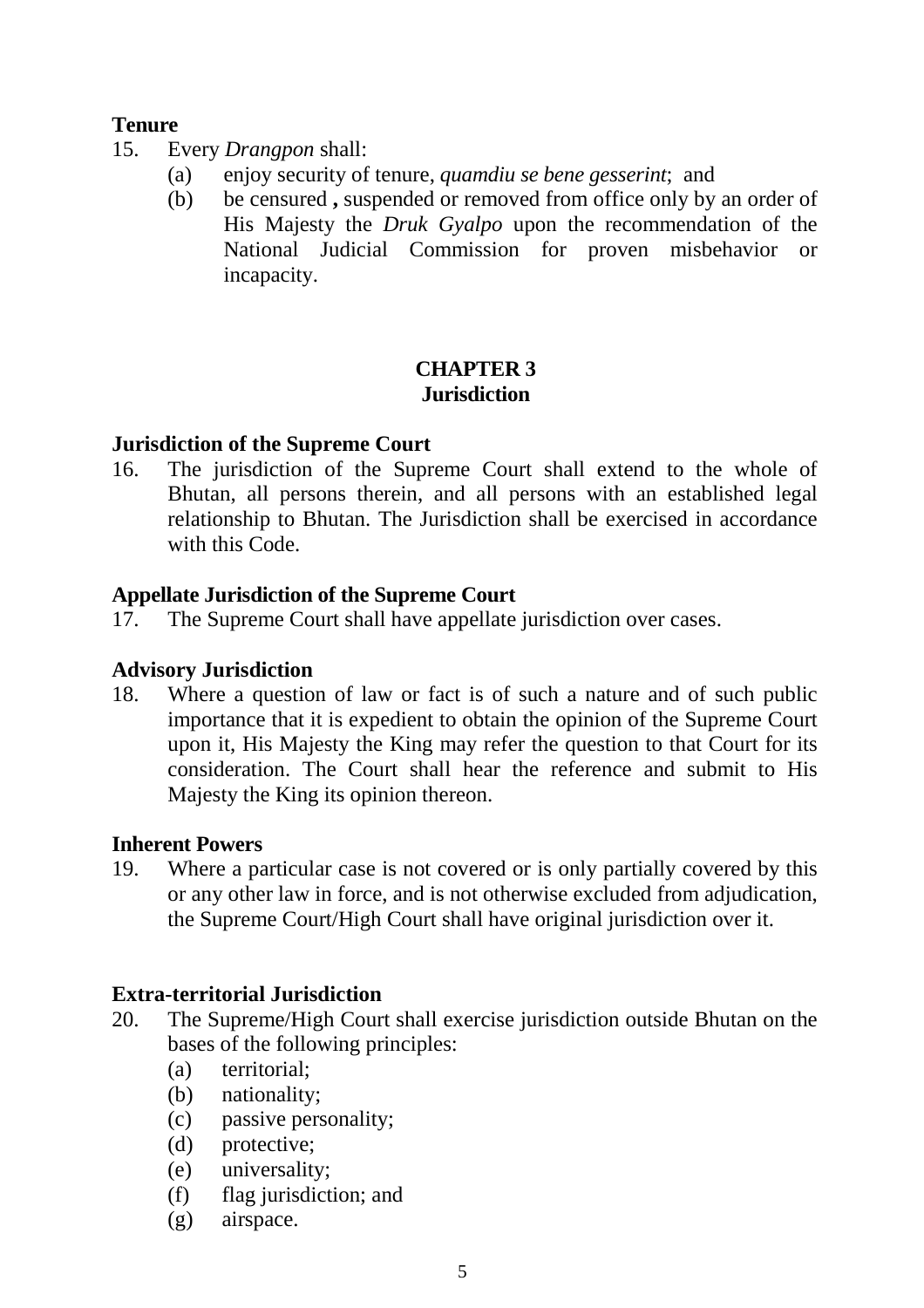**Tenure**

15. Every *Drangpon* shall:
    (a) enjoy security of tenure, *quamdiu se bene gesserint*; and
    (b) be censured **,** suspended or removed from office only by an order of His Majesty the *Druk Gyalpo* upon the recommendation of the National Judicial Commission for proven misbehavior or incapacity.

## CHAPTER 3
## Jurisdiction

**Jurisdiction of the Supreme Court**

16. The jurisdiction of the Supreme Court shall extend to the whole of Bhutan, all persons therein, and all persons with an established legal relationship to Bhutan. The Jurisdiction shall be exercised in accordance with this Code.

**Appellate Jurisdiction of the Supreme Court**

17. The Supreme Court shall have appellate jurisdiction over cases.

**Advisory Jurisdiction**

18. Where a question of law or fact is of such a nature and of such public importance that it is expedient to obtain the opinion of the Supreme Court upon it, His Majesty the King may refer the question to that Court for its consideration. The Court shall hear the reference and submit to His Majesty the King its opinion thereon.

**Inherent Powers**

19. Where a particular case is not covered or is only partially covered by this or any other law in force, and is not otherwise excluded from adjudication, the Supreme Court/High Court shall have original jurisdiction over it.

**Extra-territorial Jurisdiction**

20. The Supreme/High Court shall exercise jurisdiction outside Bhutan on the bases of the following principles:
    (a) territorial;
    (b) nationality;
    (c) passive personality;
    (d) protective;
    (e) universality;
    (f) flag jurisdiction; and
    (g) airspace.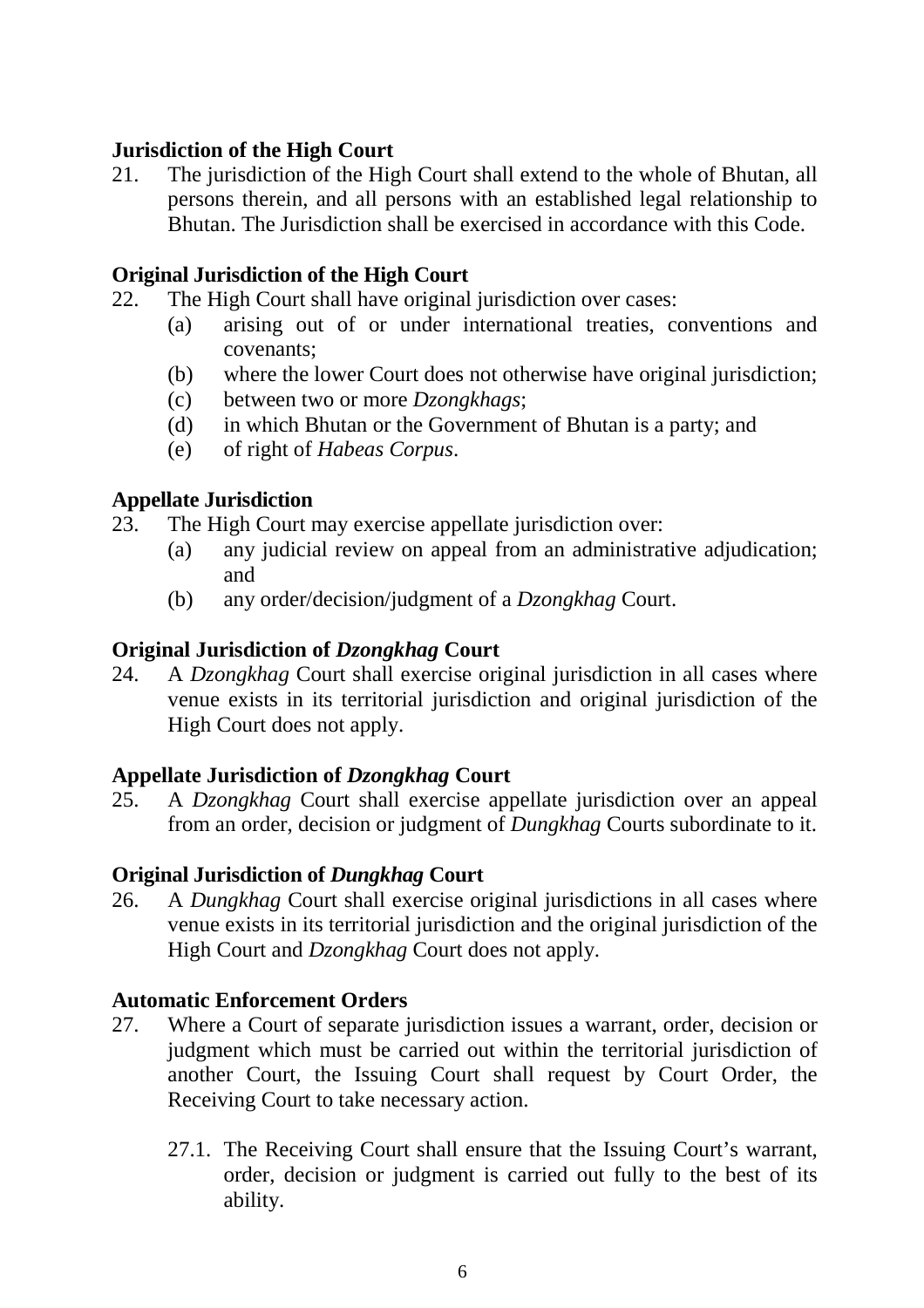**Jurisdiction of the High Court**

21. The jurisdiction of the High Court shall extend to the whole of Bhutan, all persons therein, and all persons with an established legal relationship to Bhutan. The Jurisdiction shall be exercised in accordance with this Code.

**Original Jurisdiction of the High Court**

22. The High Court shall have original jurisdiction over cases:
    - (a) arising out of or under international treaties, conventions and covenants;
    - (b) where the lower Court does not otherwise have original jurisdiction;
    - (c) between two or more *Dzongkhags*;
    - (d) in which Bhutan or the Government of Bhutan is a party; and
    - (e) of right of *Habeas Corpus*.

**Appellate Jurisdiction**

23. The High Court may exercise appellate jurisdiction over:
    - (a) any judicial review on appeal from an administrative adjudication; and
    - (b) any order/decision/judgment of a *Dzongkhag* Court.

**Original Jurisdiction of *Dzongkhag* Court**

24. A *Dzongkhag* Court shall exercise original jurisdiction in all cases where venue exists in its territorial jurisdiction and original jurisdiction of the High Court does not apply.

**Appellate Jurisdiction of *Dzongkhag* Court**

25. A *Dzongkhag* Court shall exercise appellate jurisdiction over an appeal from an order, decision or judgment of *Dungkhag* Courts subordinate to it.

**Original Jurisdiction of *Dungkhag* Court**

26. A *Dungkhag* Court shall exercise original jurisdictions in all cases where venue exists in its territorial jurisdiction and the original jurisdiction of the High Court and *Dzongkhag* Court does not apply.

**Automatic Enforcement Orders**

27. Where a Court of separate jurisdiction issues a warrant, order, decision or judgment which must be carried out within the territorial jurisdiction of another Court, the Issuing Court shall request by Court Order, the Receiving Court to take necessary action.

    27.1. The Receiving Court shall ensure that the Issuing Court's warrant, order, decision or judgment is carried out fully to the best of its ability.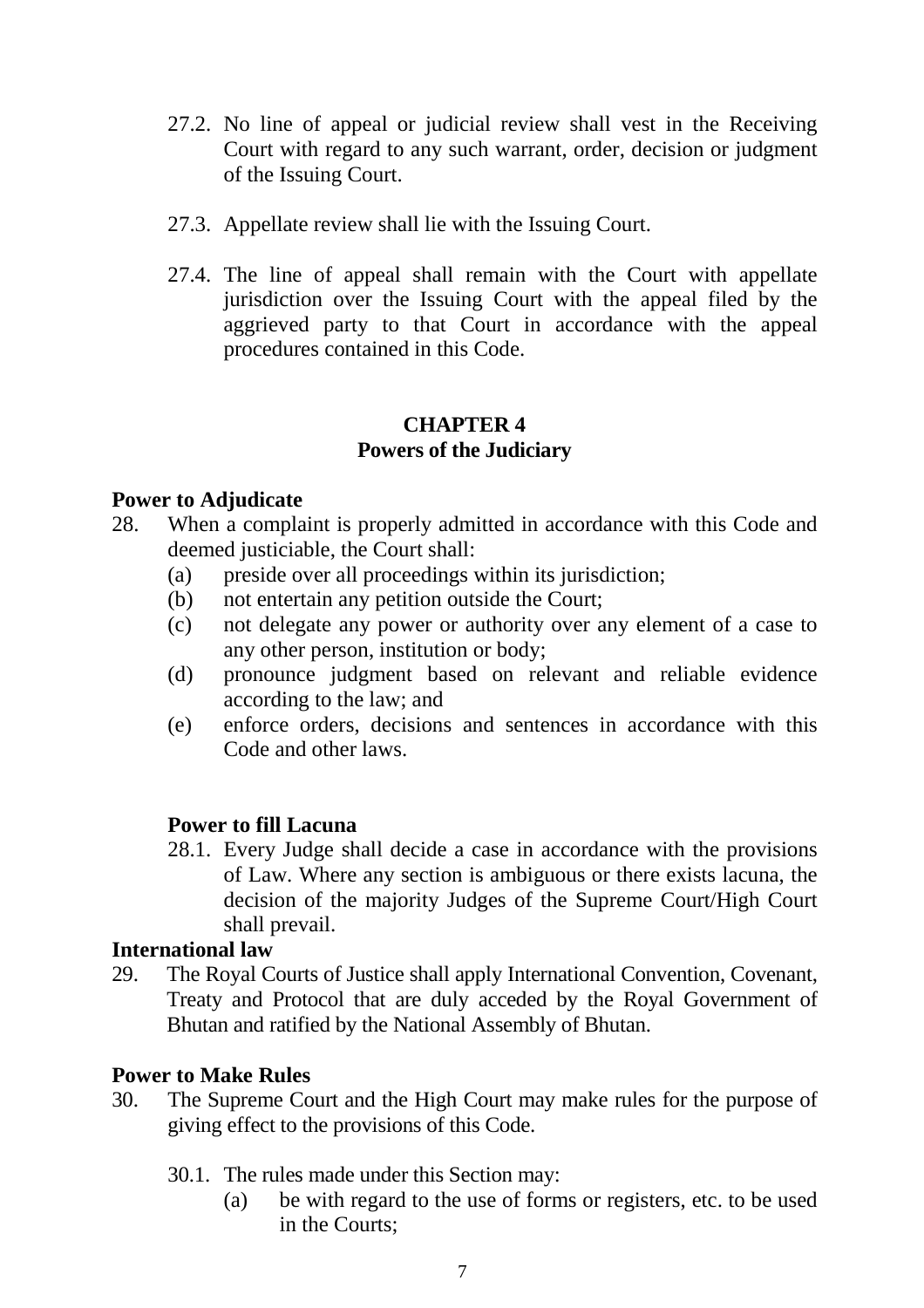27.2. No line of appeal or judicial review shall vest in the Receiving Court with regard to any such warrant, order, decision or judgment of the Issuing Court.

27.3. Appellate review shall lie with the Issuing Court.

27.4. The line of appeal shall remain with the Court with appellate jurisdiction over the Issuing Court with the appeal filed by the aggrieved party to that Court in accordance with the appeal procedures contained in this Code.

## CHAPTER 4
## Powers of the Judiciary

**Power to Adjudicate**

28. When a complaint is properly admitted in accordance with this Code and deemed justiciable, the Court shall:
    - (a) preside over all proceedings within its jurisdiction;
    - (b) not entertain any petition outside the Court;
    - (c) not delegate any power or authority over any element of a case to any other person, institution or body;
    - (d) pronounce judgment based on relevant and reliable evidence according to the law; and
    - (e) enforce orders, decisions and sentences in accordance with this Code and other laws.

**Power to fill Lacuna**

28.1. Every Judge shall decide a case in accordance with the provisions of Law. Where any section is ambiguous or there exists lacuna, the decision of the majority Judges of the Supreme Court/High Court shall prevail.

**International law**

29. The Royal Courts of Justice shall apply International Convention, Covenant, Treaty and Protocol that are duly acceded by the Royal Government of Bhutan and ratified by the National Assembly of Bhutan.

**Power to Make Rules**

30. The Supreme Court and the High Court may make rules for the purpose of giving effect to the provisions of this Code.

    30.1. The rules made under this Section may:
    - (a) be with regard to the use of forms or registers, etc. to be used in the Courts;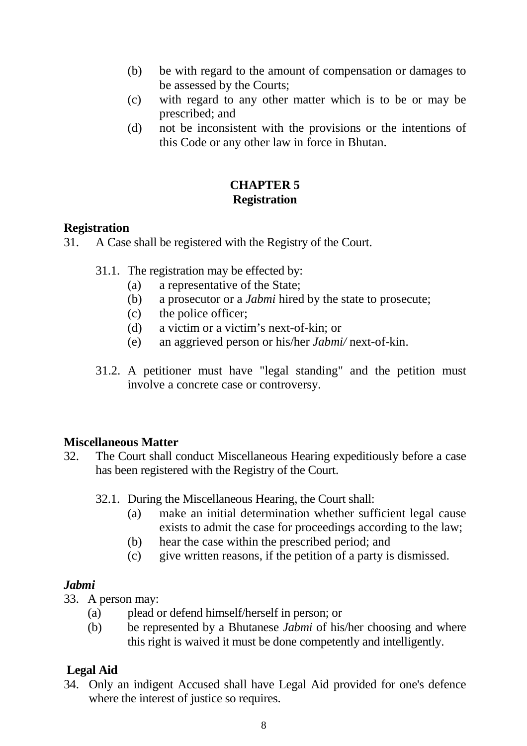(b) be with regard to the amount of compensation or damages to be assessed by the Courts;

(c) with regard to any other matter which is to be or may be prescribed; and

(d) not be inconsistent with the provisions or the intentions of this Code or any other law in force in Bhutan.

## CHAPTER 5
## Registration

### Registration

31. A Case shall be registered with the Registry of the Court.

31.1. The registration may be effected by:
- (a) a representative of the State;
- (b) a prosecutor or a *Jabmi* hired by the state to prosecute;
- (c) the police officer;
- (d) a victim or a victim's next-of-kin; or
- (e) an aggrieved person or his/her *Jabmi/* next-of-kin.

31.2. A petitioner must have "legal standing" and the petition must involve a concrete case or controversy.

### Miscellaneous Matter

32. The Court shall conduct Miscellaneous Hearing expeditiously before a case has been registered with the Registry of the Court.

32.1. During the Miscellaneous Hearing, the Court shall:
- (a) make an initial determination whether sufficient legal cause exists to admit the case for proceedings according to the law;
- (b) hear the case within the prescribed period; and
- (c) give written reasons, if the petition of a party is dismissed.

### *Jabmi*

33. A person may:
- (a) plead or defend himself/herself in person; or
- (b) be represented by a Bhutanese *Jabmi* of his/her choosing and where this right is waived it must be done competently and intelligently.

### Legal Aid

34. Only an indigent Accused shall have Legal Aid provided for one's defence where the interest of justice so requires.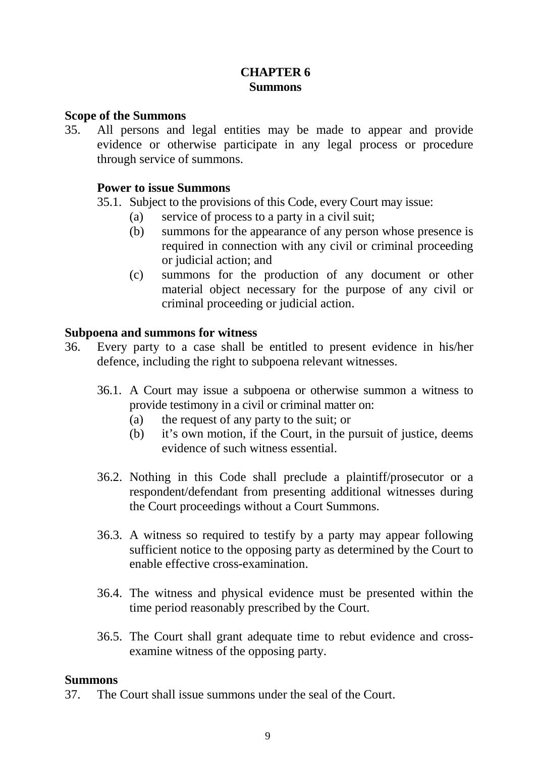# CHAPTER 6
## Summons

### Scope of the Summons

35. All persons and legal entities may be made to appear and provide evidence or otherwise participate in any legal process or procedure through service of summons.

### Power to issue Summons

35.1. Subject to the provisions of this Code, every Court may issue:

- (a) service of process to a party in a civil suit;
- (b) summons for the appearance of any person whose presence is required in connection with any civil or criminal proceeding or judicial action; and
- (c) summons for the production of any document or other material object necessary for the purpose of any civil or criminal proceeding or judicial action.

### Subpoena and summons for witness

36. Every party to a case shall be entitled to present evidence in his/her defence, including the right to subpoena relevant witnesses.

36.1. A Court may issue a subpoena or otherwise summon a witness to provide testimony in a civil or criminal matter on:

- (a) the request of any party to the suit; or
- (b) it's own motion, if the Court, in the pursuit of justice, deems evidence of such witness essential.

36.2. Nothing in this Code shall preclude a plaintiff/prosecutor or a respondent/defendant from presenting additional witnesses during the Court proceedings without a Court Summons.

36.3. A witness so required to testify by a party may appear following sufficient notice to the opposing party as determined by the Court to enable effective cross-examination.

36.4. The witness and physical evidence must be presented within the time period reasonably prescribed by the Court.

36.5. The Court shall grant adequate time to rebut evidence and cross-examine witness of the opposing party.

### Summons

37. The Court shall issue summons under the seal of the Court.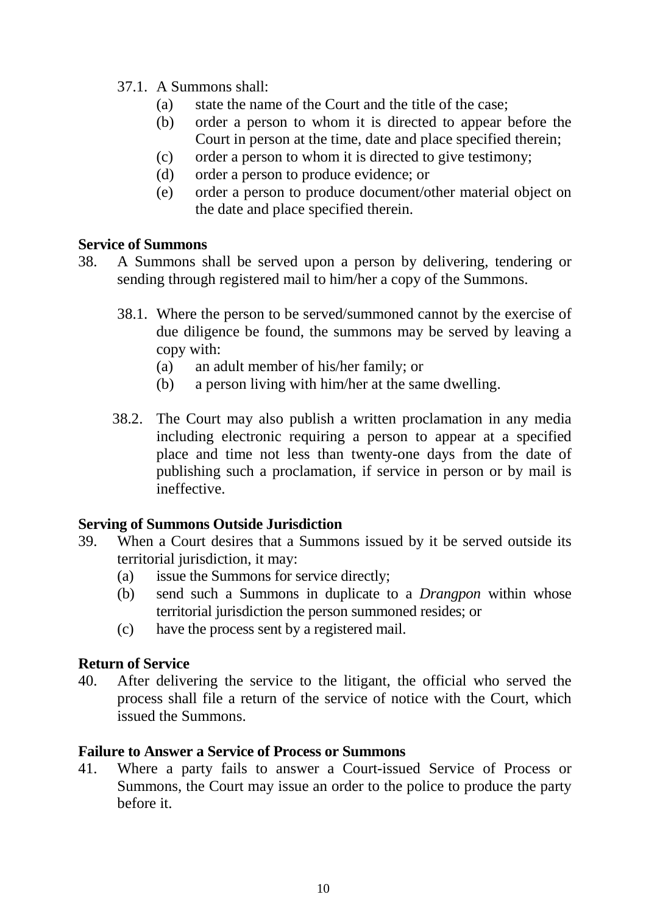37.1. A Summons shall:

(a) state the name of the Court and the title of the case;

(b) order a person to whom it is directed to appear before the Court in person at the time, date and place specified therein;

(c) order a person to whom it is directed to give testimony;

(d) order a person to produce evidence; or

(e) order a person to produce document/other material object on the date and place specified therein.

**Service of Summons**

38. A Summons shall be served upon a person by delivering, tendering or sending through registered mail to him/her a copy of the Summons.

38.1. Where the person to be served/summoned cannot by the exercise of due diligence be found, the summons may be served by leaving a copy with:

(a) an adult member of his/her family; or

(b) a person living with him/her at the same dwelling.

38.2. The Court may also publish a written proclamation in any media including electronic requiring a person to appear at a specified place and time not less than twenty-one days from the date of publishing such a proclamation, if service in person or by mail is ineffective.

**Serving of Summons Outside Jurisdiction**

39. When a Court desires that a Summons issued by it be served outside its territorial jurisdiction, it may:

(a) issue the Summons for service directly;

(b) send such a Summons in duplicate to a *Drangpon* within whose territorial jurisdiction the person summoned resides; or

(c) have the process sent by a registered mail.

**Return of Service**

40. After delivering the service to the litigant, the official who served the process shall file a return of the service of notice with the Court, which issued the Summons.

**Failure to Answer a Service of Process or Summons**

41. Where a party fails to answer a Court-issued Service of Process or Summons, the Court may issue an order to the police to produce the party before it.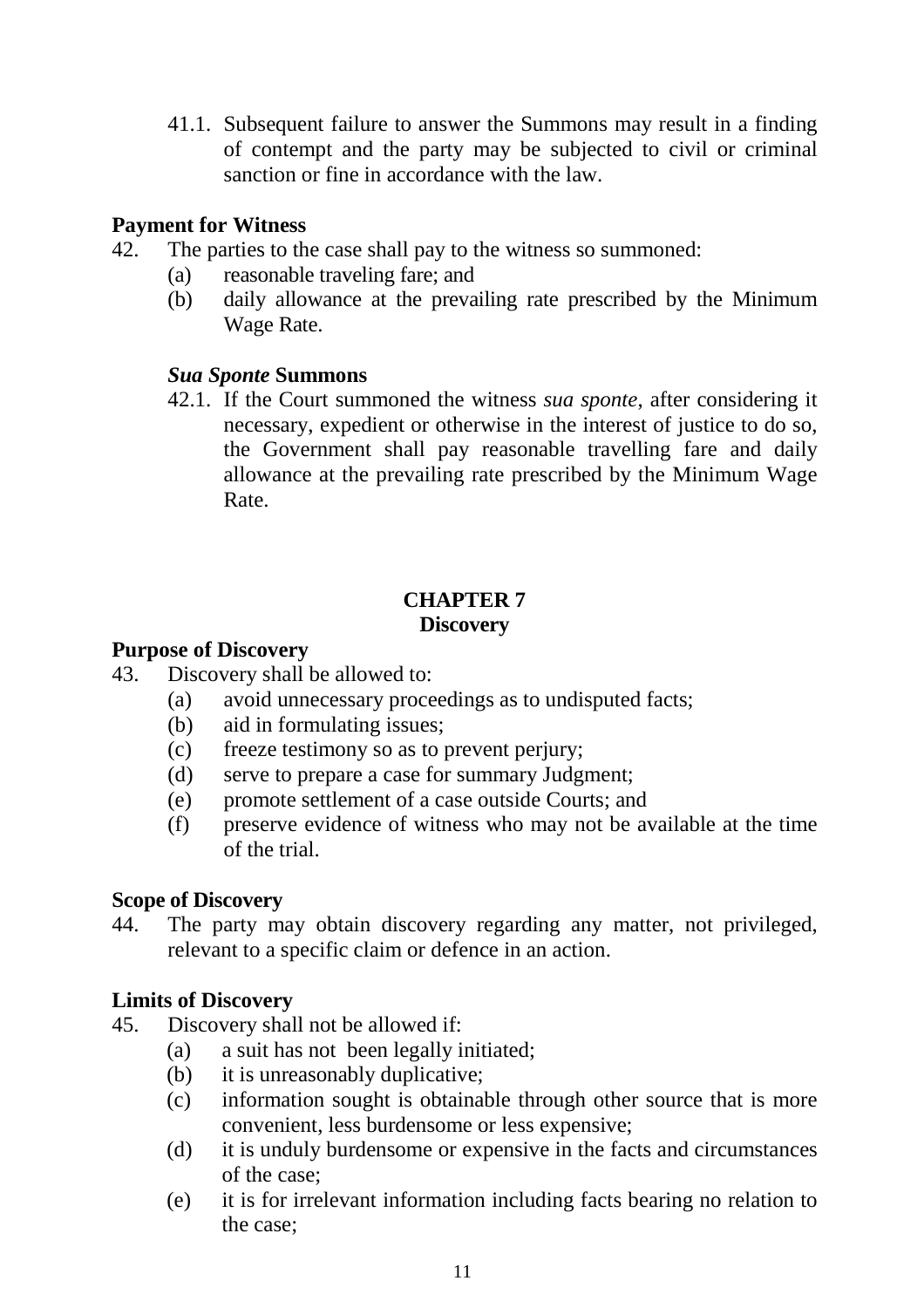41.1. Subsequent failure to answer the Summons may result in a finding of contempt and the party may be subjected to civil or criminal sanction or fine in accordance with the law.

**Payment for Witness**

42. The parties to the case shall pay to the witness so summoned:
    (a) reasonable traveling fare; and
    (b) daily allowance at the prevailing rate prescribed by the Minimum Wage Rate.

***Sua Sponte* Summons**

42.1. If the Court summoned the witness *sua sponte*, after considering it necessary, expedient or otherwise in the interest of justice to do so, the Government shall pay reasonable travelling fare and daily allowance at the prevailing rate prescribed by the Minimum Wage Rate.

## CHAPTER 7
## Discovery

**Purpose of Discovery**

43. Discovery shall be allowed to:
    (a) avoid unnecessary proceedings as to undisputed facts;
    (b) aid in formulating issues;
    (c) freeze testimony so as to prevent perjury;
    (d) serve to prepare a case for summary Judgment;
    (e) promote settlement of a case outside Courts; and
    (f) preserve evidence of witness who may not be available at the time of the trial.

**Scope of Discovery**

44. The party may obtain discovery regarding any matter, not privileged, relevant to a specific claim or defence in an action.

**Limits of Discovery**

45. Discovery shall not be allowed if:
    (a) a suit has not been legally initiated;
    (b) it is unreasonably duplicative;
    (c) information sought is obtainable through other source that is more convenient, less burdensome or less expensive;
    (d) it is unduly burdensome or expensive in the facts and circumstances of the case;
    (e) it is for irrelevant information including facts bearing no relation to the case;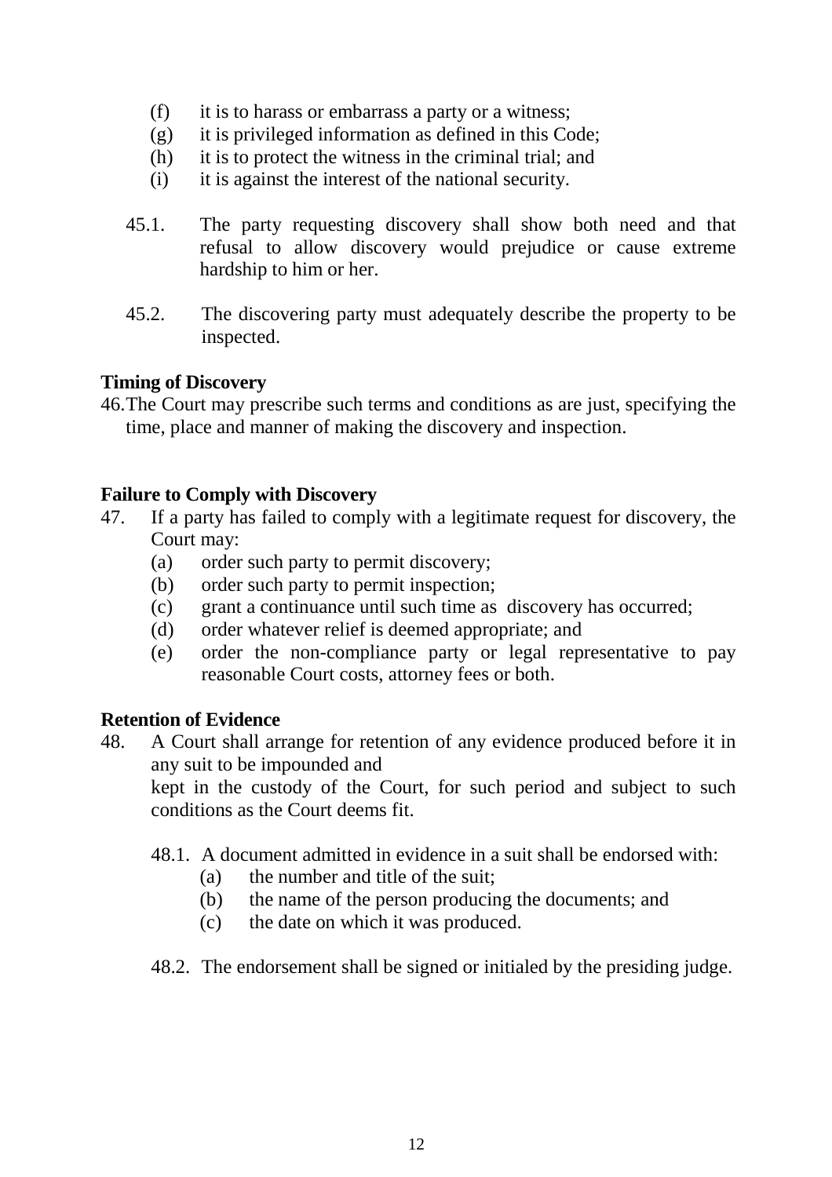(f) it is to harass or embarrass a party or a witness;
(g) it is privileged information as defined in this Code;
(h) it is to protect the witness in the criminal trial; and
(i) it is against the interest of the national security.

45.1. The party requesting discovery shall show both need and that refusal to allow discovery would prejudice or cause extreme hardship to him or her.

45.2. The discovering party must adequately describe the property to be inspected.

**Timing of Discovery**

46. The Court may prescribe such terms and conditions as are just, specifying the time, place and manner of making the discovery and inspection.

**Failure to Comply with Discovery**

47. If a party has failed to comply with a legitimate request for discovery, the Court may:
    (a) order such party to permit discovery;
    (b) order such party to permit inspection;
    (c) grant a continuance until such time as discovery has occurred;
    (d) order whatever relief is deemed appropriate; and
    (e) order the non-compliance party or legal representative to pay reasonable Court costs, attorney fees or both.

**Retention of Evidence**

48. A Court shall arrange for retention of any evidence produced before it in any suit to be impounded and
    kept in the custody of the Court, for such period and subject to such conditions as the Court deems fit.

    48.1. A document admitted in evidence in a suit shall be endorsed with:
        (a) the number and title of the suit;
        (b) the name of the person producing the documents; and
        (c) the date on which it was produced.

    48.2. The endorsement shall be signed or initialed by the presiding judge.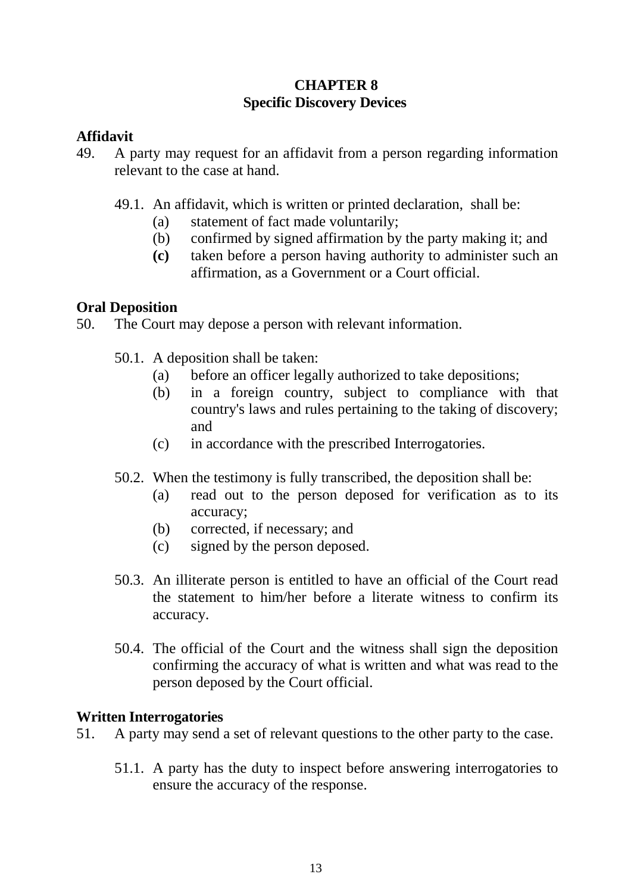# CHAPTER 8
## Specific Discovery Devices

### Affidavit

49. A party may request for an affidavit from a person regarding information relevant to the case at hand.

    49.1. An affidavit, which is written or printed declaration, shall be:
    - (a) statement of fact made voluntarily;
    - (b) confirmed by signed affirmation by the party making it; and
    - **(c)** taken before a person having authority to administer such an affirmation, as a Government or a Court official.

### Oral Deposition

50. The Court may depose a person with relevant information.

    50.1. A deposition shall be taken:
    - (a) before an officer legally authorized to take depositions;
    - (b) in a foreign country, subject to compliance with that country's laws and rules pertaining to the taking of discovery; and
    - (c) in accordance with the prescribed Interrogatories.

    50.2. When the testimony is fully transcribed, the deposition shall be:
    - (a) read out to the person deposed for verification as to its accuracy;
    - (b) corrected, if necessary; and
    - (c) signed by the person deposed.

    50.3. An illiterate person is entitled to have an official of the Court read the statement to him/her before a literate witness to confirm its accuracy.

    50.4. The official of the Court and the witness shall sign the deposition confirming the accuracy of what is written and what was read to the person deposed by the Court official.

### Written Interrogatories

51. A party may send a set of relevant questions to the other party to the case.

    51.1. A party has the duty to inspect before answering interrogatories to ensure the accuracy of the response.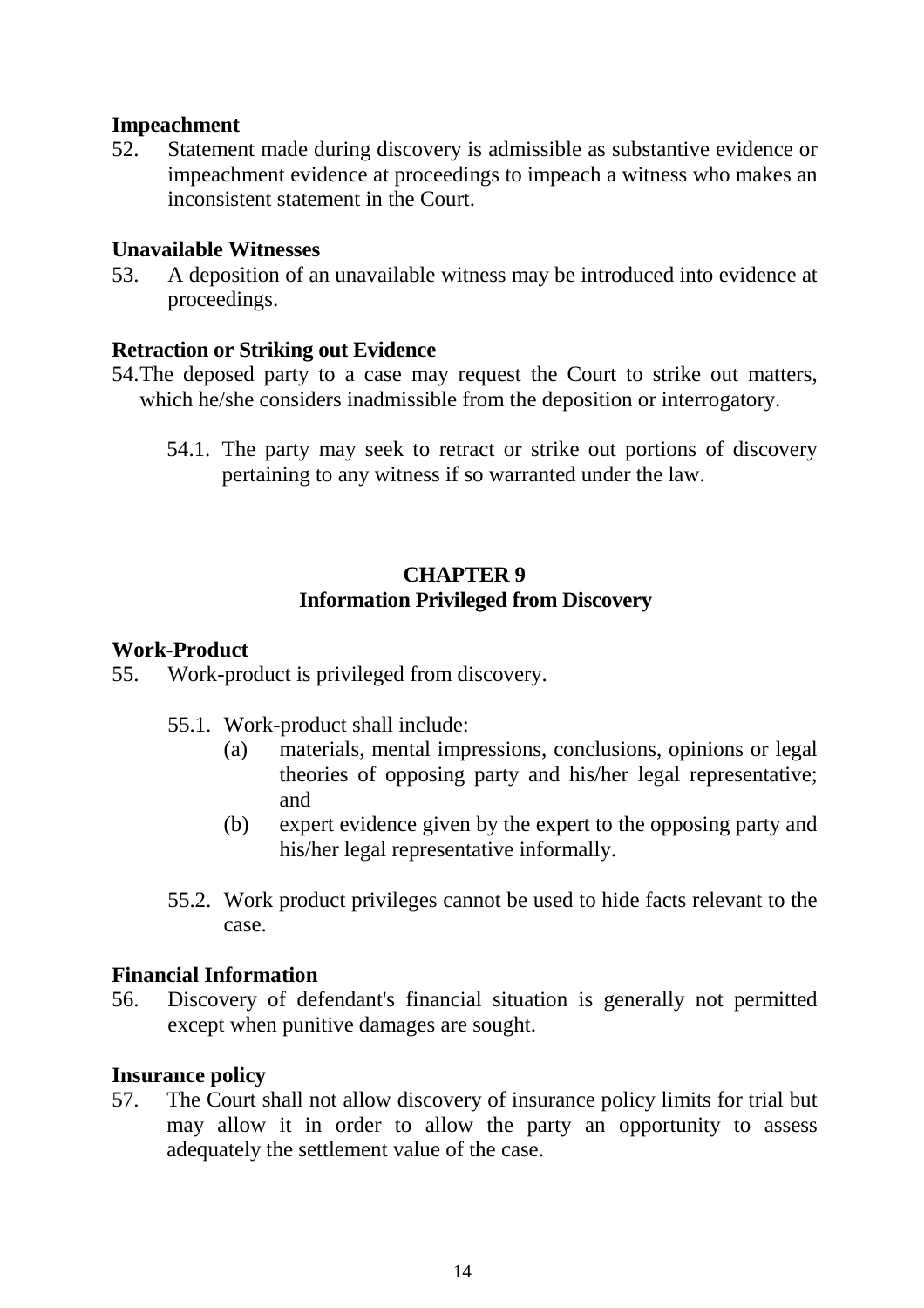**Impeachment**

52. Statement made during discovery is admissible as substantive evidence or impeachment evidence at proceedings to impeach a witness who makes an inconsistent statement in the Court.

**Unavailable Witnesses**

53. A deposition of an unavailable witness may be introduced into evidence at proceedings.

**Retraction or Striking out Evidence**

54. The deposed party to a case may request the Court to strike out matters, which he/she considers inadmissible from the deposition or interrogatory.

    54.1. The party may seek to retract or strike out portions of discovery pertaining to any witness if so warranted under the law.

## CHAPTER 9
## Information Privileged from Discovery

**Work-Product**

55. Work-product is privileged from discovery.

    55.1. Work-product shall include:

    (a) materials, mental impressions, conclusions, opinions or legal theories of opposing party and his/her legal representative; and

    (b) expert evidence given by the expert to the opposing party and his/her legal representative informally.

    55.2. Work product privileges cannot be used to hide facts relevant to the case.

**Financial Information**

56. Discovery of defendant's financial situation is generally not permitted except when punitive damages are sought.

**Insurance policy**

57. The Court shall not allow discovery of insurance policy limits for trial but may allow it in order to allow the party an opportunity to assess adequately the settlement value of the case.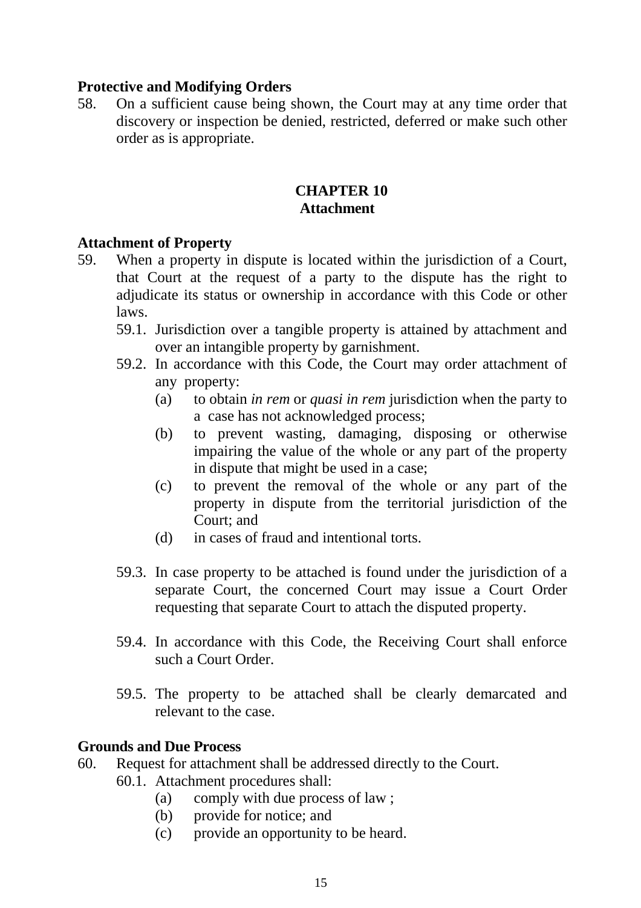**Protective and Modifying Orders**

58. On a sufficient cause being shown, the Court may at any time order that discovery or inspection be denied, restricted, deferred or make such other order as is appropriate.

## CHAPTER 10
## Attachment

**Attachment of Property**

59. When a property in dispute is located within the jurisdiction of a Court, that Court at the request of a party to the dispute has the right to adjudicate its status or ownership in accordance with this Code or other laws.
    - 59.1. Jurisdiction over a tangible property is attained by attachment and over an intangible property by garnishment.
    - 59.2. In accordance with this Code, the Court may order attachment of any property:
        - (a) to obtain *in rem* or *quasi in rem* jurisdiction when the party to a case has not acknowledged process;
        - (b) to prevent wasting, damaging, disposing or otherwise impairing the value of the whole or any part of the property in dispute that might be used in a case;
        - (c) to prevent the removal of the whole or any part of the property in dispute from the territorial jurisdiction of the Court; and
        - (d) in cases of fraud and intentional torts.
    - 59.3. In case property to be attached is found under the jurisdiction of a separate Court, the concerned Court may issue a Court Order requesting that separate Court to attach the disputed property.
    - 59.4. In accordance with this Code, the Receiving Court shall enforce such a Court Order.
    - 59.5. The property to be attached shall be clearly demarcated and relevant to the case.

**Grounds and Due Process**

60. Request for attachment shall be addressed directly to the Court.
    - 60.1. Attachment procedures shall:
        - (a) comply with due process of law ;
        - (b) provide for notice; and
        - (c) provide an opportunity to be heard.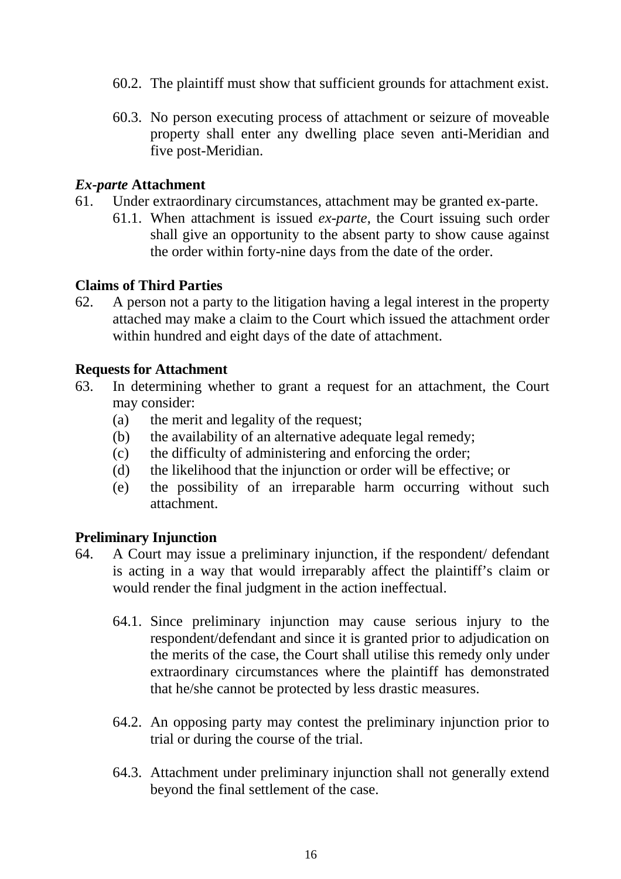60.2. The plaintiff must show that sufficient grounds for attachment exist.

60.3. No person executing process of attachment or seizure of moveable property shall enter any dwelling place seven anti-Meridian and five post-Meridian.

### *Ex-parte* Attachment

61. Under extraordinary circumstances, attachment may be granted ex-parte.

    61.1. When attachment is issued *ex-parte*, the Court issuing such order shall give an opportunity to the absent party to show cause against the order within forty-nine days from the date of the order.

### Claims of Third Parties

62. A person not a party to the litigation having a legal interest in the property attached may make a claim to the Court which issued the attachment order within hundred and eight days of the date of attachment.

### Requests for Attachment

63. In determining whether to grant a request for an attachment, the Court may consider:

    (a) the merit and legality of the request;

    (b) the availability of an alternative adequate legal remedy;

    (c) the difficulty of administering and enforcing the order;

    (d) the likelihood that the injunction or order will be effective; or

    (e) the possibility of an irreparable harm occurring without such attachment.

### Preliminary Injunction

64. A Court may issue a preliminary injunction, if the respondent/ defendant is acting in a way that would irreparably affect the plaintiff's claim or would render the final judgment in the action ineffectual.

    64.1. Since preliminary injunction may cause serious injury to the respondent/defendant and since it is granted prior to adjudication on the merits of the case, the Court shall utilise this remedy only under extraordinary circumstances where the plaintiff has demonstrated that he/she cannot be protected by less drastic measures.

    64.2. An opposing party may contest the preliminary injunction prior to trial or during the course of the trial.

    64.3. Attachment under preliminary injunction shall not generally extend beyond the final settlement of the case.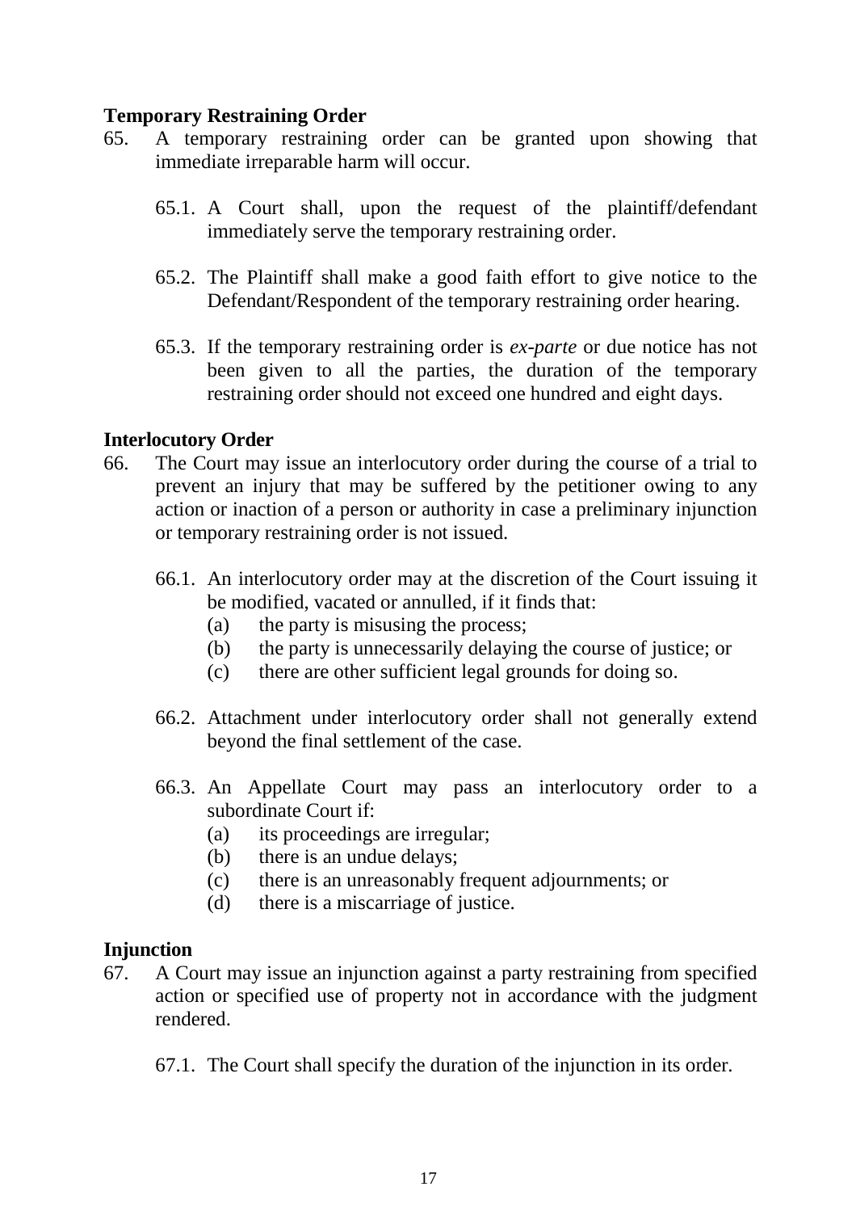**Temporary Restraining Order**

65. A temporary restraining order can be granted upon showing that immediate irreparable harm will occur.

    65.1. A Court shall, upon the request of the plaintiff/defendant immediately serve the temporary restraining order.

    65.2. The Plaintiff shall make a good faith effort to give notice to the Defendant/Respondent of the temporary restraining order hearing.

    65.3. If the temporary restraining order is *ex-parte* or due notice has not been given to all the parties, the duration of the temporary restraining order should not exceed one hundred and eight days.

**Interlocutory Order**

66. The Court may issue an interlocutory order during the course of a trial to prevent an injury that may be suffered by the petitioner owing to any action or inaction of a person or authority in case a preliminary injunction or temporary restraining order is not issued.

    66.1. An interlocutory order may at the discretion of the Court issuing it be modified, vacated or annulled, if it finds that:
    (a) the party is misusing the process;
    (b) the party is unnecessarily delaying the course of justice; or
    (c) there are other sufficient legal grounds for doing so.

    66.2. Attachment under interlocutory order shall not generally extend beyond the final settlement of the case.

    66.3. An Appellate Court may pass an interlocutory order to a subordinate Court if:
    (a) its proceedings are irregular;
    (b) there is an undue delays;
    (c) there is an unreasonably frequent adjournments; or
    (d) there is a miscarriage of justice.

**Injunction**

67. A Court may issue an injunction against a party restraining from specified action or specified use of property not in accordance with the judgment rendered.

    67.1. The Court shall specify the duration of the injunction in its order.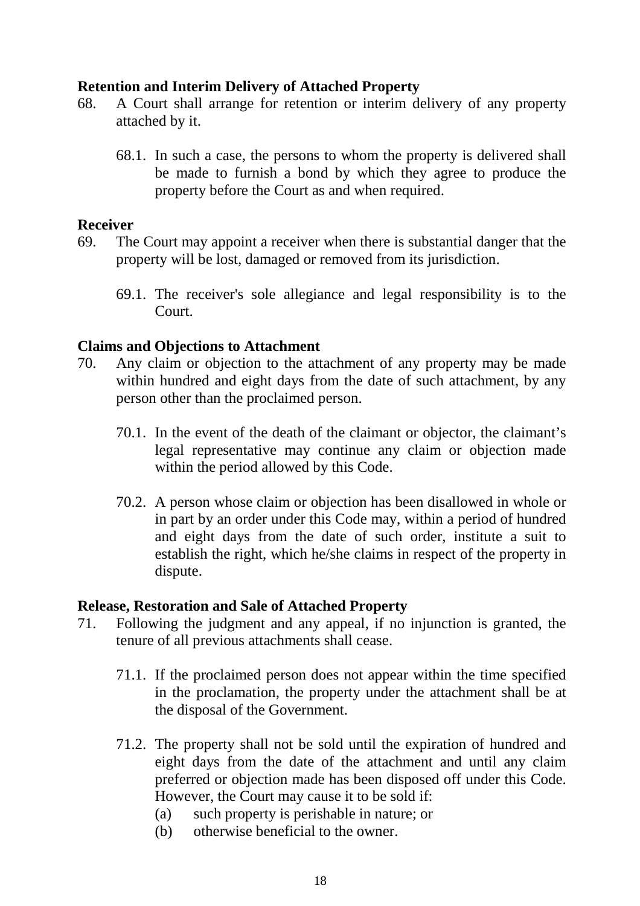**Retention and Interim Delivery of Attached Property**

68. A Court shall arrange for retention or interim delivery of any property attached by it.

    68.1. In such a case, the persons to whom the property is delivered shall be made to furnish a bond by which they agree to produce the property before the Court as and when required.

**Receiver**

69. The Court may appoint a receiver when there is substantial danger that the property will be lost, damaged or removed from its jurisdiction.

    69.1. The receiver's sole allegiance and legal responsibility is to the Court.

**Claims and Objections to Attachment**

70. Any claim or objection to the attachment of any property may be made within hundred and eight days from the date of such attachment, by any person other than the proclaimed person.

    70.1. In the event of the death of the claimant or objector, the claimant's legal representative may continue any claim or objection made within the period allowed by this Code.

    70.2. A person whose claim or objection has been disallowed in whole or in part by an order under this Code may, within a period of hundred and eight days from the date of such order, institute a suit to establish the right, which he/she claims in respect of the property in dispute.

**Release, Restoration and Sale of Attached Property**

71. Following the judgment and any appeal, if no injunction is granted, the tenure of all previous attachments shall cease.

    71.1. If the proclaimed person does not appear within the time specified in the proclamation, the property under the attachment shall be at the disposal of the Government.

    71.2. The property shall not be sold until the expiration of hundred and eight days from the date of the attachment and until any claim preferred or objection made has been disposed off under this Code. However, the Court may cause it to be sold if:
    (a) such property is perishable in nature; or
    (b) otherwise beneficial to the owner.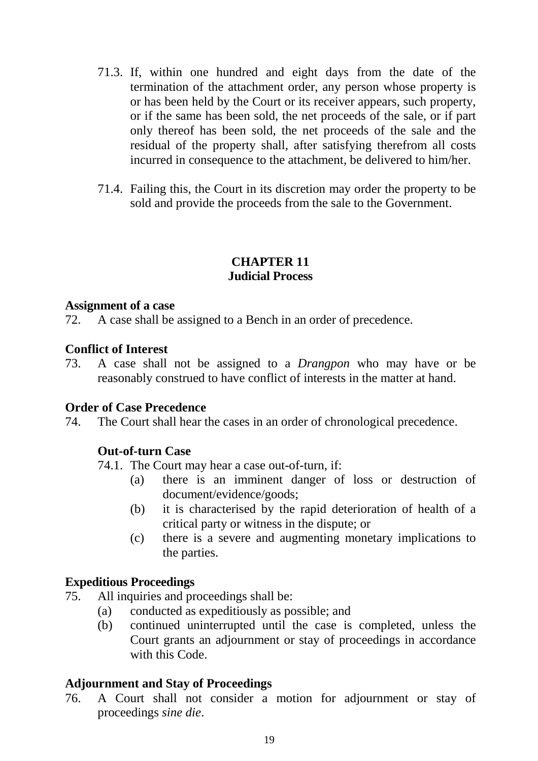71.3. If, within one hundred and eight days from the date of the termination of the attachment order, any person whose property is or has been held by the Court or its receiver appears, such property, or if the same has been sold, the net proceeds of the sale, or if part only thereof has been sold, the net proceeds of the sale and the residual of the property shall, after satisfying therefrom all costs incurred in consequence to the attachment, be delivered to him/her.

71.4. Failing this, the Court in its discretion may order the property to be sold and provide the proceeds from the sale to the Government.

## CHAPTER 11
## Judicial Process

**Assignment of a case**

72. A case shall be assigned to a Bench in an order of precedence.

**Conflict of Interest**

73. A case shall not be assigned to a *Drangpon* who may have or be reasonably construed to have conflict of interests in the matter at hand.

**Order of Case Precedence**

74. The Court shall hear the cases in an order of chronological precedence.

**Out-of-turn Case**

74.1. The Court may hear a case out-of-turn, if:

- (a) there is an imminent danger of loss or destruction of document/evidence/goods;
- (b) it is characterised by the rapid deterioration of health of a critical party or witness in the dispute; or
- (c) there is a severe and augmenting monetary implications to the parties.

**Expeditious Proceedings**

75. All inquiries and proceedings shall be:

- (a) conducted as expeditiously as possible; and
- (b) continued uninterrupted until the case is completed, unless the Court grants an adjournment or stay of proceedings in accordance with this Code.

**Adjournment and Stay of Proceedings**

76. A Court shall not consider a motion for adjournment or stay of proceedings *sine die*.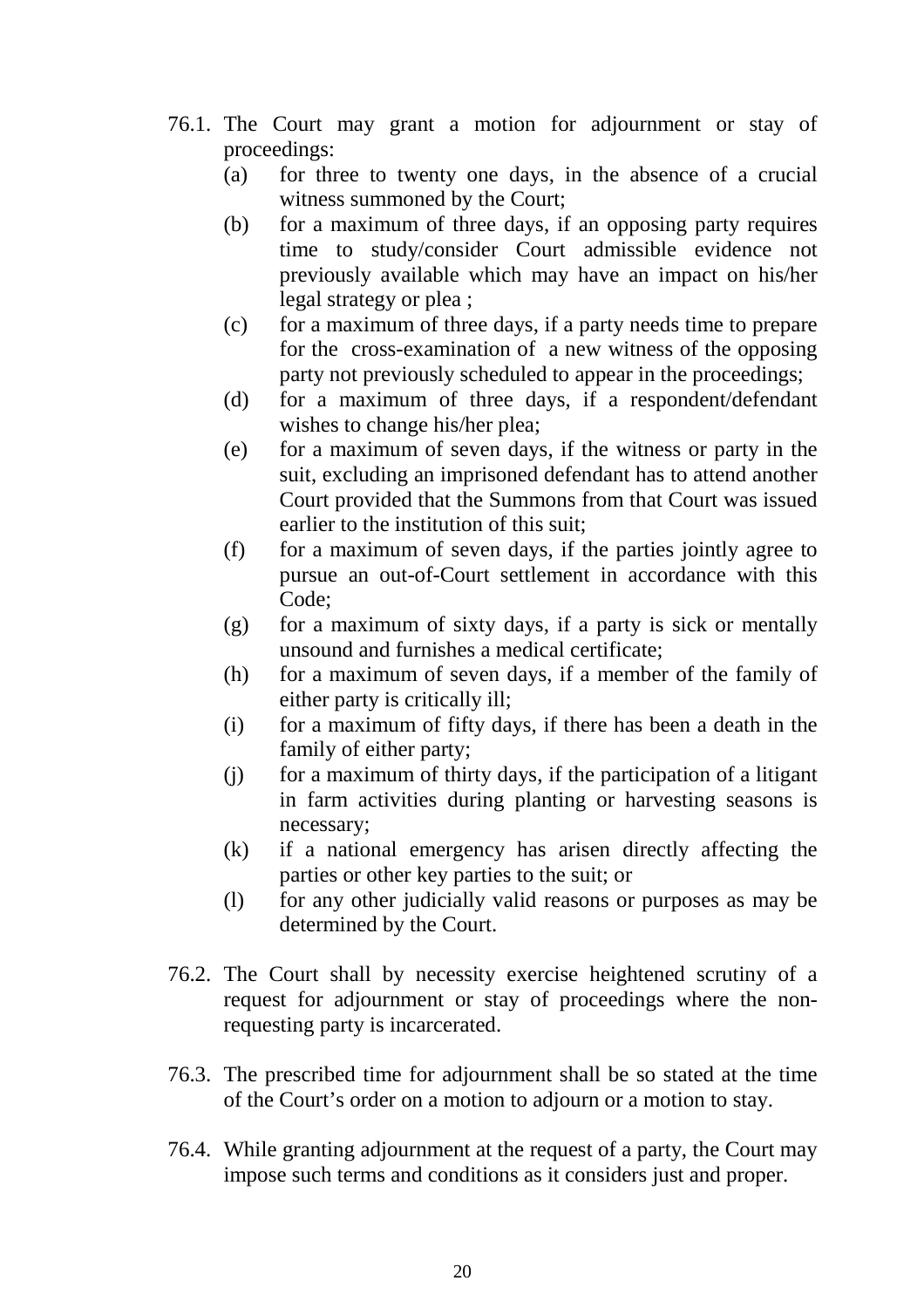76.1. The Court may grant a motion for adjournment or stay of proceedings:

(a) for three to twenty one days, in the absence of a crucial witness summoned by the Court;

(b) for a maximum of three days, if an opposing party requires time to study/consider Court admissible evidence not previously available which may have an impact on his/her legal strategy or plea ;

(c) for a maximum of three days, if a party needs time to prepare for the cross-examination of a new witness of the opposing party not previously scheduled to appear in the proceedings;

(d) for a maximum of three days, if a respondent/defendant wishes to change his/her plea;

(e) for a maximum of seven days, if the witness or party in the suit, excluding an imprisoned defendant has to attend another Court provided that the Summons from that Court was issued earlier to the institution of this suit;

(f) for a maximum of seven days, if the parties jointly agree to pursue an out-of-Court settlement in accordance with this Code;

(g) for a maximum of sixty days, if a party is sick or mentally unsound and furnishes a medical certificate;

(h) for a maximum of seven days, if a member of the family of either party is critically ill;

(i) for a maximum of fifty days, if there has been a death in the family of either party;

(j) for a maximum of thirty days, if the participation of a litigant in farm activities during planting or harvesting seasons is necessary;

(k) if a national emergency has arisen directly affecting the parties or other key parties to the suit; or

(l) for any other judicially valid reasons or purposes as may be determined by the Court.

76.2. The Court shall by necessity exercise heightened scrutiny of a request for adjournment or stay of proceedings where the non-requesting party is incarcerated.

76.3. The prescribed time for adjournment shall be so stated at the time of the Court's order on a motion to adjourn or a motion to stay.

76.4. While granting adjournment at the request of a party, the Court may impose such terms and conditions as it considers just and proper.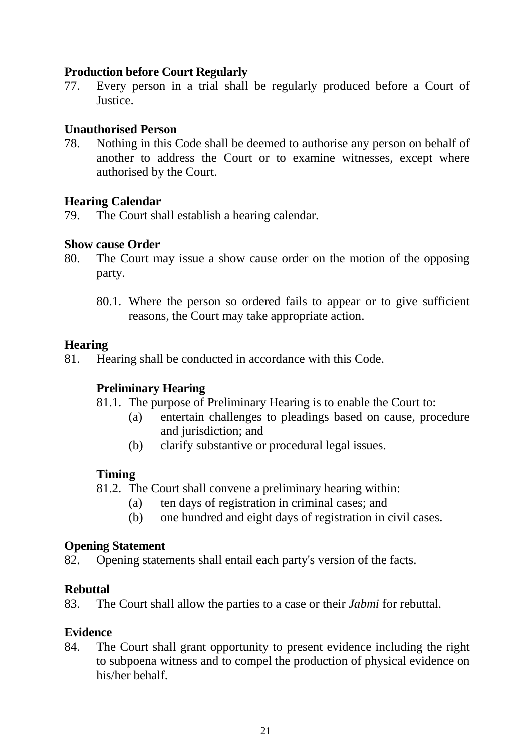**Production before Court Regularly**

77. Every person in a trial shall be regularly produced before a Court of Justice.

**Unauthorised Person**

78. Nothing in this Code shall be deemed to authorise any person on behalf of another to address the Court or to examine witnesses, except where authorised by the Court.

**Hearing Calendar**

79. The Court shall establish a hearing calendar.

**Show cause Order**

80. The Court may issue a show cause order on the motion of the opposing party.

    80.1. Where the person so ordered fails to appear or to give sufficient reasons, the Court may take appropriate action.

**Hearing**

81. Hearing shall be conducted in accordance with this Code.

    **Preliminary Hearing**

    81.1. The purpose of Preliminary Hearing is to enable the Court to:
    (a) entertain challenges to pleadings based on cause, procedure and jurisdiction; and
    (b) clarify substantive or procedural legal issues.

    **Timing**

    81.2. The Court shall convene a preliminary hearing within:
    (a) ten days of registration in criminal cases; and
    (b) one hundred and eight days of registration in civil cases.

**Opening Statement**

82. Opening statements shall entail each party's version of the facts.

**Rebuttal**

83. The Court shall allow the parties to a case or their *Jabmi* for rebuttal.

**Evidence**

84. The Court shall grant opportunity to present evidence including the right to subpoena witness and to compel the production of physical evidence on his/her behalf.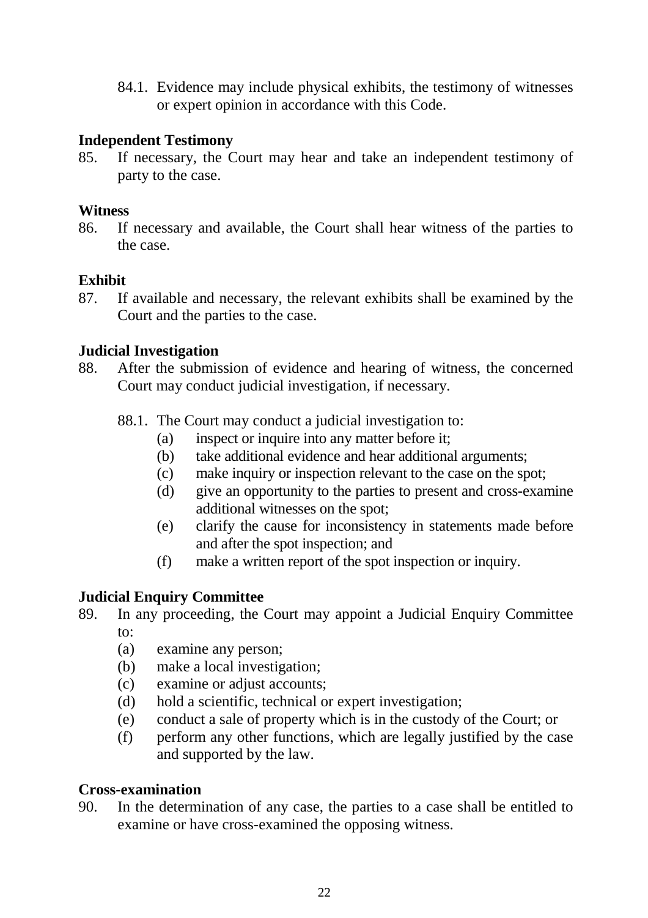84.1. Evidence may include physical exhibits, the testimony of witnesses or expert opinion in accordance with this Code.

**Independent Testimony**

85. If necessary, the Court may hear and take an independent testimony of party to the case.

**Witness**

86. If necessary and available, the Court shall hear witness of the parties to the case.

**Exhibit**

87. If available and necessary, the relevant exhibits shall be examined by the Court and the parties to the case.

**Judicial Investigation**

88. After the submission of evidence and hearing of witness, the concerned Court may conduct judicial investigation, if necessary.

    88.1. The Court may conduct a judicial investigation to:
    - (a) inspect or inquire into any matter before it;
    - (b) take additional evidence and hear additional arguments;
    - (c) make inquiry or inspection relevant to the case on the spot;
    - (d) give an opportunity to the parties to present and cross-examine additional witnesses on the spot;
    - (e) clarify the cause for inconsistency in statements made before and after the spot inspection; and
    - (f) make a written report of the spot inspection or inquiry.

**Judicial Enquiry Committee**

89. In any proceeding, the Court may appoint a Judicial Enquiry Committee to:
    - (a) examine any person;
    - (b) make a local investigation;
    - (c) examine or adjust accounts;
    - (d) hold a scientific, technical or expert investigation;
    - (e) conduct a sale of property which is in the custody of the Court; or
    - (f) perform any other functions, which are legally justified by the case and supported by the law.

**Cross-examination**

90. In the determination of any case, the parties to a case shall be entitled to examine or have cross-examined the opposing witness.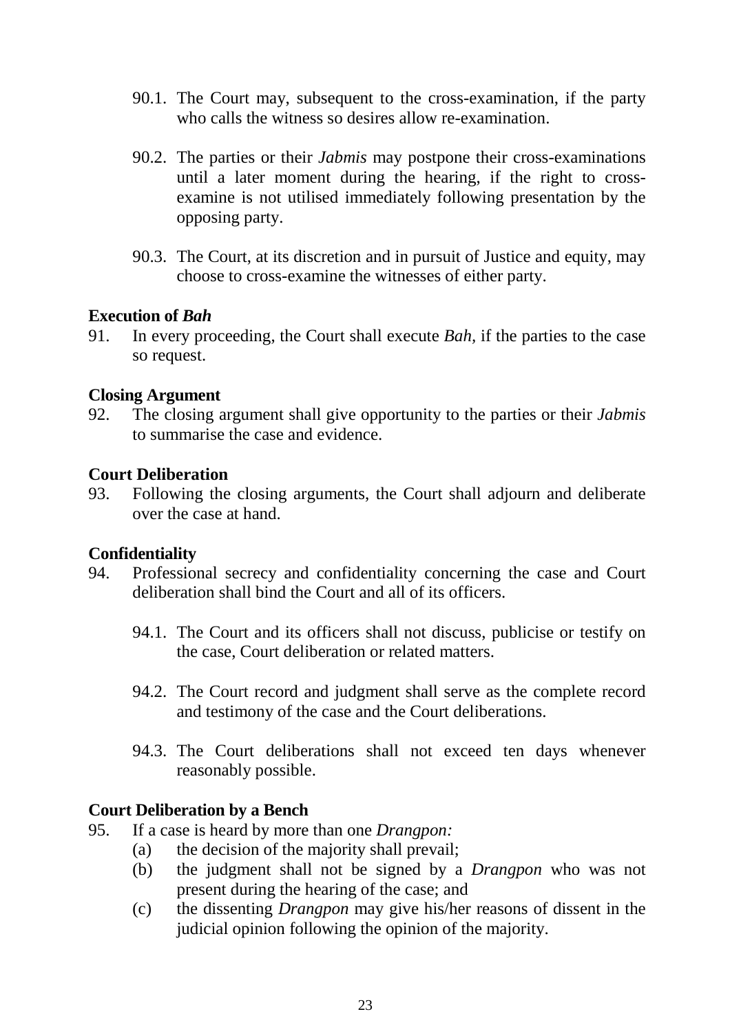90.1. The Court may, subsequent to the cross-examination, if the party who calls the witness so desires allow re-examination.

90.2. The parties or their *Jabmis* may postpone their cross-examinations until a later moment during the hearing, if the right to cross-examine is not utilised immediately following presentation by the opposing party.

90.3. The Court, at its discretion and in pursuit of Justice and equity, may choose to cross-examine the witnesses of either party.

**Execution of *Bah***

91. In every proceeding, the Court shall execute *Bah*, if the parties to the case so request.

**Closing Argument**

92. The closing argument shall give opportunity to the parties or their *Jabmis* to summarise the case and evidence.

**Court Deliberation**

93. Following the closing arguments, the Court shall adjourn and deliberate over the case at hand.

**Confidentiality**

94. Professional secrecy and confidentiality concerning the case and Court deliberation shall bind the Court and all of its officers.

94.1. The Court and its officers shall not discuss, publicise or testify on the case, Court deliberation or related matters.

94.2. The Court record and judgment shall serve as the complete record and testimony of the case and the Court deliberations.

94.3. The Court deliberations shall not exceed ten days whenever reasonably possible.

**Court Deliberation by a Bench**

95. If a case is heard by more than one *Drangpon:*
   (a) the decision of the majority shall prevail;
   (b) the judgment shall not be signed by a *Drangpon* who was not present during the hearing of the case; and
   (c) the dissenting *Drangpon* may give his/her reasons of dissent in the judicial opinion following the opinion of the majority.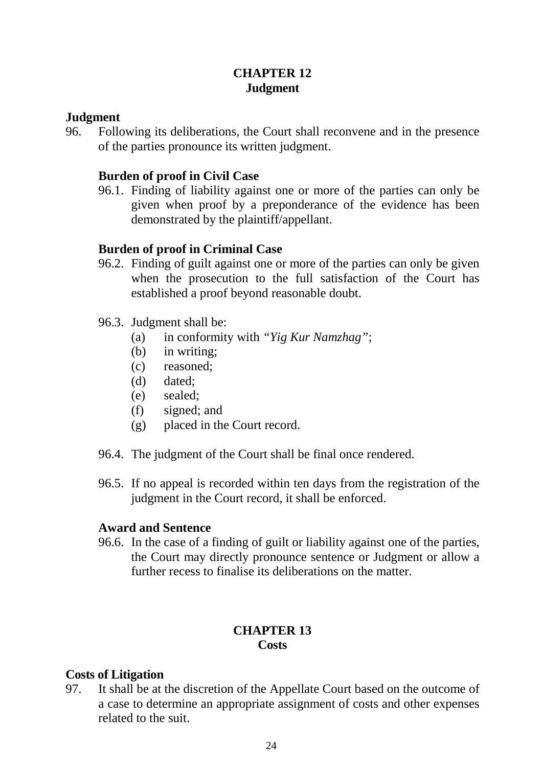## CHAPTER 12
## Judgment

### Judgment

96. Following its deliberations, the Court shall reconvene and in the presence of the parties pronounce its written judgment.

**Burden of proof in Civil Case**

96.1. Finding of liability against one or more of the parties can only be given when proof by a preponderance of the evidence has been demonstrated by the plaintiff/appellant.

**Burden of proof in Criminal Case**

96.2. Finding of guilt against one or more of the parties can only be given when the prosecution to the full satisfaction of the Court has established a proof beyond reasonable doubt.

96.3. Judgment shall be:
- (a) in conformity with *"Yig Kur Namzhag"*;
- (b) in writing;
- (c) reasoned;
- (d) dated;
- (e) sealed;
- (f) signed; and
- (g) placed in the Court record.

96.4. The judgment of the Court shall be final once rendered.

96.5. If no appeal is recorded within ten days from the registration of the judgment in the Court record, it shall be enforced.

**Award and Sentence**

96.6. In the case of a finding of guilt or liability against one of the parties, the Court may directly pronounce sentence or Judgment or allow a further recess to finalise its deliberations on the matter.

## CHAPTER 13
## Costs

### Costs of Litigation

97. It shall be at the discretion of the Appellate Court based on the outcome of a case to determine an appropriate assignment of costs and other expenses related to the suit.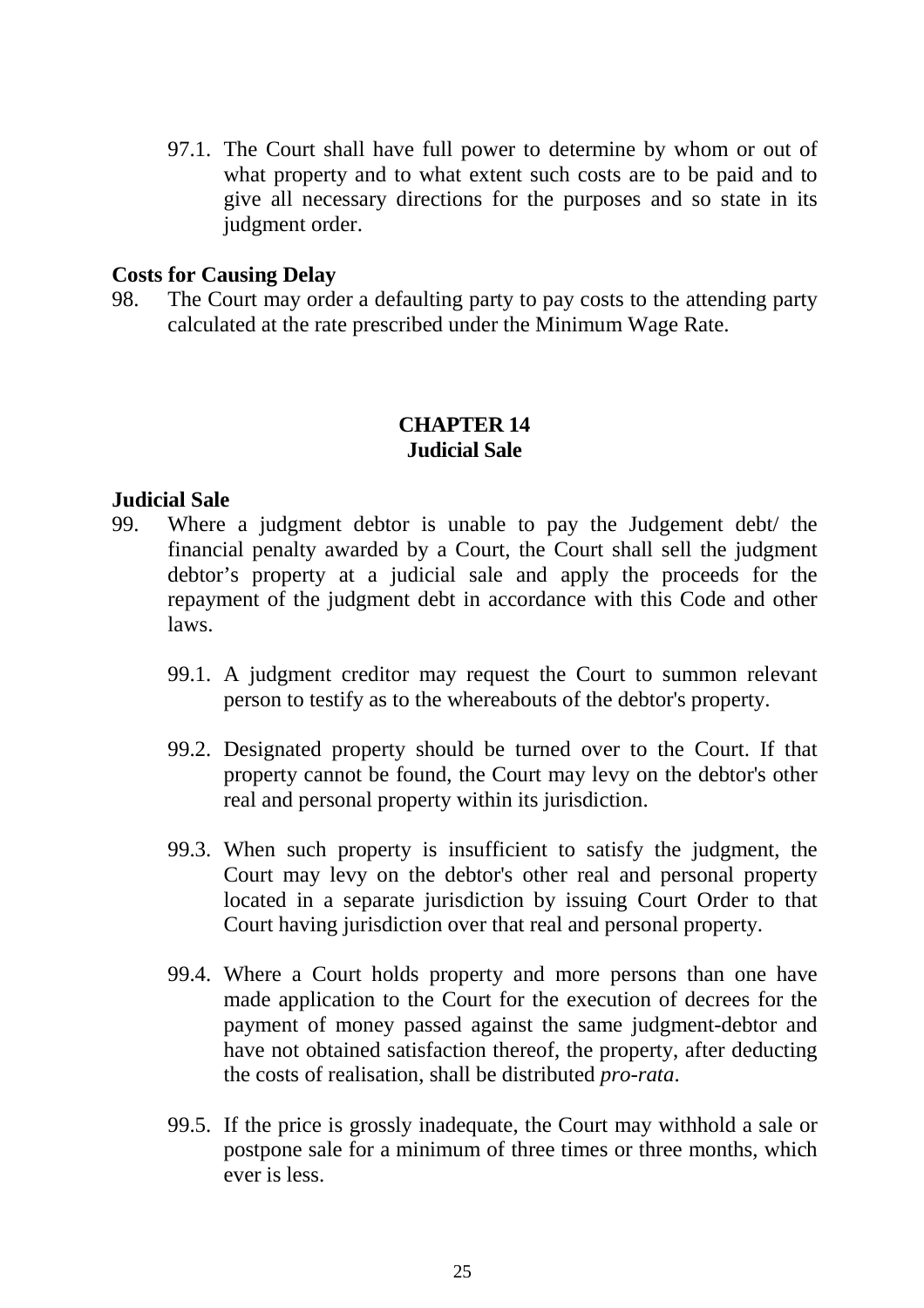97.1. The Court shall have full power to determine by whom or out of what property and to what extent such costs are to be paid and to give all necessary directions for the purposes and so state in its judgment order.

**Costs for Causing Delay**

98. The Court may order a defaulting party to pay costs to the attending party calculated at the rate prescribed under the Minimum Wage Rate.

## CHAPTER 14
## Judicial Sale

**Judicial Sale**

99. Where a judgment debtor is unable to pay the Judgement debt/ the financial penalty awarded by a Court, the Court shall sell the judgment debtor's property at a judicial sale and apply the proceeds for the repayment of the judgment debt in accordance with this Code and other laws.

    99.1. A judgment creditor may request the Court to summon relevant person to testify as to the whereabouts of the debtor's property.

    99.2. Designated property should be turned over to the Court. If that property cannot be found, the Court may levy on the debtor's other real and personal property within its jurisdiction.

    99.3. When such property is insufficient to satisfy the judgment, the Court may levy on the debtor's other real and personal property located in a separate jurisdiction by issuing Court Order to that Court having jurisdiction over that real and personal property.

    99.4. Where a Court holds property and more persons than one have made application to the Court for the execution of decrees for the payment of money passed against the same judgment-debtor and have not obtained satisfaction thereof, the property, after deducting the costs of realisation, shall be distributed *pro-rata*.

    99.5. If the price is grossly inadequate, the Court may withhold a sale or postpone sale for a minimum of three times or three months, which ever is less.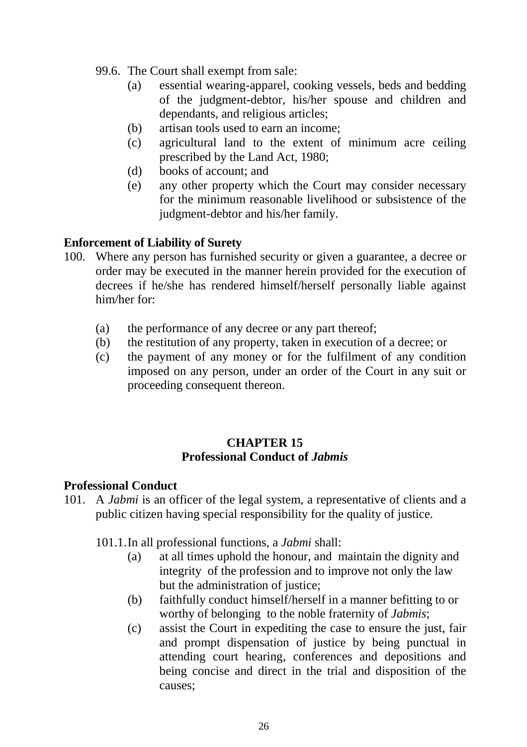99.6. The Court shall exempt from sale:

(a) essential wearing-apparel, cooking vessels, beds and bedding of the judgment-debtor, his/her spouse and children and dependants, and religious articles;
(b) artisan tools used to earn an income;
(c) agricultural land to the extent of minimum acre ceiling prescribed by the Land Act, 1980;
(d) books of account; and
(e) any other property which the Court may consider necessary for the minimum reasonable livelihood or subsistence of the judgment-debtor and his/her family.

**Enforcement of Liability of Surety**

100. Where any person has furnished security or given a guarantee, a decree or order may be executed in the manner herein provided for the execution of decrees if he/she has rendered himself/herself personally liable against him/her for:

(a) the performance of any decree or any part thereof;
(b) the restitution of any property, taken in execution of a decree; or
(c) the payment of any money or for the fulfilment of any condition imposed on any person, under an order of the Court in any suit or proceeding consequent thereon.

## CHAPTER 15
## Professional Conduct of *Jabmis*

**Professional Conduct**

101. A *Jabmi* is an officer of the legal system, a representative of clients and a public citizen having special responsibility for the quality of justice.

101.1. In all professional functions, a *Jabmi* shall:

(a) at all times uphold the honour, and maintain the dignity and integrity of the profession and to improve not only the law but the administration of justice;
(b) faithfully conduct himself/herself in a manner befitting to or worthy of belonging to the noble fraternity of *Jabmis*;
(c) assist the Court in expediting the case to ensure the just, fair and prompt dispensation of justice by being punctual in attending court hearing, conferences and depositions and being concise and direct in the trial and disposition of the causes;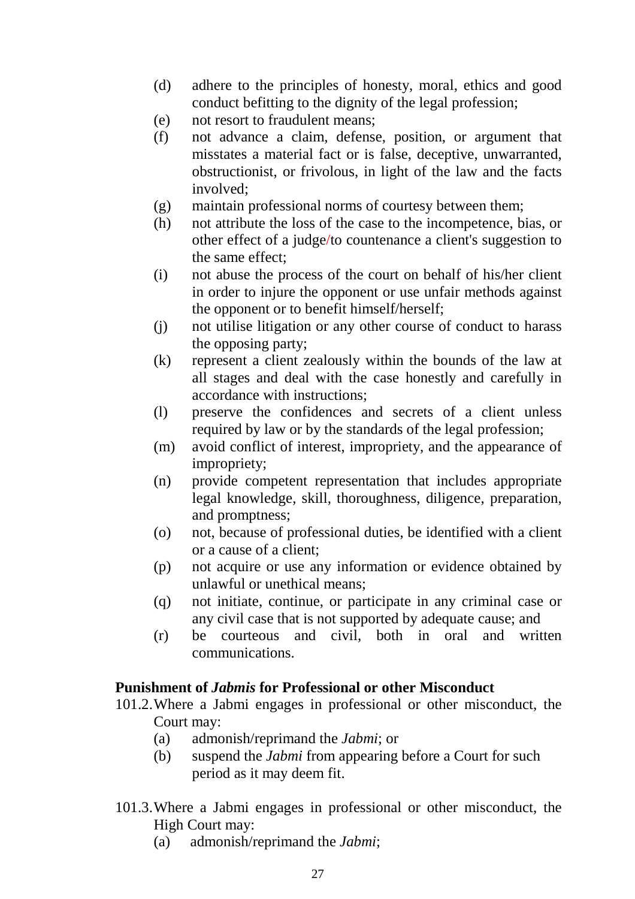(d) adhere to the principles of honesty, moral, ethics and good conduct befitting to the dignity of the legal profession;
(e) not resort to fraudulent means;
(f) not advance a claim, defense, position, or argument that misstates a material fact or is false, deceptive, unwarranted, obstructionist, or frivolous, in light of the law and the facts involved;
(g) maintain professional norms of courtesy between them;
(h) not attribute the loss of the case to the incompetence, bias, or other effect of a judge/to countenance a client's suggestion to the same effect;
(i) not abuse the process of the court on behalf of his/her client in order to injure the opponent or use unfair methods against the opponent or to benefit himself/herself;
(j) not utilise litigation or any other course of conduct to harass the opposing party;
(k) represent a client zealously within the bounds of the law at all stages and deal with the case honestly and carefully in accordance with instructions;
(l) preserve the confidences and secrets of a client unless required by law or by the standards of the legal profession;
(m) avoid conflict of interest, impropriety, and the appearance of impropriety;
(n) provide competent representation that includes appropriate legal knowledge, skill, thoroughness, diligence, preparation, and promptness;
(o) not, because of professional duties, be identified with a client or a cause of a client;
(p) not acquire or use any information or evidence obtained by unlawful or unethical means;
(q) not initiate, continue, or participate in any criminal case or any civil case that is not supported by adequate cause; and
(r) be courteous and civil, both in oral and written communications.

**Punishment of *Jabmis* for Professional or other Misconduct**

101.2. Where a Jabmi engages in professional or other misconduct, the Court may:

(a) admonish/reprimand the *Jabmi*; or
(b) suspend the *Jabmi* from appearing before a Court for such period as it may deem fit.

101.3. Where a Jabmi engages in professional or other misconduct, the High Court may:

(a) admonish/reprimand the *Jabmi*;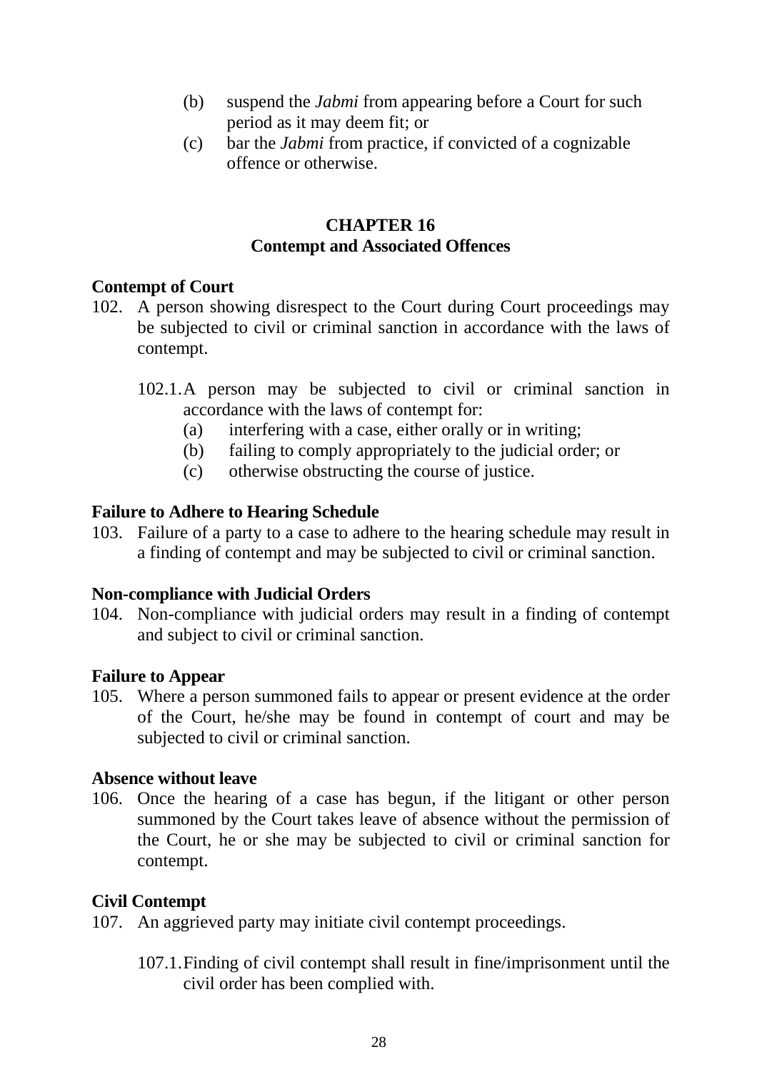(b) suspend the *Jabmi* from appearing before a Court for such period as it may deem fit; or

(c) bar the *Jabmi* from practice, if convicted of a cognizable offence or otherwise.

## CHAPTER 16
## Contempt and Associated Offences

**Contempt of Court**

102. A person showing disrespect to the Court during Court proceedings may be subjected to civil or criminal sanction in accordance with the laws of contempt.

102.1. A person may be subjected to civil or criminal sanction in accordance with the laws of contempt for:

(a) interfering with a case, either orally or in writing;

(b) failing to comply appropriately to the judicial order; or

(c) otherwise obstructing the course of justice.

**Failure to Adhere to Hearing Schedule**

103. Failure of a party to a case to adhere to the hearing schedule may result in a finding of contempt and may be subjected to civil or criminal sanction.

**Non-compliance with Judicial Orders**

104. Non-compliance with judicial orders may result in a finding of contempt and subject to civil or criminal sanction.

**Failure to Appear**

105. Where a person summoned fails to appear or present evidence at the order of the Court, he/she may be found in contempt of court and may be subjected to civil or criminal sanction.

**Absence without leave**

106. Once the hearing of a case has begun, if the litigant or other person summoned by the Court takes leave of absence without the permission of the Court, he or she may be subjected to civil or criminal sanction for contempt.

**Civil Contempt**

107. An aggrieved party may initiate civil contempt proceedings.

107.1. Finding of civil contempt shall result in fine/imprisonment until the civil order has been complied with.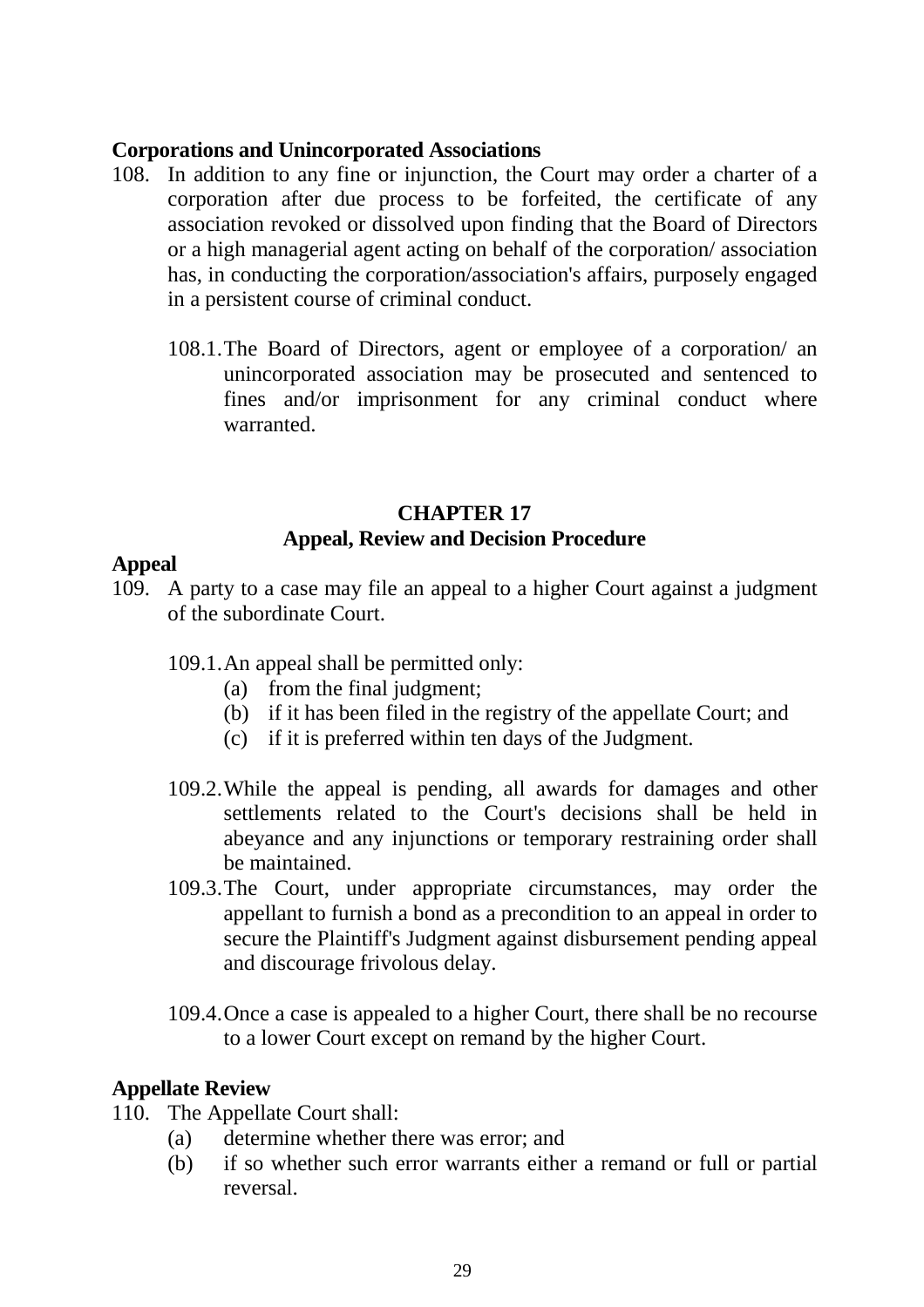**Corporations and Unincorporated Associations**

108. In addition to any fine or injunction, the Court may order a charter of a corporation after due process to be forfeited, the certificate of any association revoked or dissolved upon finding that the Board of Directors or a high managerial agent acting on behalf of the corporation/ association has, in conducting the corporation/association's affairs, purposely engaged in a persistent course of criminal conduct.

    108.1. The Board of Directors, agent or employee of a corporation/ an unincorporated association may be prosecuted and sentenced to fines and/or imprisonment for any criminal conduct where warranted.

## CHAPTER 17
## Appeal, Review and Decision Procedure

**Appeal**

109. A party to a case may file an appeal to a higher Court against a judgment of the subordinate Court.

    109.1. An appeal shall be permitted only:
    - (a) from the final judgment;
    - (b) if it has been filed in the registry of the appellate Court; and
    - (c) if it is preferred within ten days of the Judgment.

    109.2. While the appeal is pending, all awards for damages and other settlements related to the Court's decisions shall be held in abeyance and any injunctions or temporary restraining order shall be maintained.

    109.3. The Court, under appropriate circumstances, may order the appellant to furnish a bond as a precondition to an appeal in order to secure the Plaintiff's Judgment against disbursement pending appeal and discourage frivolous delay.

    109.4. Once a case is appealed to a higher Court, there shall be no recourse to a lower Court except on remand by the higher Court.

**Appellate Review**

110. The Appellate Court shall:
    - (a) determine whether there was error; and
    - (b) if so whether such error warrants either a remand or full or partial reversal.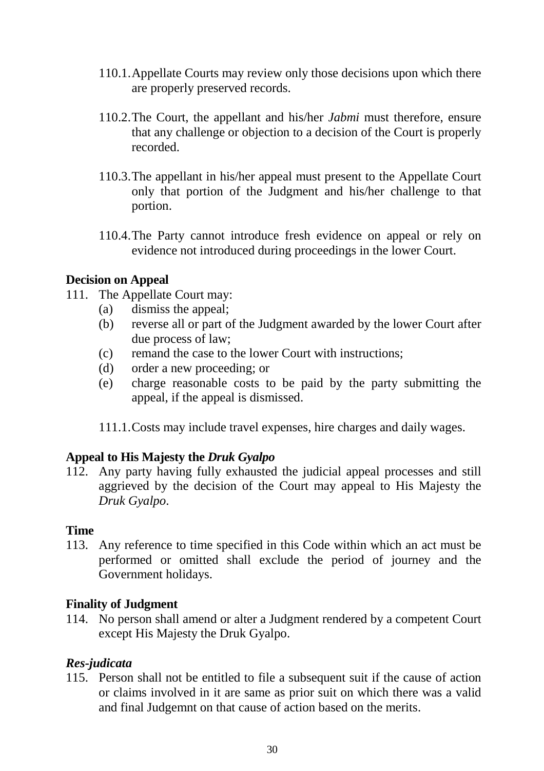110.1. Appellate Courts may review only those decisions upon which there are properly preserved records.

110.2. The Court, the appellant and his/her *Jabmi* must therefore, ensure that any challenge or objection to a decision of the Court is properly recorded.

110.3. The appellant in his/her appeal must present to the Appellate Court only that portion of the Judgment and his/her challenge to that portion.

110.4. The Party cannot introduce fresh evidence on appeal or rely on evidence not introduced during proceedings in the lower Court.

**Decision on Appeal**

111. The Appellate Court may:
   (a) dismiss the appeal;
   (b) reverse all or part of the Judgment awarded by the lower Court after due process of law;
   (c) remand the case to the lower Court with instructions;
   (d) order a new proceeding; or
   (e) charge reasonable costs to be paid by the party submitting the appeal, if the appeal is dismissed.

   111.1. Costs may include travel expenses, hire charges and daily wages.

**Appeal to His Majesty the *Druk Gyalpo***

112. Any party having fully exhausted the judicial appeal processes and still aggrieved by the decision of the Court may appeal to His Majesty the *Druk Gyalpo*.

**Time**

113. Any reference to time specified in this Code within which an act must be performed or omitted shall exclude the period of journey and the Government holidays.

**Finality of Judgment**

114. No person shall amend or alter a Judgment rendered by a competent Court except His Majesty the Druk Gyalpo.

***Res-judicata***

115. Person shall not be entitled to file a subsequent suit if the cause of action or claims involved in it are same as prior suit on which there was a valid and final Judgemnt on that cause of action based on the merits.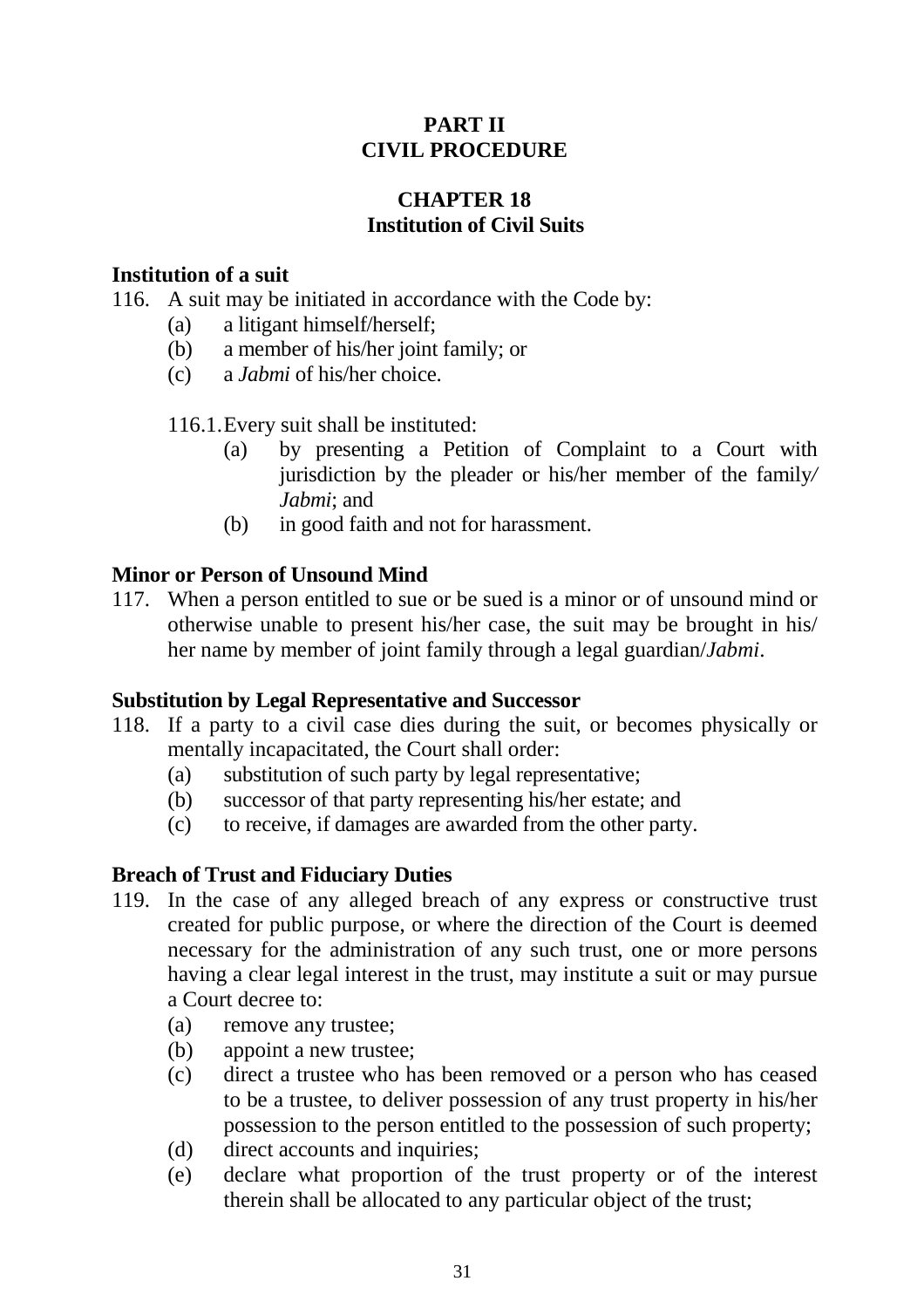# PART II
# CIVIL PROCEDURE

## CHAPTER 18
## Institution of Civil Suits

### Institution of a suit

116. A suit may be initiated in accordance with the Code by:
    (a) a litigant himself/herself;
    (b) a member of his/her joint family; or
    (c) a *Jabmi* of his/her choice.

    116.1. Every suit shall be instituted:
        (a) by presenting a Petition of Complaint to a Court with jurisdiction by the pleader or his/her member of the family/ *Jabmi*; and
        (b) in good faith and not for harassment.

### Minor or Person of Unsound Mind

117. When a person entitled to sue or be sued is a minor or of unsound mind or otherwise unable to present his/her case, the suit may be brought in his/ her name by member of joint family through a legal guardian/*Jabmi*.

### Substitution by Legal Representative and Successor

118. If a party to a civil case dies during the suit, or becomes physically or mentally incapacitated, the Court shall order:
    (a) substitution of such party by legal representative;
    (b) successor of that party representing his/her estate; and
    (c) to receive, if damages are awarded from the other party.

### Breach of Trust and Fiduciary Duties

119. In the case of any alleged breach of any express or constructive trust created for public purpose, or where the direction of the Court is deemed necessary for the administration of any such trust, one or more persons having a clear legal interest in the trust, may institute a suit or may pursue a Court decree to:
    (a) remove any trustee;
    (b) appoint a new trustee;
    (c) direct a trustee who has been removed or a person who has ceased to be a trustee, to deliver possession of any trust property in his/her possession to the person entitled to the possession of such property;
    (d) direct accounts and inquiries;
    (e) declare what proportion of the trust property or of the interest therein shall be allocated to any particular object of the trust;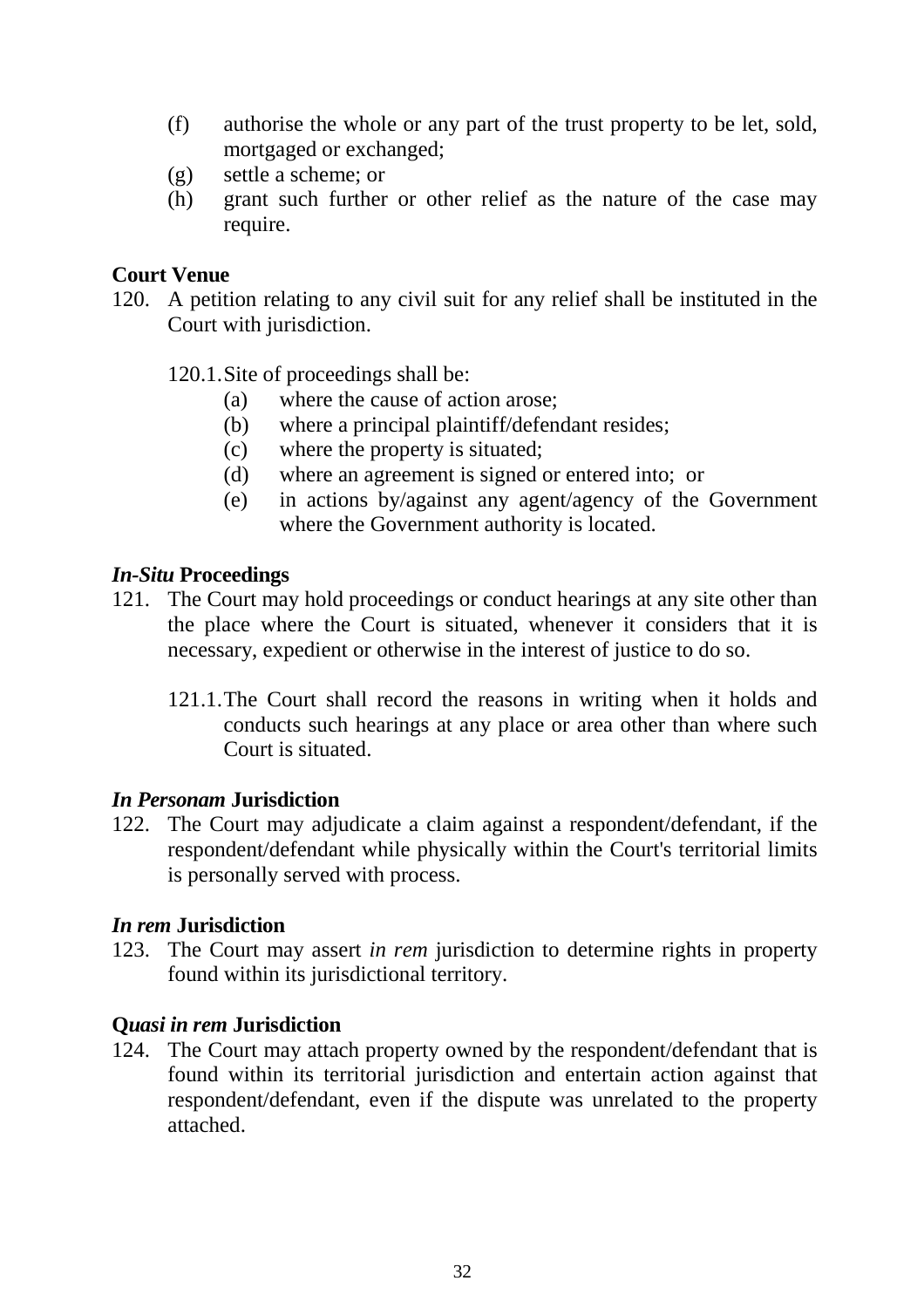(f) authorise the whole or any part of the trust property to be let, sold, mortgaged or exchanged;
(g) settle a scheme; or
(h) grant such further or other relief as the nature of the case may require.

**Court Venue**

120. A petition relating to any civil suit for any relief shall be instituted in the Court with jurisdiction.

120.1. Site of proceedings shall be:
(a) where the cause of action arose;
(b) where a principal plaintiff/defendant resides;
(c) where the property is situated;
(d) where an agreement is signed or entered into; or
(e) in actions by/against any agent/agency of the Government where the Government authority is located.

***In-Situ* Proceedings**

121. The Court may hold proceedings or conduct hearings at any site other than the place where the Court is situated, whenever it considers that it is necessary, expedient or otherwise in the interest of justice to do so.

121.1. The Court shall record the reasons in writing when it holds and conducts such hearings at any place or area other than where such Court is situated.

***In Personam* Jurisdiction**

122. The Court may adjudicate a claim against a respondent/defendant, if the respondent/defendant while physically within the Court's territorial limits is personally served with process.

***In rem* Jurisdiction**

123. The Court may assert *in rem* jurisdiction to determine rights in property found within its jurisdictional territory.

**Q*uasi in rem* Jurisdiction**

124. The Court may attach property owned by the respondent/defendant that is found within its territorial jurisdiction and entertain action against that respondent/defendant, even if the dispute was unrelated to the property attached.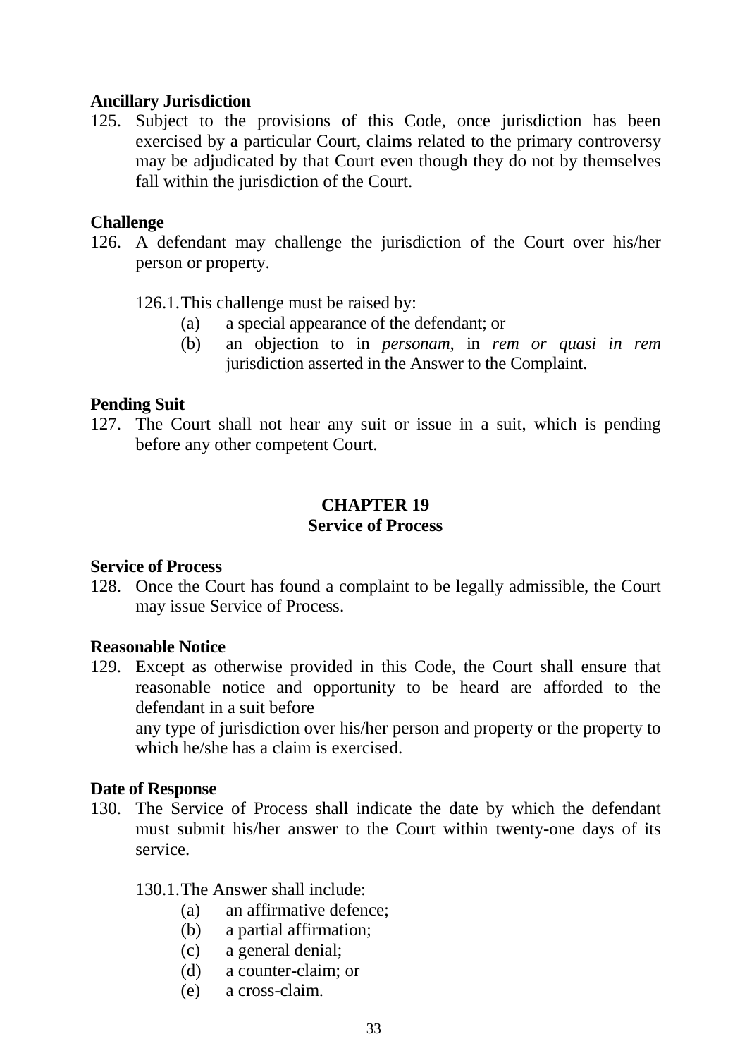**Ancillary Jurisdiction**

125. Subject to the provisions of this Code, once jurisdiction has been exercised by a particular Court, claims related to the primary controversy may be adjudicated by that Court even though they do not by themselves fall within the jurisdiction of the Court.

**Challenge**

126. A defendant may challenge the jurisdiction of the Court over his/her person or property.

 126.1. This challenge must be raised by:
 - (a) a special appearance of the defendant; or
 - (b) an objection to in *personam*, in *rem or quasi in rem* jurisdiction asserted in the Answer to the Complaint.

**Pending Suit**

127. The Court shall not hear any suit or issue in a suit, which is pending before any other competent Court.

## CHAPTER 19
## Service of Process

**Service of Process**

128. Once the Court has found a complaint to be legally admissible, the Court may issue Service of Process.

**Reasonable Notice**

129. Except as otherwise provided in this Code, the Court shall ensure that reasonable notice and opportunity to be heard are afforded to the defendant in a suit before
 any type of jurisdiction over his/her person and property or the property to which he/she has a claim is exercised.

**Date of Response**

130. The Service of Process shall indicate the date by which the defendant must submit his/her answer to the Court within twenty-one days of its service.

 130.1. The Answer shall include:
 - (a) an affirmative defence;
 - (b) a partial affirmation;
 - (c) a general denial;
 - (d) a counter-claim; or
 - (e) a cross-claim.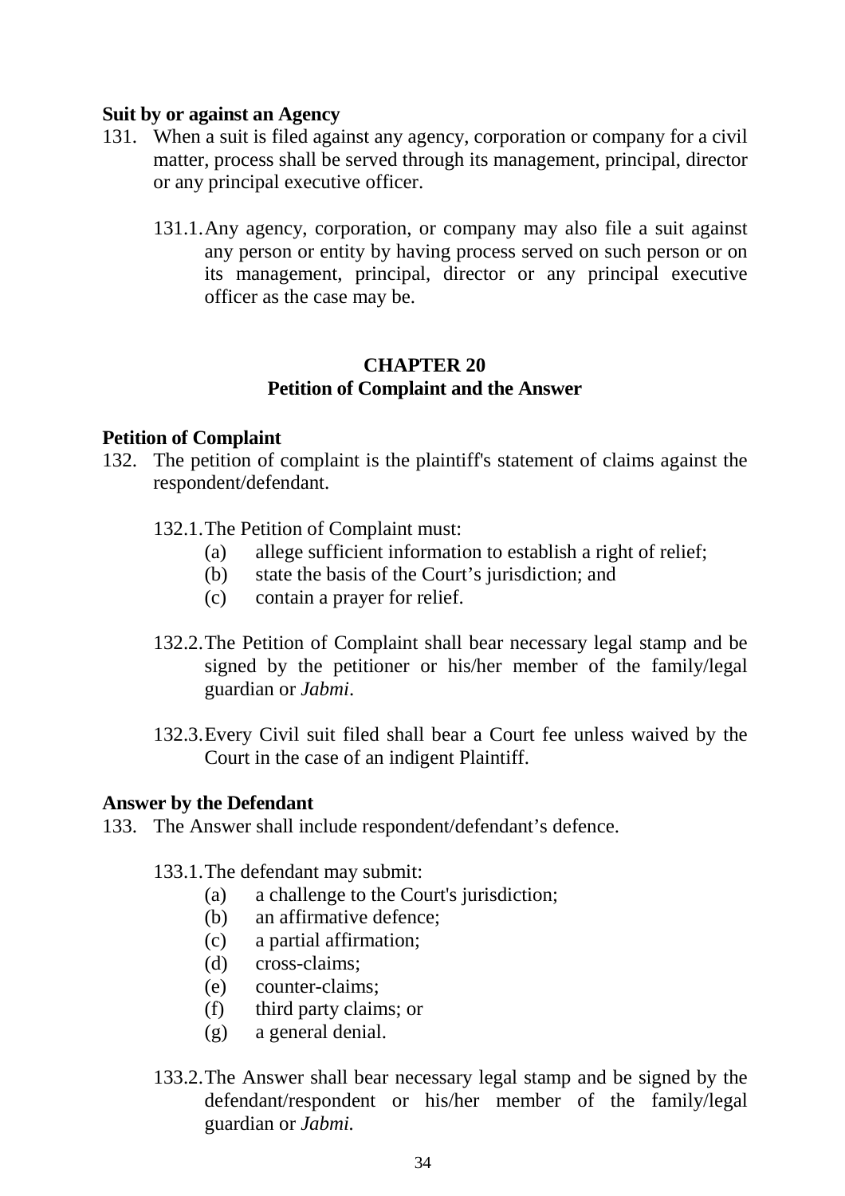**Suit by or against an Agency**

131. When a suit is filed against any agency, corporation or company for a civil matter, process shall be served through its management, principal, director or any principal executive officer.

    131.1. Any agency, corporation, or company may also file a suit against any person or entity by having process served on such person or on its management, principal, director or any principal executive officer as the case may be.

## CHAPTER 20
## Petition of Complaint and the Answer

**Petition of Complaint**

132. The petition of complaint is the plaintiff's statement of claims against the respondent/defendant.

    132.1. The Petition of Complaint must:
    (a) allege sufficient information to establish a right of relief;
    (b) state the basis of the Court's jurisdiction; and
    (c) contain a prayer for relief.

    132.2. The Petition of Complaint shall bear necessary legal stamp and be signed by the petitioner or his/her member of the family/legal guardian or *Jabmi*.

    132.3. Every Civil suit filed shall bear a Court fee unless waived by the Court in the case of an indigent Plaintiff.

**Answer by the Defendant**

133. The Answer shall include respondent/defendant's defence.

    133.1. The defendant may submit:
    (a) a challenge to the Court's jurisdiction;
    (b) an affirmative defence;
    (c) a partial affirmation;
    (d) cross-claims;
    (e) counter-claims;
    (f) third party claims; or
    (g) a general denial.

    133.2. The Answer shall bear necessary legal stamp and be signed by the defendant/respondent or his/her member of the family/legal guardian or *Jabmi.*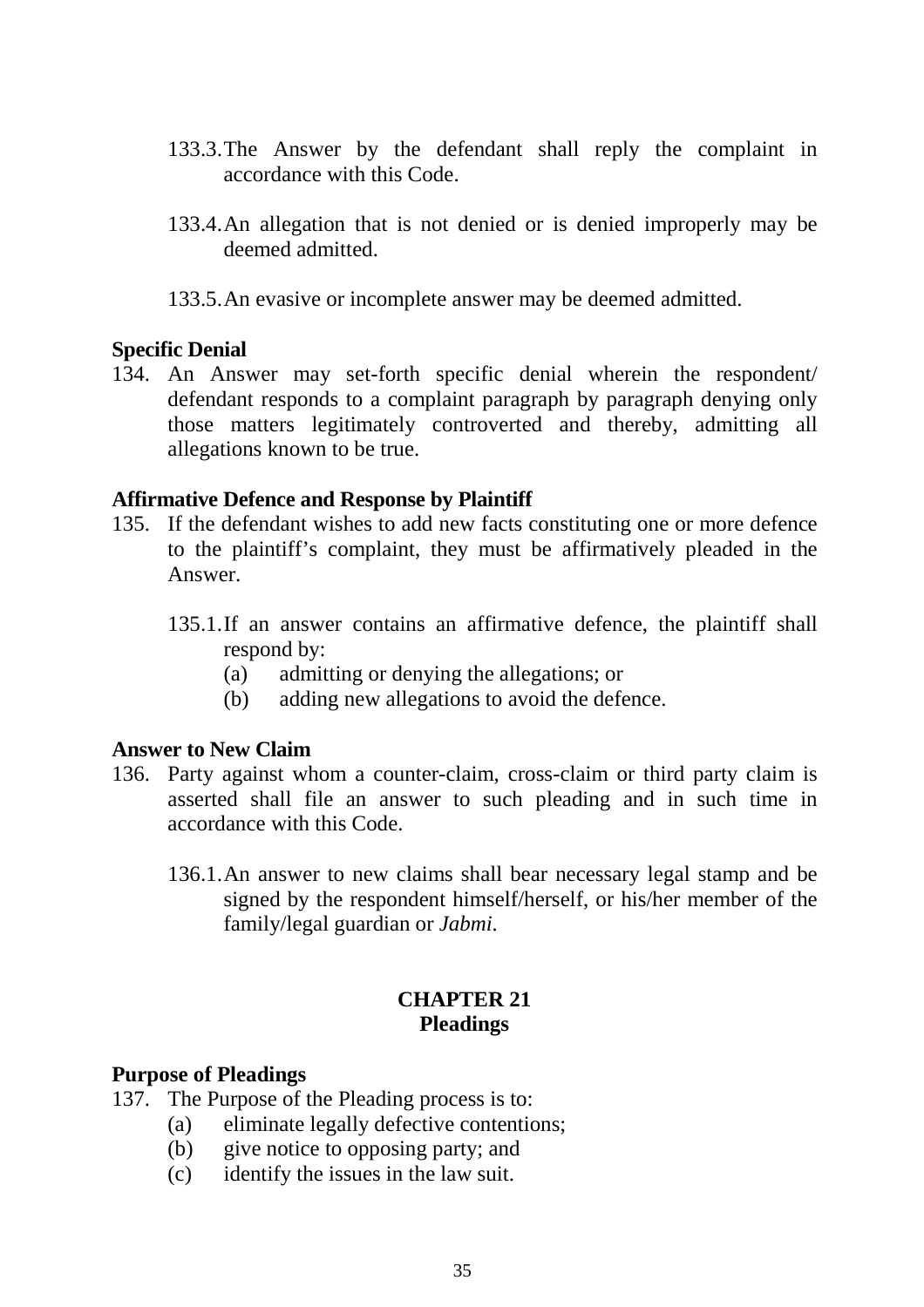133.3. The Answer by the defendant shall reply the complaint in accordance with this Code.

133.4. An allegation that is not denied or is denied improperly may be deemed admitted.

133.5. An evasive or incomplete answer may be deemed admitted.

**Specific Denial**

134. An Answer may set-forth specific denial wherein the respondent/ defendant responds to a complaint paragraph by paragraph denying only those matters legitimately controverted and thereby, admitting all allegations known to be true.

**Affirmative Defence and Response by Plaintiff**

135. If the defendant wishes to add new facts constituting one or more defence to the plaintiff's complaint, they must be affirmatively pleaded in the Answer.

 135.1. If an answer contains an affirmative defence, the plaintiff shall respond by:
 (a) admitting or denying the allegations; or
 (b) adding new allegations to avoid the defence.

**Answer to New Claim**

136. Party against whom a counter-claim, cross-claim or third party claim is asserted shall file an answer to such pleading and in such time in accordance with this Code.

 136.1. An answer to new claims shall bear necessary legal stamp and be signed by the respondent himself/herself, or his/her member of the family/legal guardian or *Jabmi*.

## CHAPTER 21
## Pleadings

**Purpose of Pleadings**

137. The Purpose of the Pleading process is to:
 (a) eliminate legally defective contentions;
 (b) give notice to opposing party; and
 (c) identify the issues in the law suit.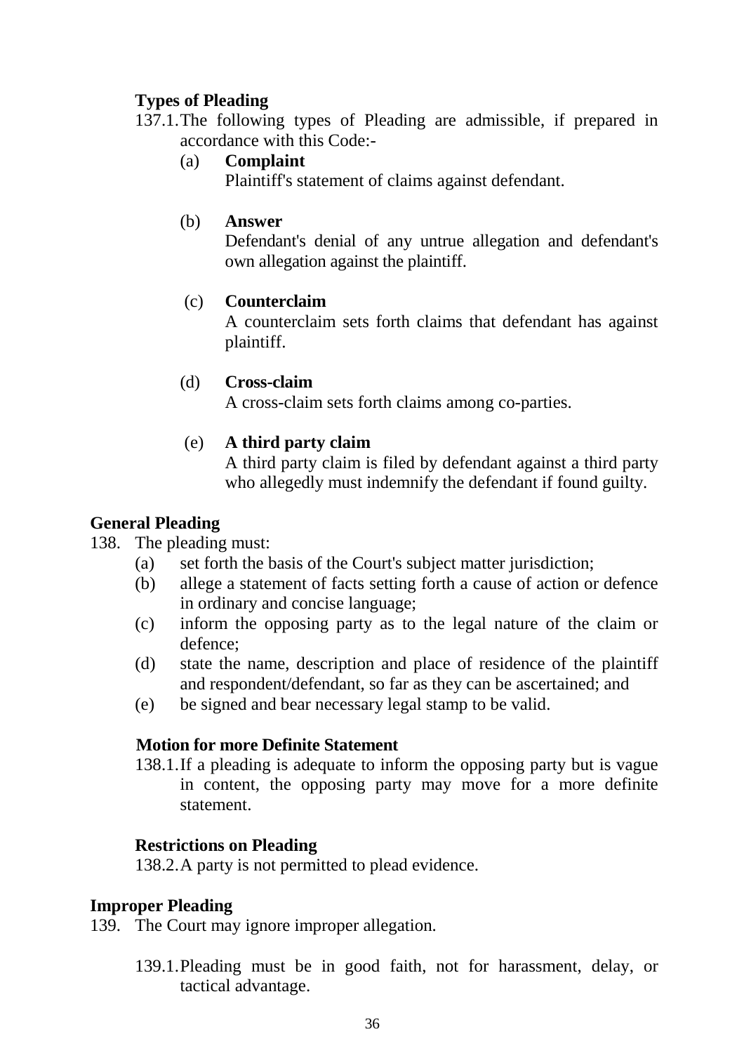**Types of Pleading**

137.1. The following types of Pleading are admissible, if prepared in accordance with this Code:-

(a) **Complaint**
Plaintiff's statement of claims against defendant.

(b) **Answer**
Defendant's denial of any untrue allegation and defendant's own allegation against the plaintiff.

(c) **Counterclaim**
A counterclaim sets forth claims that defendant has against plaintiff.

(d) **Cross-claim**
A cross-claim sets forth claims among co-parties.

(e) **A third party claim**
A third party claim is filed by defendant against a third party who allegedly must indemnify the defendant if found guilty.

**General Pleading**

138. The pleading must:

(a) set forth the basis of the Court's subject matter jurisdiction;
(b) allege a statement of facts setting forth a cause of action or defence in ordinary and concise language;
(c) inform the opposing party as to the legal nature of the claim or defence;
(d) state the name, description and place of residence of the plaintiff and respondent/defendant, so far as they can be ascertained; and
(e) be signed and bear necessary legal stamp to be valid.

**Motion for more Definite Statement**

138.1. If a pleading is adequate to inform the opposing party but is vague in content, the opposing party may move for a more definite statement.

**Restrictions on Pleading**

138.2. A party is not permitted to plead evidence.

**Improper Pleading**

139. The Court may ignore improper allegation.

139.1. Pleading must be in good faith, not for harassment, delay, or tactical advantage.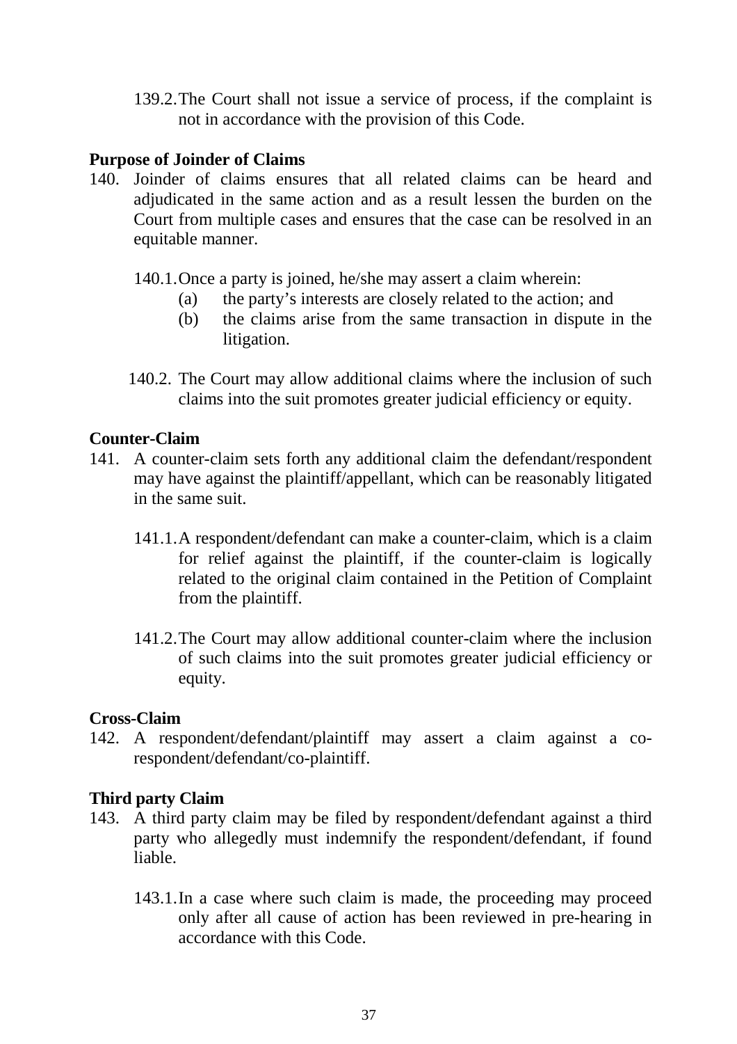139.2. The Court shall not issue a service of process, if the complaint is not in accordance with the provision of this Code.

**Purpose of Joinder of Claims**

140. Joinder of claims ensures that all related claims can be heard and adjudicated in the same action and as a result lessen the burden on the Court from multiple cases and ensures that the case can be resolved in an equitable manner.

140.1. Once a party is joined, he/she may assert a claim wherein:

(a) the party's interests are closely related to the action; and

(b) the claims arise from the same transaction in dispute in the litigation.

140.2. The Court may allow additional claims where the inclusion of such claims into the suit promotes greater judicial efficiency or equity.

**Counter-Claim**

141. A counter-claim sets forth any additional claim the defendant/respondent may have against the plaintiff/appellant, which can be reasonably litigated in the same suit.

141.1. A respondent/defendant can make a counter-claim, which is a claim for relief against the plaintiff, if the counter-claim is logically related to the original claim contained in the Petition of Complaint from the plaintiff.

141.2. The Court may allow additional counter-claim where the inclusion of such claims into the suit promotes greater judicial efficiency or equity.

**Cross-Claim**

142. A respondent/defendant/plaintiff may assert a claim against a co-respondent/defendant/co-plaintiff.

**Third party Claim**

143. A third party claim may be filed by respondent/defendant against a third party who allegedly must indemnify the respondent/defendant, if found liable.

143.1. In a case where such claim is made, the proceeding may proceed only after all cause of action has been reviewed in pre-hearing in accordance with this Code.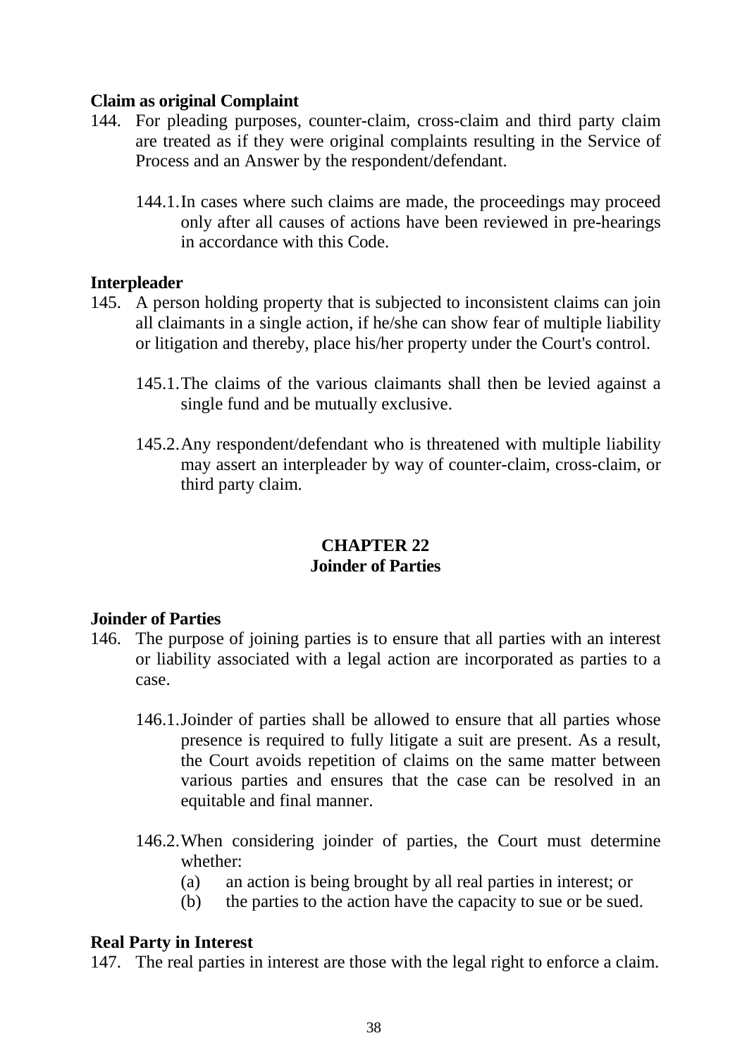**Claim as original Complaint**

144. For pleading purposes, counter-claim, cross-claim and third party claim are treated as if they were original complaints resulting in the Service of Process and an Answer by the respondent/defendant.

    144.1. In cases where such claims are made, the proceedings may proceed only after all causes of actions have been reviewed in pre-hearings in accordance with this Code.

**Interpleader**

145. A person holding property that is subjected to inconsistent claims can join all claimants in a single action, if he/she can show fear of multiple liability or litigation and thereby, place his/her property under the Court's control.

    145.1. The claims of the various claimants shall then be levied against a single fund and be mutually exclusive.

    145.2. Any respondent/defendant who is threatened with multiple liability may assert an interpleader by way of counter-claim, cross-claim, or third party claim.

## CHAPTER 22
## Joinder of Parties

**Joinder of Parties**

146. The purpose of joining parties is to ensure that all parties with an interest or liability associated with a legal action are incorporated as parties to a case.

    146.1. Joinder of parties shall be allowed to ensure that all parties whose presence is required to fully litigate a suit are present. As a result, the Court avoids repetition of claims on the same matter between various parties and ensures that the case can be resolved in an equitable and final manner.

    146.2. When considering joinder of parties, the Court must determine whether:
    (a) an action is being brought by all real parties in interest; or
    (b) the parties to the action have the capacity to sue or be sued.

**Real Party in Interest**

147. The real parties in interest are those with the legal right to enforce a claim.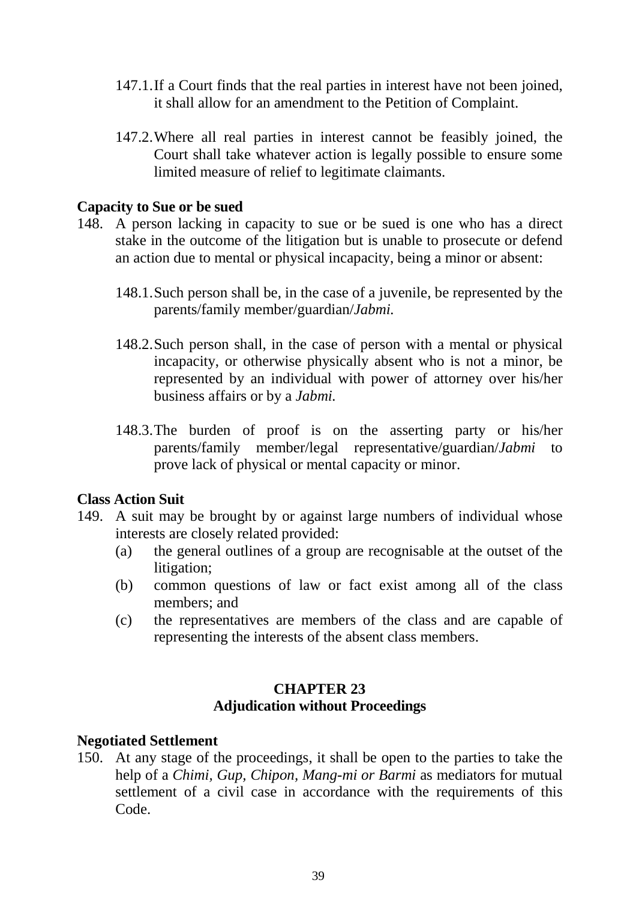147.1. If a Court finds that the real parties in interest have not been joined, it shall allow for an amendment to the Petition of Complaint.

147.2. Where all real parties in interest cannot be feasibly joined, the Court shall take whatever action is legally possible to ensure some limited measure of relief to legitimate claimants.

**Capacity to Sue or be sued**

148. A person lacking in capacity to sue or be sued is one who has a direct stake in the outcome of the litigation but is unable to prosecute or defend an action due to mental or physical incapacity, being a minor or absent:

148.1. Such person shall be, in the case of a juvenile, be represented by the parents/family member/guardian/*Jabmi.*

148.2. Such person shall, in the case of person with a mental or physical incapacity, or otherwise physically absent who is not a minor, be represented by an individual with power of attorney over his/her business affairs or by a *Jabmi.*

148.3. The burden of proof is on the asserting party or his/her parents/family member/legal representative/guardian/*Jabmi* to prove lack of physical or mental capacity or minor.

**Class Action Suit**

149. A suit may be brought by or against large numbers of individual whose interests are closely related provided:
   - (a) the general outlines of a group are recognisable at the outset of the litigation;
   - (b) common questions of law or fact exist among all of the class members; and
   - (c) the representatives are members of the class and are capable of representing the interests of the absent class members.

## CHAPTER 23
## Adjudication without Proceedings

**Negotiated Settlement**

150. At any stage of the proceedings, it shall be open to the parties to take the help of a *Chimi, Gup, Chipon, Mang-mi or Barmi* as mediators for mutual settlement of a civil case in accordance with the requirements of this Code.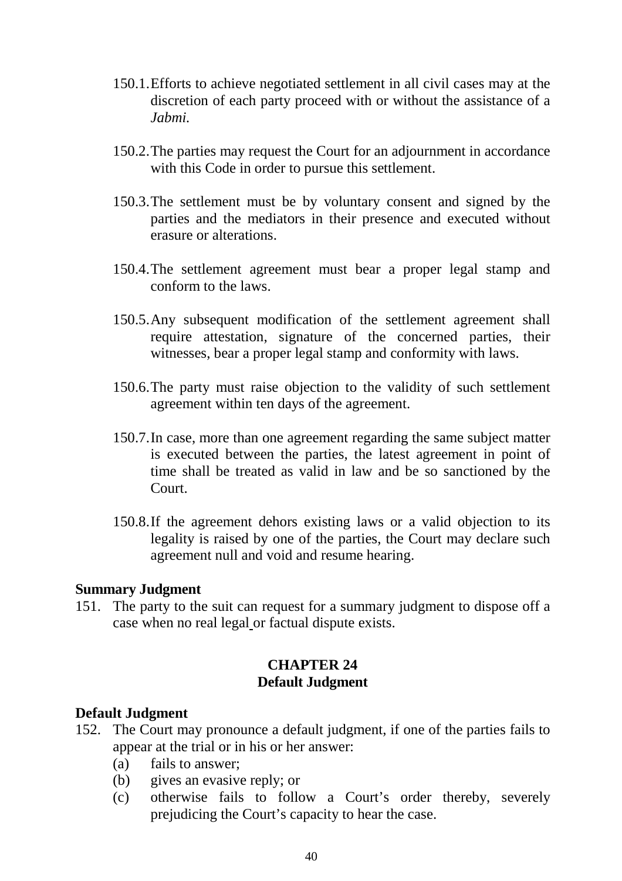150.1. Efforts to achieve negotiated settlement in all civil cases may at the discretion of each party proceed with or without the assistance of a *Jabmi.*

150.2. The parties may request the Court for an adjournment in accordance with this Code in order to pursue this settlement.

150.3. The settlement must be by voluntary consent and signed by the parties and the mediators in their presence and executed without erasure or alterations.

150.4. The settlement agreement must bear a proper legal stamp and conform to the laws.

150.5. Any subsequent modification of the settlement agreement shall require attestation, signature of the concerned parties, their witnesses, bear a proper legal stamp and conformity with laws.

150.6. The party must raise objection to the validity of such settlement agreement within ten days of the agreement.

150.7. In case, more than one agreement regarding the same subject matter is executed between the parties, the latest agreement in point of time shall be treated as valid in law and be so sanctioned by the Court.

150.8. If the agreement dehors existing laws or a valid objection to its legality is raised by one of the parties, the Court may declare such agreement null and void and resume hearing.

**Summary Judgment**

151. The party to the suit can request for a summary judgment to dispose off a case when no real legal or factual dispute exists.

## CHAPTER 24
## Default Judgment

**Default Judgment**

152. The Court may pronounce a default judgment, if one of the parties fails to appear at the trial or in his or her answer:
   (a) fails to answer;
   (b) gives an evasive reply; or
   (c) otherwise fails to follow a Court's order thereby, severely prejudicing the Court's capacity to hear the case.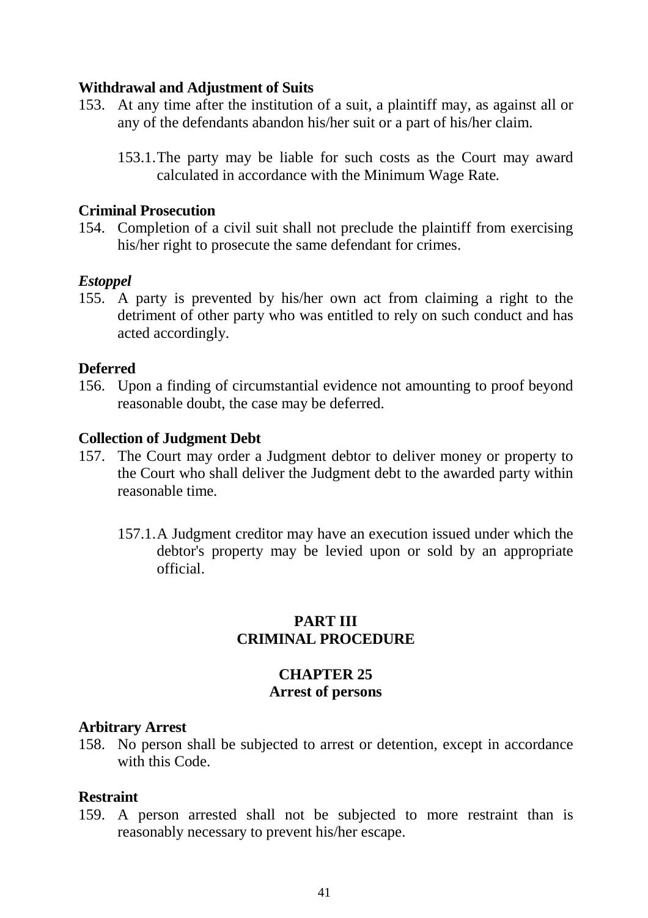**Withdrawal and Adjustment of Suits**

153. At any time after the institution of a suit, a plaintiff may, as against all or any of the defendants abandon his/her suit or a part of his/her claim.

    153.1. The party may be liable for such costs as the Court may award calculated in accordance with the Minimum Wage Rate.

**Criminal Prosecution**

154. Completion of a civil suit shall not preclude the plaintiff from exercising his/her right to prosecute the same defendant for crimes.

***Estoppel***

155. A party is prevented by his/her own act from claiming a right to the detriment of other party who was entitled to rely on such conduct and has acted accordingly.

**Deferred**

156. Upon a finding of circumstantial evidence not amounting to proof beyond reasonable doubt, the case may be deferred.

**Collection of Judgment Debt**

157. The Court may order a Judgment debtor to deliver money or property to the Court who shall deliver the Judgment debt to the awarded party within reasonable time.

    157.1. A Judgment creditor may have an execution issued under which the debtor's property may be levied upon or sold by an appropriate official.

## PART III
## CRIMINAL PROCEDURE

### CHAPTER 25
### Arrest of persons

**Arbitrary Arrest**

158. No person shall be subjected to arrest or detention, except in accordance with this Code.

**Restraint**

159. A person arrested shall not be subjected to more restraint than is reasonably necessary to prevent his/her escape.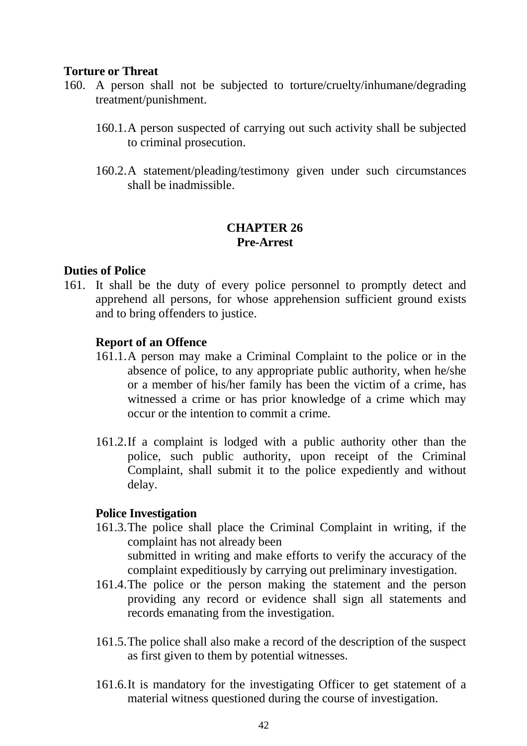**Torture or Threat**

160. A person shall not be subjected to torture/cruelty/inhumane/degrading treatment/punishment.

    160.1. A person suspected of carrying out such activity shall be subjected to criminal prosecution.

    160.2. A statement/pleading/testimony given under such circumstances shall be inadmissible.

## CHAPTER 26
## Pre-Arrest

**Duties of Police**

161. It shall be the duty of every police personnel to promptly detect and apprehend all persons, for whose apprehension sufficient ground exists and to bring offenders to justice.

    **Report of an Offence**

    161.1. A person may make a Criminal Complaint to the police or in the absence of police, to any appropriate public authority, when he/she or a member of his/her family has been the victim of a crime, has witnessed a crime or has prior knowledge of a crime which may occur or the intention to commit a crime.

    161.2. If a complaint is lodged with a public authority other than the police, such public authority, upon receipt of the Criminal Complaint, shall submit it to the police expediently and without delay.

    **Police Investigation**

    161.3. The police shall place the Criminal Complaint in writing, if the complaint has not already been submitted in writing and make efforts to verify the accuracy of the complaint expeditiously by carrying out preliminary investigation.

    161.4. The police or the person making the statement and the person providing any record or evidence shall sign all statements and records emanating from the investigation.

    161.5. The police shall also make a record of the description of the suspect as first given to them by potential witnesses.

    161.6. It is mandatory for the investigating Officer to get statement of a material witness questioned during the course of investigation.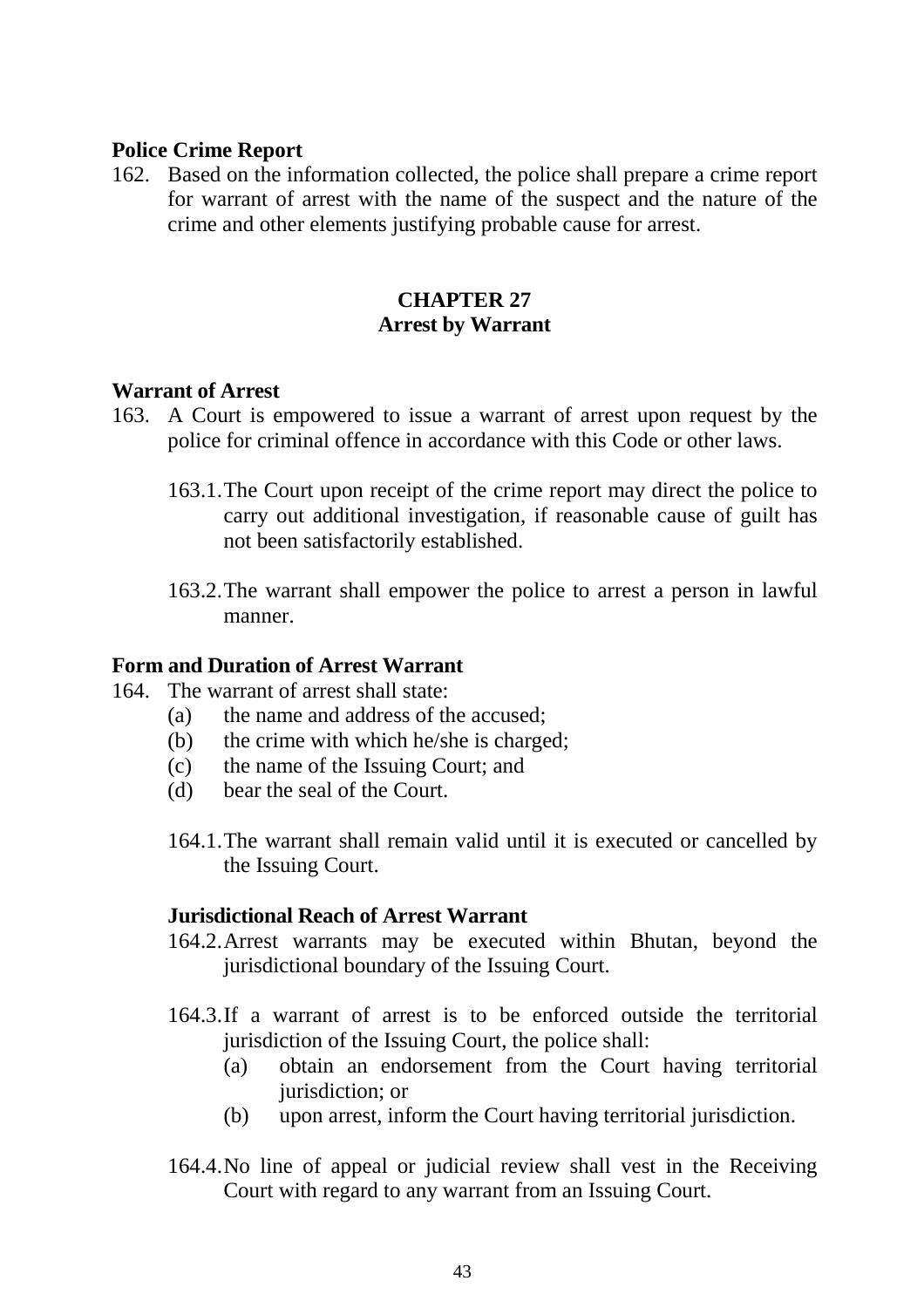**Police Crime Report**

162. Based on the information collected, the police shall prepare a crime report for warrant of arrest with the name of the suspect and the nature of the crime and other elements justifying probable cause for arrest.

## CHAPTER 27
## Arrest by Warrant

**Warrant of Arrest**

163. A Court is empowered to issue a warrant of arrest upon request by the police for criminal offence in accordance with this Code or other laws.

   163.1. The Court upon receipt of the crime report may direct the police to carry out additional investigation, if reasonable cause of guilt has not been satisfactorily established.

   163.2. The warrant shall empower the police to arrest a person in lawful manner.

**Form and Duration of Arrest Warrant**

164. The warrant of arrest shall state:
   (a) the name and address of the accused;
   (b) the crime with which he/she is charged;
   (c) the name of the Issuing Court; and
   (d) bear the seal of the Court.

   164.1. The warrant shall remain valid until it is executed or cancelled by the Issuing Court.

   **Jurisdictional Reach of Arrest Warrant**

   164.2. Arrest warrants may be executed within Bhutan, beyond the jurisdictional boundary of the Issuing Court.

   164.3. If a warrant of arrest is to be enforced outside the territorial jurisdiction of the Issuing Court, the police shall:
      (a) obtain an endorsement from the Court having territorial jurisdiction; or
      (b) upon arrest, inform the Court having territorial jurisdiction.

   164.4. No line of appeal or judicial review shall vest in the Receiving Court with regard to any warrant from an Issuing Court.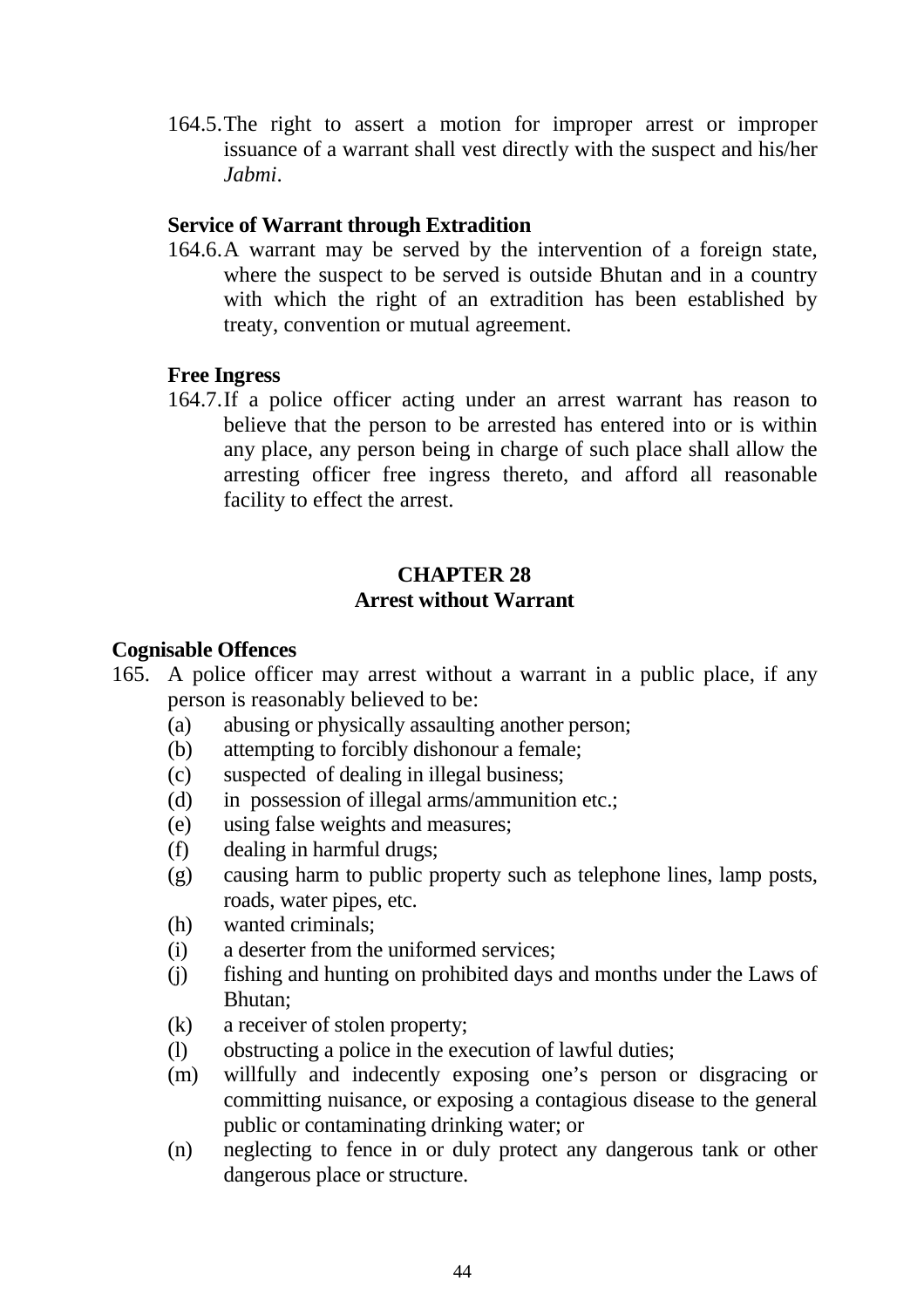164.5. The right to assert a motion for improper arrest or improper issuance of a warrant shall vest directly with the suspect and his/her *Jabmi*.

**Service of Warrant through Extradition**

164.6. A warrant may be served by the intervention of a foreign state, where the suspect to be served is outside Bhutan and in a country with which the right of an extradition has been established by treaty, convention or mutual agreement.

**Free Ingress**

164.7. If a police officer acting under an arrest warrant has reason to believe that the person to be arrested has entered into or is within any place, any person being in charge of such place shall allow the arresting officer free ingress thereto, and afford all reasonable facility to effect the arrest.

## CHAPTER 28
## Arrest without Warrant

**Cognisable Offences**

165. A police officer may arrest without a warrant in a public place, if any person is reasonably believed to be:
   - (a) abusing or physically assaulting another person;
   - (b) attempting to forcibly dishonour a female;
   - (c) suspected of dealing in illegal business;
   - (d) in possession of illegal arms/ammunition etc.;
   - (e) using false weights and measures;
   - (f) dealing in harmful drugs;
   - (g) causing harm to public property such as telephone lines, lamp posts, roads, water pipes, etc.
   - (h) wanted criminals;
   - (i) a deserter from the uniformed services;
   - (j) fishing and hunting on prohibited days and months under the Laws of Bhutan;
   - (k) a receiver of stolen property;
   - (l) obstructing a police in the execution of lawful duties;
   - (m) willfully and indecently exposing one's person or disgracing or committing nuisance, or exposing a contagious disease to the general public or contaminating drinking water; or
   - (n) neglecting to fence in or duly protect any dangerous tank or other dangerous place or structure.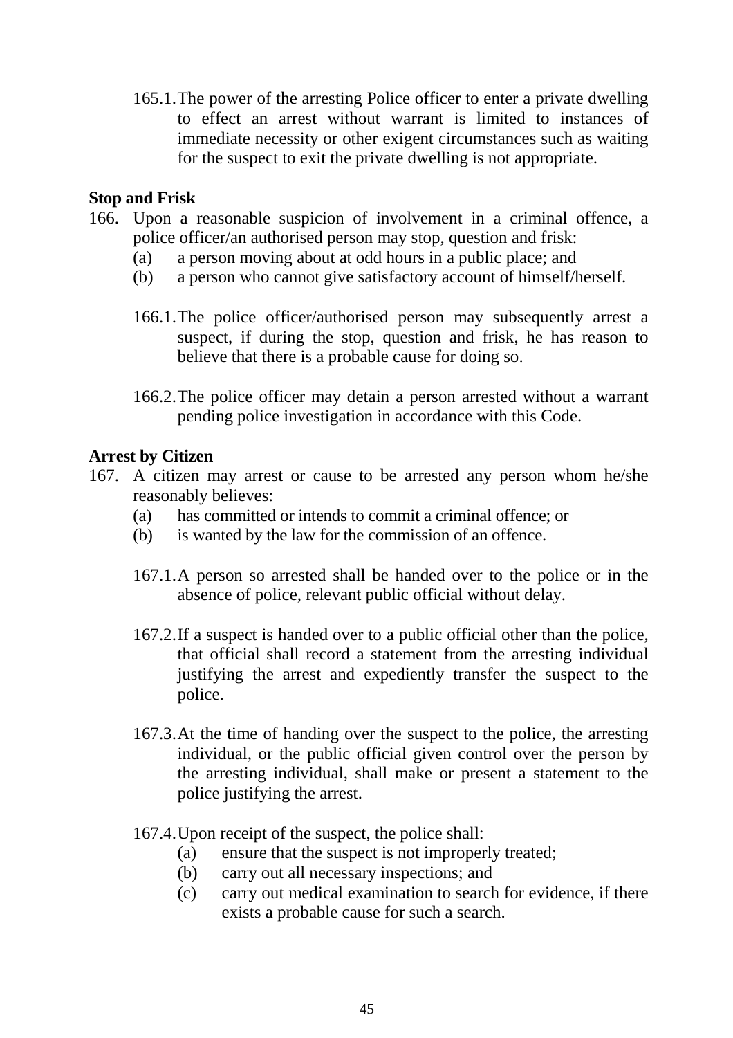165.1. The power of the arresting Police officer to enter a private dwelling to effect an arrest without warrant is limited to instances of immediate necessity or other exigent circumstances such as waiting for the suspect to exit the private dwelling is not appropriate.

**Stop and Frisk**

166. Upon a reasonable suspicion of involvement in a criminal offence, a police officer/an authorised person may stop, question and frisk:
    (a) a person moving about at odd hours in a public place; and
    (b) a person who cannot give satisfactory account of himself/herself.

    166.1. The police officer/authorised person may subsequently arrest a suspect, if during the stop, question and frisk, he has reason to believe that there is a probable cause for doing so.

    166.2. The police officer may detain a person arrested without a warrant pending police investigation in accordance with this Code.

**Arrest by Citizen**

167. A citizen may arrest or cause to be arrested any person whom he/she reasonably believes:
    (a) has committed or intends to commit a criminal offence; or
    (b) is wanted by the law for the commission of an offence.

    167.1. A person so arrested shall be handed over to the police or in the absence of police, relevant public official without delay.

    167.2. If a suspect is handed over to a public official other than the police, that official shall record a statement from the arresting individual justifying the arrest and expediently transfer the suspect to the police.

    167.3. At the time of handing over the suspect to the police, the arresting individual, or the public official given control over the person by the arresting individual, shall make or present a statement to the police justifying the arrest.

    167.4. Upon receipt of the suspect, the police shall:
        (a) ensure that the suspect is not improperly treated;
        (b) carry out all necessary inspections; and
        (c) carry out medical examination to search for evidence, if there exists a probable cause for such a search.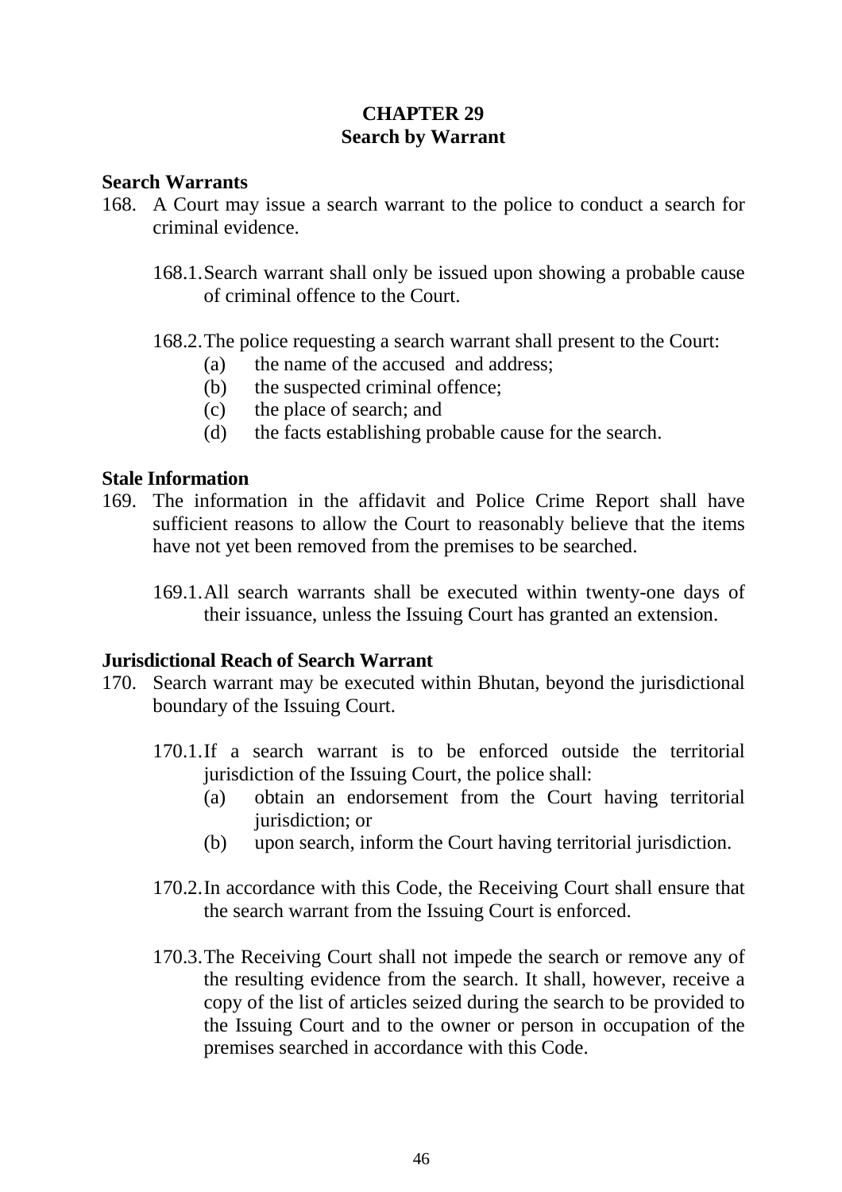## CHAPTER 29
## Search by Warrant

### Search Warrants

168. A Court may issue a search warrant to the police to conduct a search for criminal evidence.

    168.1. Search warrant shall only be issued upon showing a probable cause of criminal offence to the Court.

    168.2. The police requesting a search warrant shall present to the Court:
    (a) the name of the accused and address;
    (b) the suspected criminal offence;
    (c) the place of search; and
    (d) the facts establishing probable cause for the search.

### Stale Information

169. The information in the affidavit and Police Crime Report shall have sufficient reasons to allow the Court to reasonably believe that the items have not yet been removed from the premises to be searched.

    169.1. All search warrants shall be executed within twenty-one days of their issuance, unless the Issuing Court has granted an extension.

### Jurisdictional Reach of Search Warrant

170. Search warrant may be executed within Bhutan, beyond the jurisdictional boundary of the Issuing Court.

    170.1. If a search warrant is to be enforced outside the territorial jurisdiction of the Issuing Court, the police shall:
    (a) obtain an endorsement from the Court having territorial jurisdiction; or
    (b) upon search, inform the Court having territorial jurisdiction.

    170.2. In accordance with this Code, the Receiving Court shall ensure that the search warrant from the Issuing Court is enforced.

    170.3. The Receiving Court shall not impede the search or remove any of the resulting evidence from the search. It shall, however, receive a copy of the list of articles seized during the search to be provided to the Issuing Court and to the owner or person in occupation of the premises searched in accordance with this Code.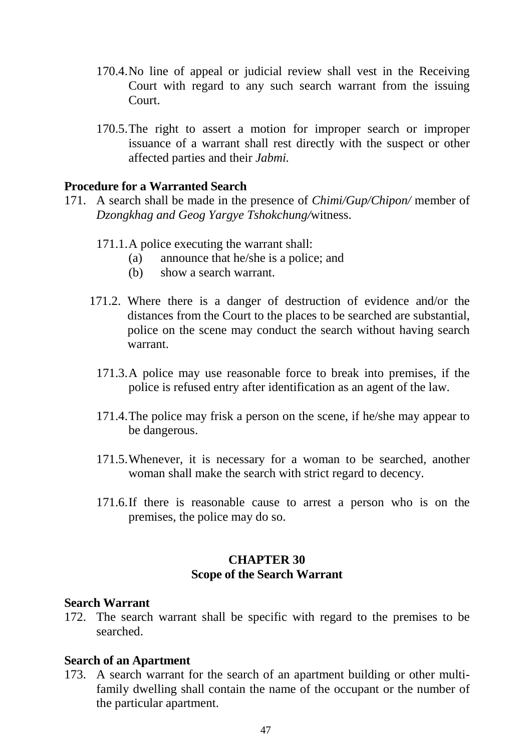170.4. No line of appeal or judicial review shall vest in the Receiving Court with regard to any such search warrant from the issuing Court.

170.5. The right to assert a motion for improper search or improper issuance of a warrant shall rest directly with the suspect or other affected parties and their *Jabmi*.

**Procedure for a Warranted Search**

171. A search shall be made in the presence of *Chimi/Gup/Chipon/* member of *Dzongkhag and Geog Yargye Tshokchung/*witness.

171.1. A police executing the warrant shall:
   (a) announce that he/she is a police; and
   (b) show a search warrant.

171.2. Where there is a danger of destruction of evidence and/or the distances from the Court to the places to be searched are substantial, police on the scene may conduct the search without having search warrant.

171.3. A police may use reasonable force to break into premises, if the police is refused entry after identification as an agent of the law.

171.4. The police may frisk a person on the scene, if he/she may appear to be dangerous.

171.5. Whenever, it is necessary for a woman to be searched, another woman shall make the search with strict regard to decency.

171.6. If there is reasonable cause to arrest a person who is on the premises, the police may do so.

## CHAPTER 30
## Scope of the Search Warrant

**Search Warrant**

172. The search warrant shall be specific with regard to the premises to be searched.

**Search of an Apartment**

173. A search warrant for the search of an apartment building or other multi-family dwelling shall contain the name of the occupant or the number of the particular apartment.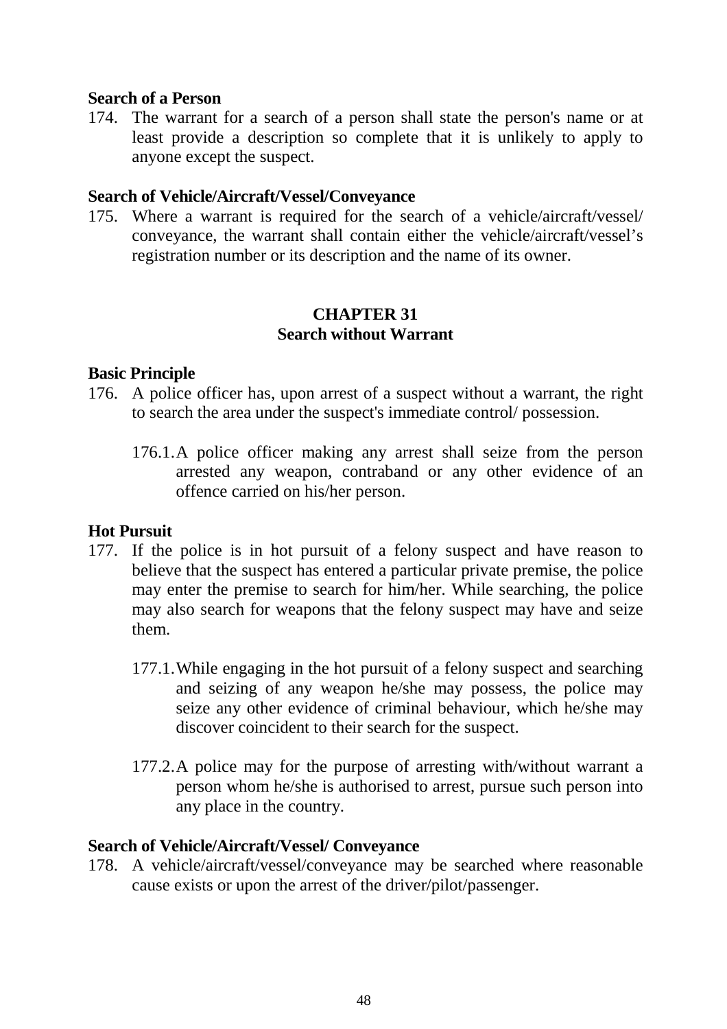**Search of a Person**

174. The warrant for a search of a person shall state the person's name or at least provide a description so complete that it is unlikely to apply to anyone except the suspect.

**Search of Vehicle/Aircraft/Vessel/Conveyance**

175. Where a warrant is required for the search of a vehicle/aircraft/vessel/ conveyance, the warrant shall contain either the vehicle/aircraft/vessel's registration number or its description and the name of its owner.

## CHAPTER 31
## Search without Warrant

**Basic Principle**

176. A police officer has, upon arrest of a suspect without a warrant, the right to search the area under the suspect's immediate control/ possession.

    176.1. A police officer making any arrest shall seize from the person arrested any weapon, contraband or any other evidence of an offence carried on his/her person.

**Hot Pursuit**

177. If the police is in hot pursuit of a felony suspect and have reason to believe that the suspect has entered a particular private premise, the police may enter the premise to search for him/her. While searching, the police may also search for weapons that the felony suspect may have and seize them.

    177.1. While engaging in the hot pursuit of a felony suspect and searching and seizing of any weapon he/she may possess, the police may seize any other evidence of criminal behaviour, which he/she may discover coincident to their search for the suspect.

    177.2. A police may for the purpose of arresting with/without warrant a person whom he/she is authorised to arrest, pursue such person into any place in the country.

**Search of Vehicle/Aircraft/Vessel/ Conveyance**

178. A vehicle/aircraft/vessel/conveyance may be searched where reasonable cause exists or upon the arrest of the driver/pilot/passenger.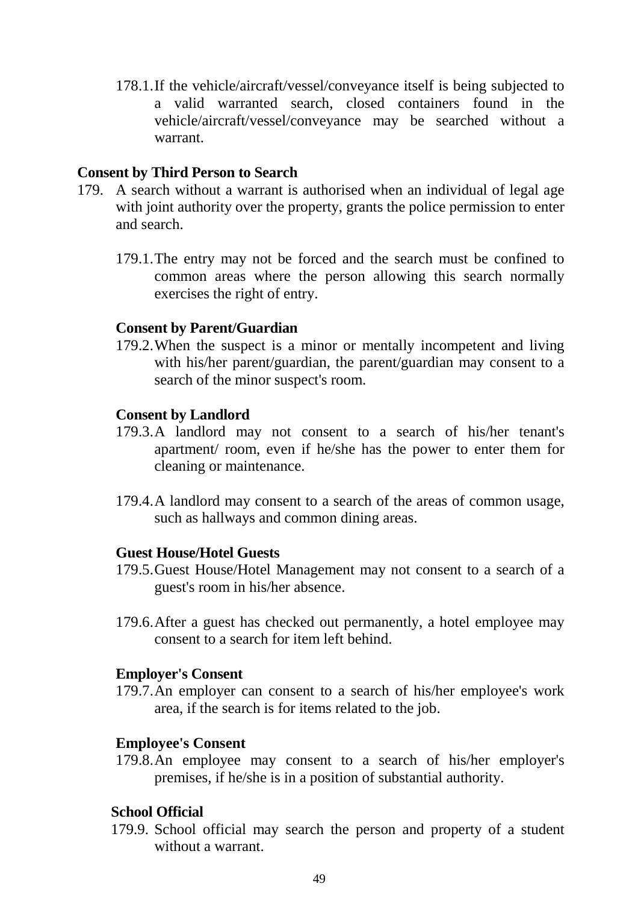178.1. If the vehicle/aircraft/vessel/conveyance itself is being subjected to a valid warranted search, closed containers found in the vehicle/aircraft/vessel/conveyance may be searched without a warrant.

**Consent by Third Person to Search**

179. A search without a warrant is authorised when an individual of legal age with joint authority over the property, grants the police permission to enter and search.

179.1. The entry may not be forced and the search must be confined to common areas where the person allowing this search normally exercises the right of entry.

**Consent by Parent/Guardian**

179.2. When the suspect is a minor or mentally incompetent and living with his/her parent/guardian, the parent/guardian may consent to a search of the minor suspect's room.

**Consent by Landlord**

179.3. A landlord may not consent to a search of his/her tenant's apartment/ room, even if he/she has the power to enter them for cleaning or maintenance.

179.4. A landlord may consent to a search of the areas of common usage, such as hallways and common dining areas.

**Guest House/Hotel Guests**

179.5. Guest House/Hotel Management may not consent to a search of a guest's room in his/her absence.

179.6. After a guest has checked out permanently, a hotel employee may consent to a search for item left behind.

**Employer's Consent**

179.7. An employer can consent to a search of his/her employee's work area, if the search is for items related to the job.

**Employee's Consent**

179.8. An employee may consent to a search of his/her employer's premises, if he/she is in a position of substantial authority.

**School Official**

179.9. School official may search the person and property of a student without a warrant.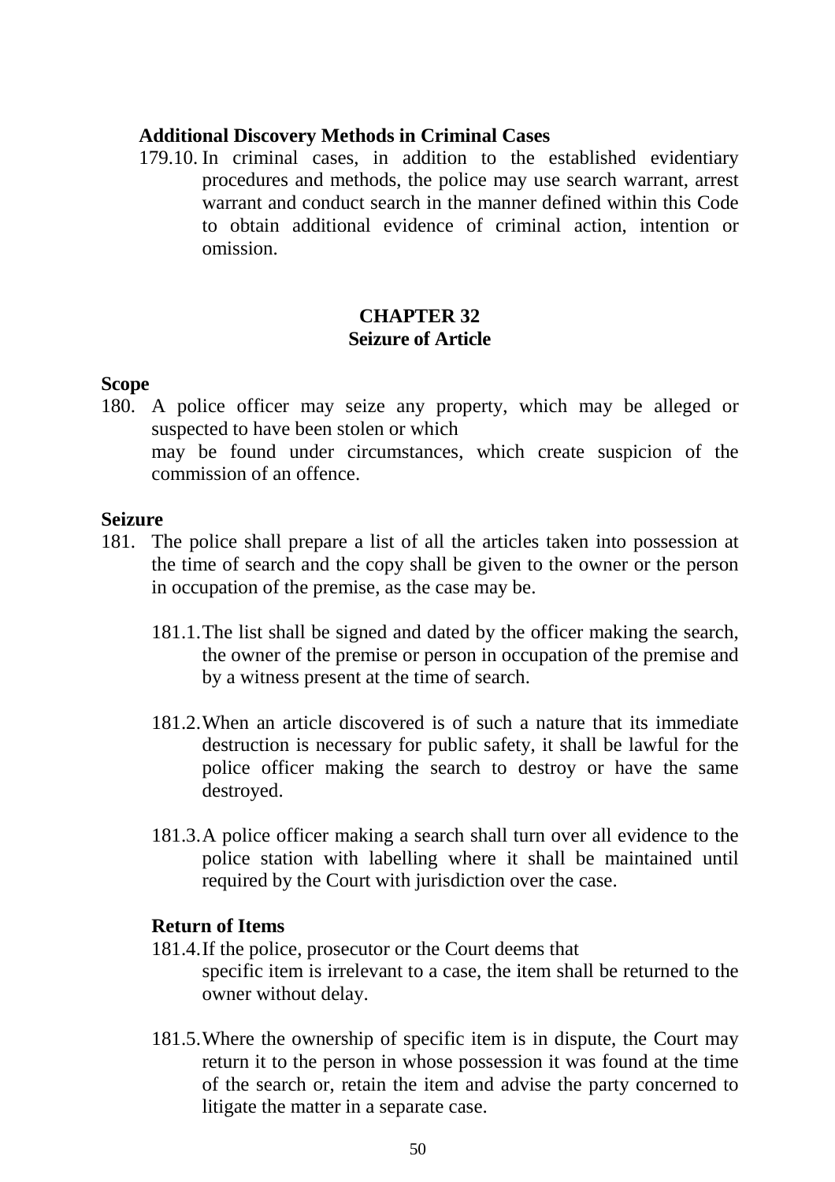**Additional Discovery Methods in Criminal Cases**

179.10. In criminal cases, in addition to the established evidentiary procedures and methods, the police may use search warrant, arrest warrant and conduct search in the manner defined within this Code to obtain additional evidence of criminal action, intention or omission.

## CHAPTER 32
## Seizure of Article

**Scope**

180. A police officer may seize any property, which may be alleged or suspected to have been stolen or which may be found under circumstances, which create suspicion of the commission of an offence.

**Seizure**

181. The police shall prepare a list of all the articles taken into possession at the time of search and the copy shall be given to the owner or the person in occupation of the premise, as the case may be.

181.1. The list shall be signed and dated by the officer making the search, the owner of the premise or person in occupation of the premise and by a witness present at the time of search.

181.2. When an article discovered is of such a nature that its immediate destruction is necessary for public safety, it shall be lawful for the police officer making the search to destroy or have the same destroyed.

181.3. A police officer making a search shall turn over all evidence to the police station with labelling where it shall be maintained until required by the Court with jurisdiction over the case.

**Return of Items**

181.4. If the police, prosecutor or the Court deems that specific item is irrelevant to a case, the item shall be returned to the owner without delay.

181.5. Where the ownership of specific item is in dispute, the Court may return it to the person in whose possession it was found at the time of the search or, retain the item and advise the party concerned to litigate the matter in a separate case.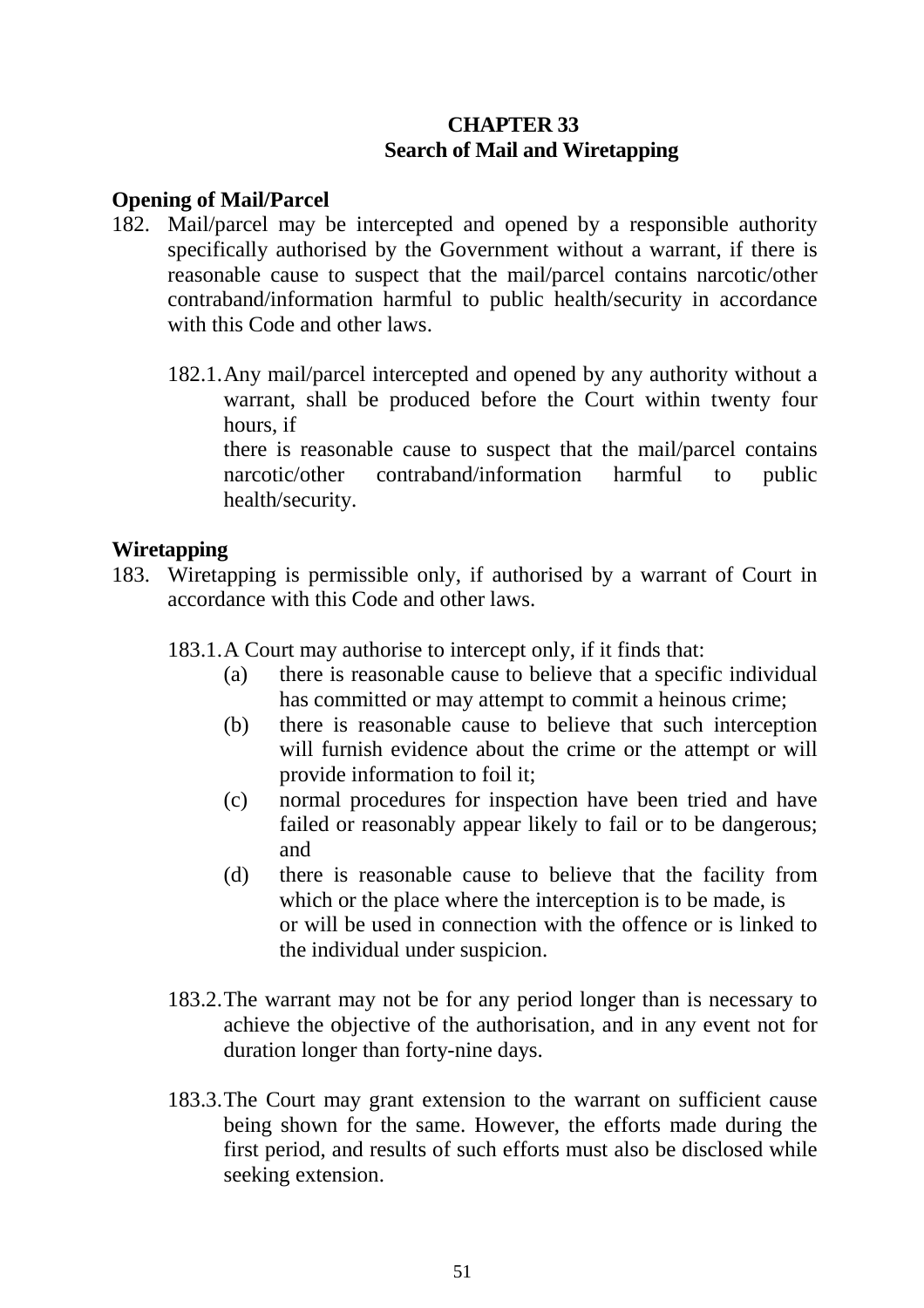## CHAPTER 33
## Search of Mail and Wiretapping

### Opening of Mail/Parcel

182. Mail/parcel may be intercepted and opened by a responsible authority specifically authorised by the Government without a warrant, if there is reasonable cause to suspect that the mail/parcel contains narcotic/other contraband/information harmful to public health/security in accordance with this Code and other laws.

    182.1. Any mail/parcel intercepted and opened by any authority without a warrant, shall be produced before the Court within twenty four hours, if there is reasonable cause to suspect that the mail/parcel contains narcotic/other contraband/information harmful to public health/security.

### Wiretapping

183. Wiretapping is permissible only, if authorised by a warrant of Court in accordance with this Code and other laws.

    183.1. A Court may authorise to intercept only, if it finds that:

    (a) there is reasonable cause to believe that a specific individual has committed or may attempt to commit a heinous crime;

    (b) there is reasonable cause to believe that such interception will furnish evidence about the crime or the attempt or will provide information to foil it;

    (c) normal procedures for inspection have been tried and have failed or reasonably appear likely to fail or to be dangerous; and

    (d) there is reasonable cause to believe that the facility from which or the place where the interception is to be made, is or will be used in connection with the offence or is linked to the individual under suspicion.

    183.2. The warrant may not be for any period longer than is necessary to achieve the objective of the authorisation, and in any event not for duration longer than forty-nine days.

    183.3. The Court may grant extension to the warrant on sufficient cause being shown for the same. However, the efforts made during the first period, and results of such efforts must also be disclosed while seeking extension.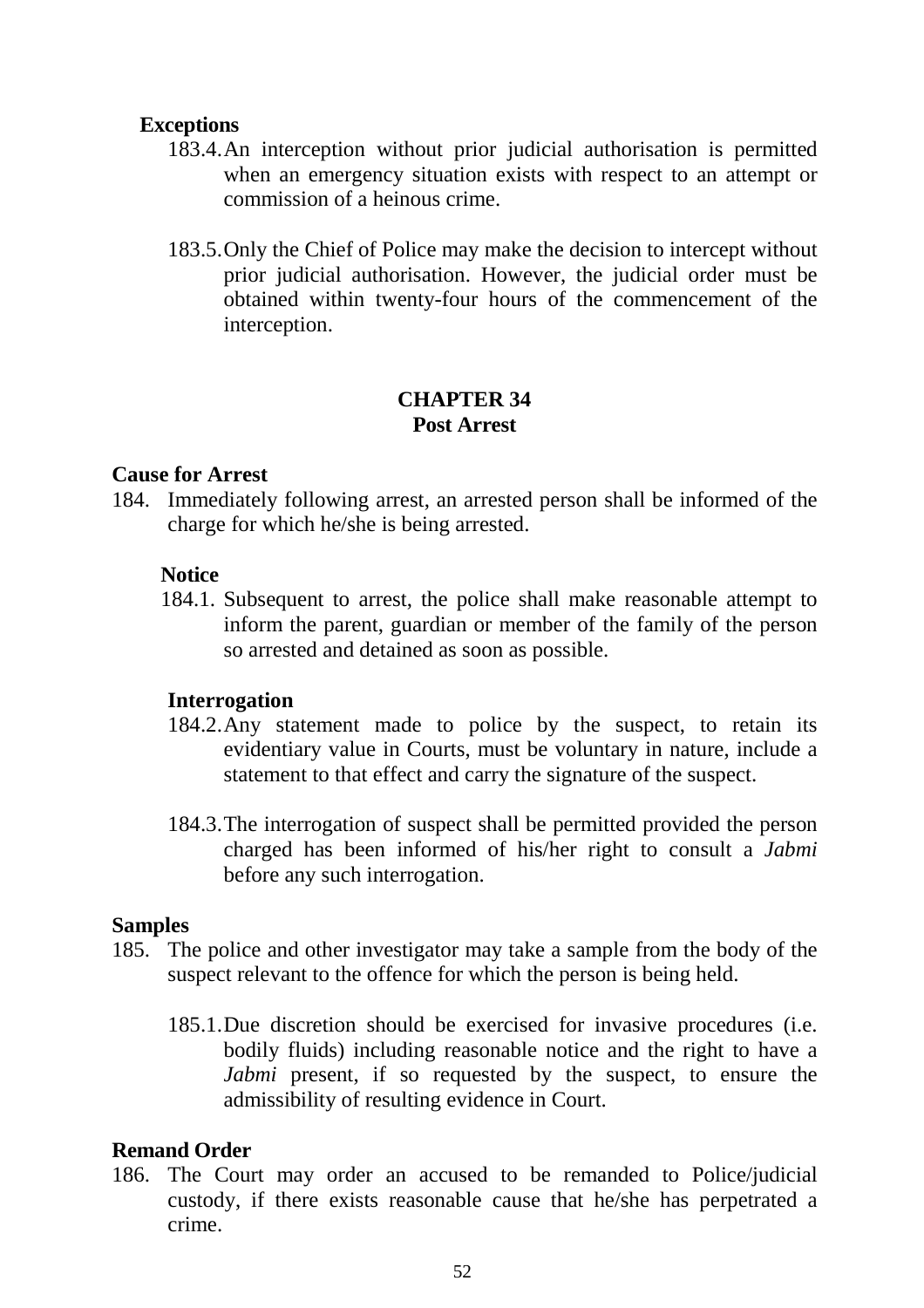**Exceptions**

183.4. An interception without prior judicial authorisation is permitted when an emergency situation exists with respect to an attempt or commission of a heinous crime.

183.5. Only the Chief of Police may make the decision to intercept without prior judicial authorisation. However, the judicial order must be obtained within twenty-four hours of the commencement of the interception.

## CHAPTER 34
## Post Arrest

**Cause for Arrest**

184. Immediately following arrest, an arrested person shall be informed of the charge for which he/she is being arrested.

**Notice**

184.1. Subsequent to arrest, the police shall make reasonable attempt to inform the parent, guardian or member of the family of the person so arrested and detained as soon as possible.

**Interrogation**

184.2. Any statement made to police by the suspect, to retain its evidentiary value in Courts, must be voluntary in nature, include a statement to that effect and carry the signature of the suspect.

184.3. The interrogation of suspect shall be permitted provided the person charged has been informed of his/her right to consult a *Jabmi* before any such interrogation.

**Samples**

185. The police and other investigator may take a sample from the body of the suspect relevant to the offence for which the person is being held.

185.1. Due discretion should be exercised for invasive procedures (i.e. bodily fluids) including reasonable notice and the right to have a *Jabmi* present, if so requested by the suspect, to ensure the admissibility of resulting evidence in Court.

**Remand Order**

186. The Court may order an accused to be remanded to Police/judicial custody, if there exists reasonable cause that he/she has perpetrated a crime.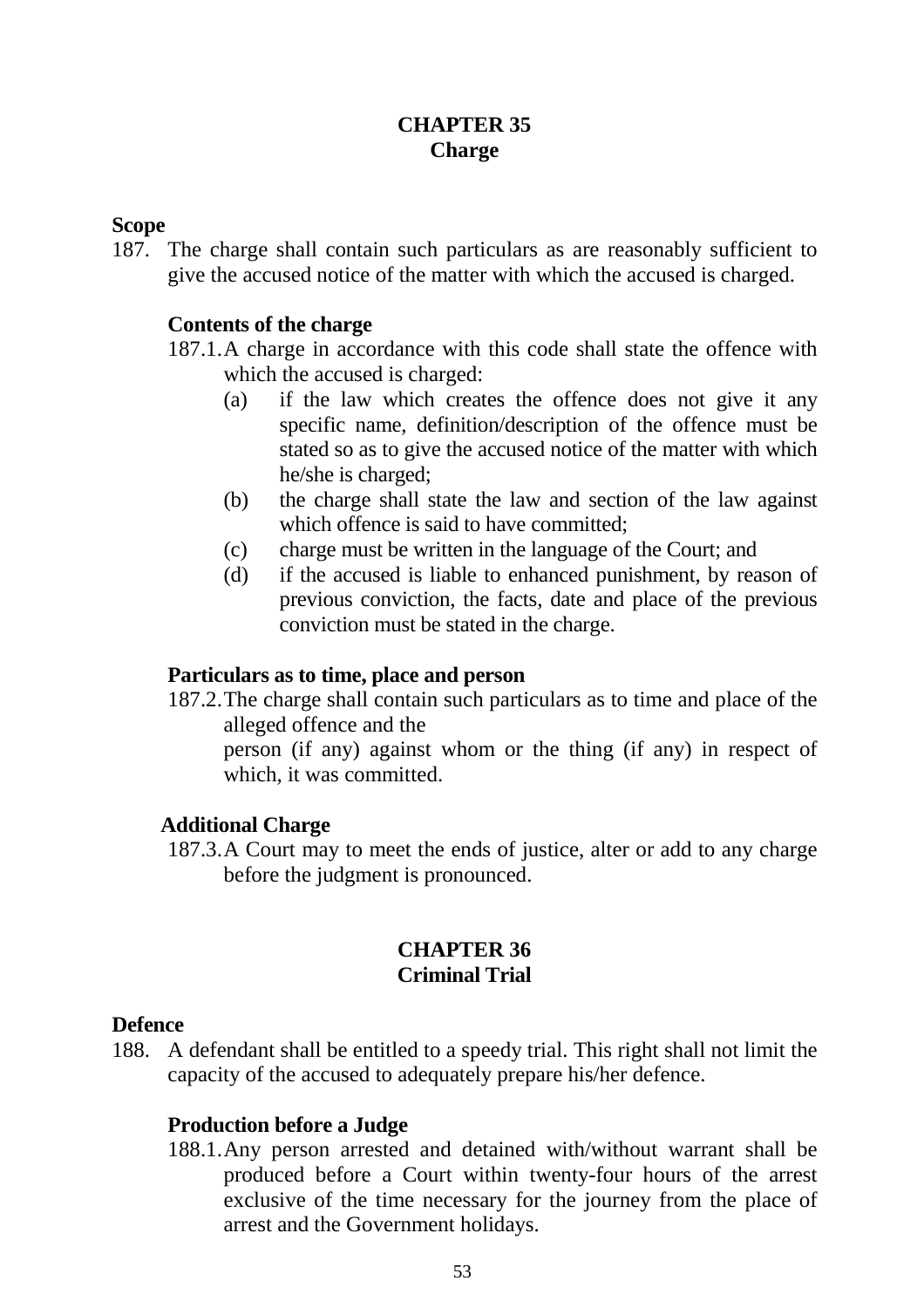## CHAPTER 35
## Charge

**Scope**

187. The charge shall contain such particulars as are reasonably sufficient to give the accused notice of the matter with which the accused is charged.

**Contents of the charge**

187.1. A charge in accordance with this code shall state the offence with which the accused is charged:

(a) if the law which creates the offence does not give it any specific name, definition/description of the offence must be stated so as to give the accused notice of the matter with which he/she is charged;

(b) the charge shall state the law and section of the law against which offence is said to have committed;

(c) charge must be written in the language of the Court; and

(d) if the accused is liable to enhanced punishment, by reason of previous conviction, the facts, date and place of the previous conviction must be stated in the charge.

**Particulars as to time, place and person**

187.2. The charge shall contain such particulars as to time and place of the alleged offence and the
person (if any) against whom or the thing (if any) in respect of which, it was committed.

**Additional Charge**

187.3. A Court may to meet the ends of justice, alter or add to any charge before the judgment is pronounced.

## CHAPTER 36
## Criminal Trial

**Defence**

188. A defendant shall be entitled to a speedy trial. This right shall not limit the capacity of the accused to adequately prepare his/her defence.

**Production before a Judge**

188.1. Any person arrested and detained with/without warrant shall be produced before a Court within twenty-four hours of the arrest exclusive of the time necessary for the journey from the place of arrest and the Government holidays.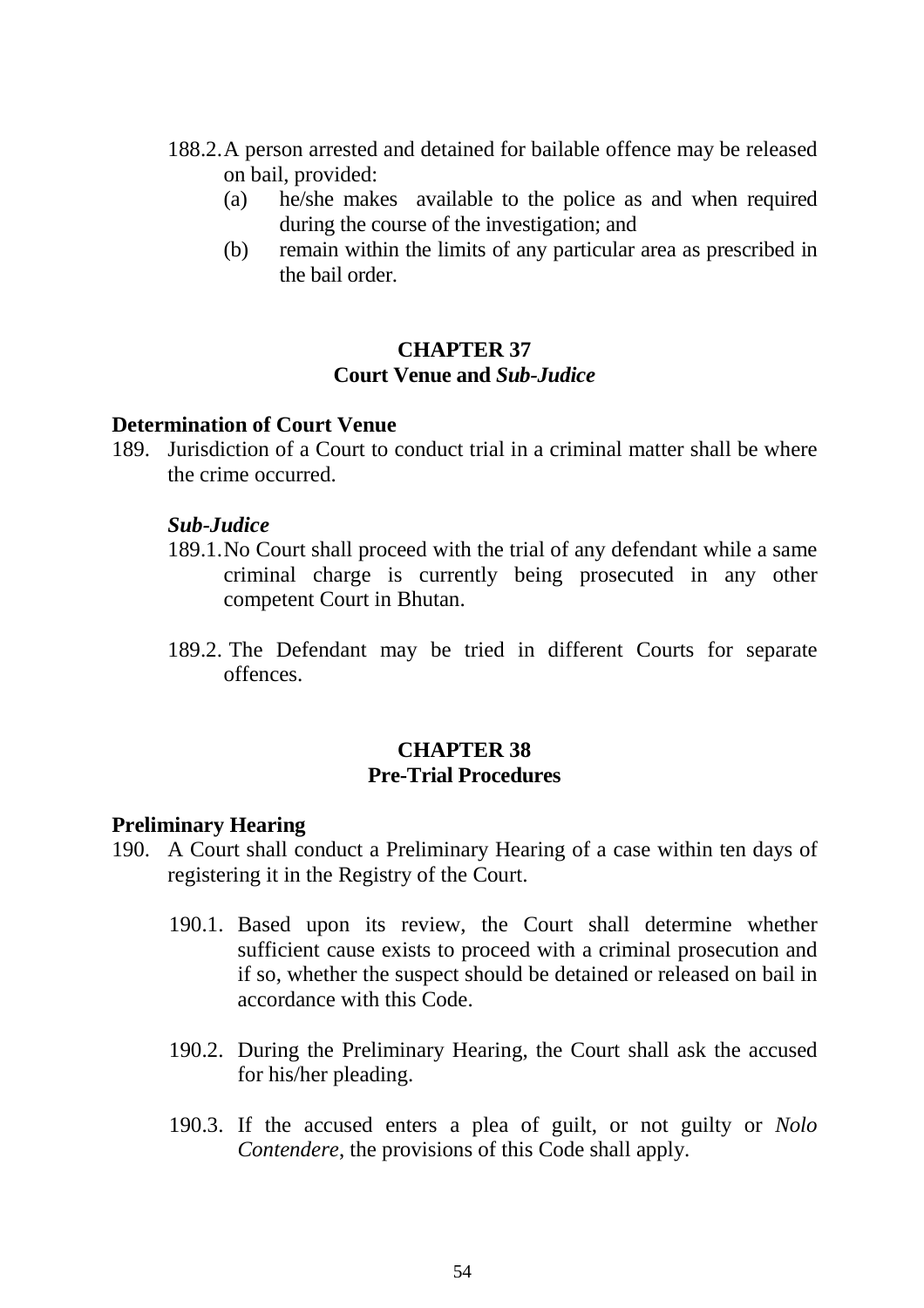188.2. A person arrested and detained for bailable offence may be released on bail, provided:

(a) he/she makes available to the police as and when required during the course of the investigation; and

(b) remain within the limits of any particular area as prescribed in the bail order.

## CHAPTER 37
## Court Venue and *Sub-Judice*

### Determination of Court Venue

189. Jurisdiction of a Court to conduct trial in a criminal matter shall be where the crime occurred.

***Sub-Judice***

189.1. No Court shall proceed with the trial of any defendant while a same criminal charge is currently being prosecuted in any other competent Court in Bhutan.

189.2. The Defendant may be tried in different Courts for separate offences.

## CHAPTER 38
## Pre-Trial Procedures

### Preliminary Hearing

190. A Court shall conduct a Preliminary Hearing of a case within ten days of registering it in the Registry of the Court.

190.1. Based upon its review, the Court shall determine whether sufficient cause exists to proceed with a criminal prosecution and if so, whether the suspect should be detained or released on bail in accordance with this Code.

190.2. During the Preliminary Hearing, the Court shall ask the accused for his/her pleading.

190.3. If the accused enters a plea of guilt, or not guilty or *Nolo Contendere*, the provisions of this Code shall apply.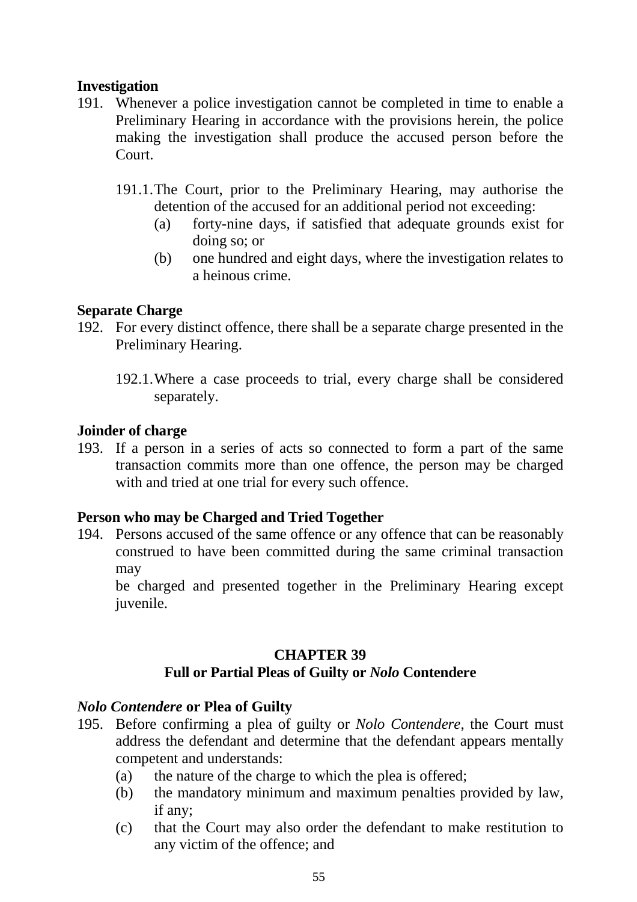**Investigation**

191. Whenever a police investigation cannot be completed in time to enable a Preliminary Hearing in accordance with the provisions herein, the police making the investigation shall produce the accused person before the Court.

    191.1. The Court, prior to the Preliminary Hearing, may authorise the detention of the accused for an additional period not exceeding:

    (a) forty-nine days, if satisfied that adequate grounds exist for doing so; or

    (b) one hundred and eight days, where the investigation relates to a heinous crime.

**Separate Charge**

192. For every distinct offence, there shall be a separate charge presented in the Preliminary Hearing.

    192.1. Where a case proceeds to trial, every charge shall be considered separately.

**Joinder of charge**

193. If a person in a series of acts so connected to form a part of the same transaction commits more than one offence, the person may be charged with and tried at one trial for every such offence.

**Person who may be Charged and Tried Together**

194. Persons accused of the same offence or any offence that can be reasonably construed to have been committed during the same criminal transaction may

    be charged and presented together in the Preliminary Hearing except juvenile.

## CHAPTER 39

## Full or Partial Pleas of Guilty or *Nolo* Contendere

***Nolo Contendere* or Plea of Guilty**

195. Before confirming a plea of guilty or *Nolo Contendere*, the Court must address the defendant and determine that the defendant appears mentally competent and understands:

    (a) the nature of the charge to which the plea is offered;

    (b) the mandatory minimum and maximum penalties provided by law, if any;

    (c) that the Court may also order the defendant to make restitution to any victim of the offence; and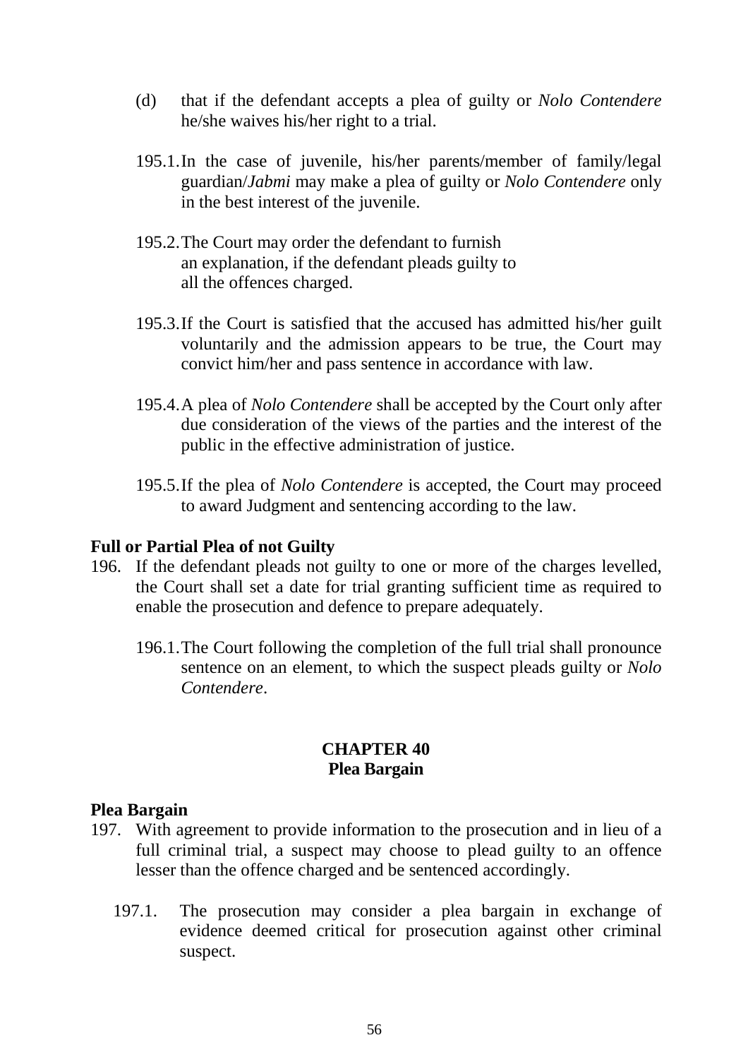(d) that if the defendant accepts a plea of guilty or *Nolo Contendere* he/she waives his/her right to a trial.

195.1. In the case of juvenile, his/her parents/member of family/legal guardian/*Jabmi* may make a plea of guilty or *Nolo Contendere* only in the best interest of the juvenile.

195.2. The Court may order the defendant to furnish an explanation, if the defendant pleads guilty to all the offences charged.

195.3. If the Court is satisfied that the accused has admitted his/her guilt voluntarily and the admission appears to be true, the Court may convict him/her and pass sentence in accordance with law.

195.4. A plea of *Nolo Contendere* shall be accepted by the Court only after due consideration of the views of the parties and the interest of the public in the effective administration of justice.

195.5. If the plea of *Nolo Contendere* is accepted, the Court may proceed to award Judgment and sentencing according to the law.

**Full or Partial Plea of not Guilty**

196. If the defendant pleads not guilty to one or more of the charges levelled, the Court shall set a date for trial granting sufficient time as required to enable the prosecution and defence to prepare adequately.

196.1. The Court following the completion of the full trial shall pronounce sentence on an element, to which the suspect pleads guilty or *Nolo Contendere*.

## CHAPTER 40
## Plea Bargain

**Plea Bargain**

197. With agreement to provide information to the prosecution and in lieu of a full criminal trial, a suspect may choose to plead guilty to an offence lesser than the offence charged and be sentenced accordingly.

197.1. The prosecution may consider a plea bargain in exchange of evidence deemed critical for prosecution against other criminal suspect.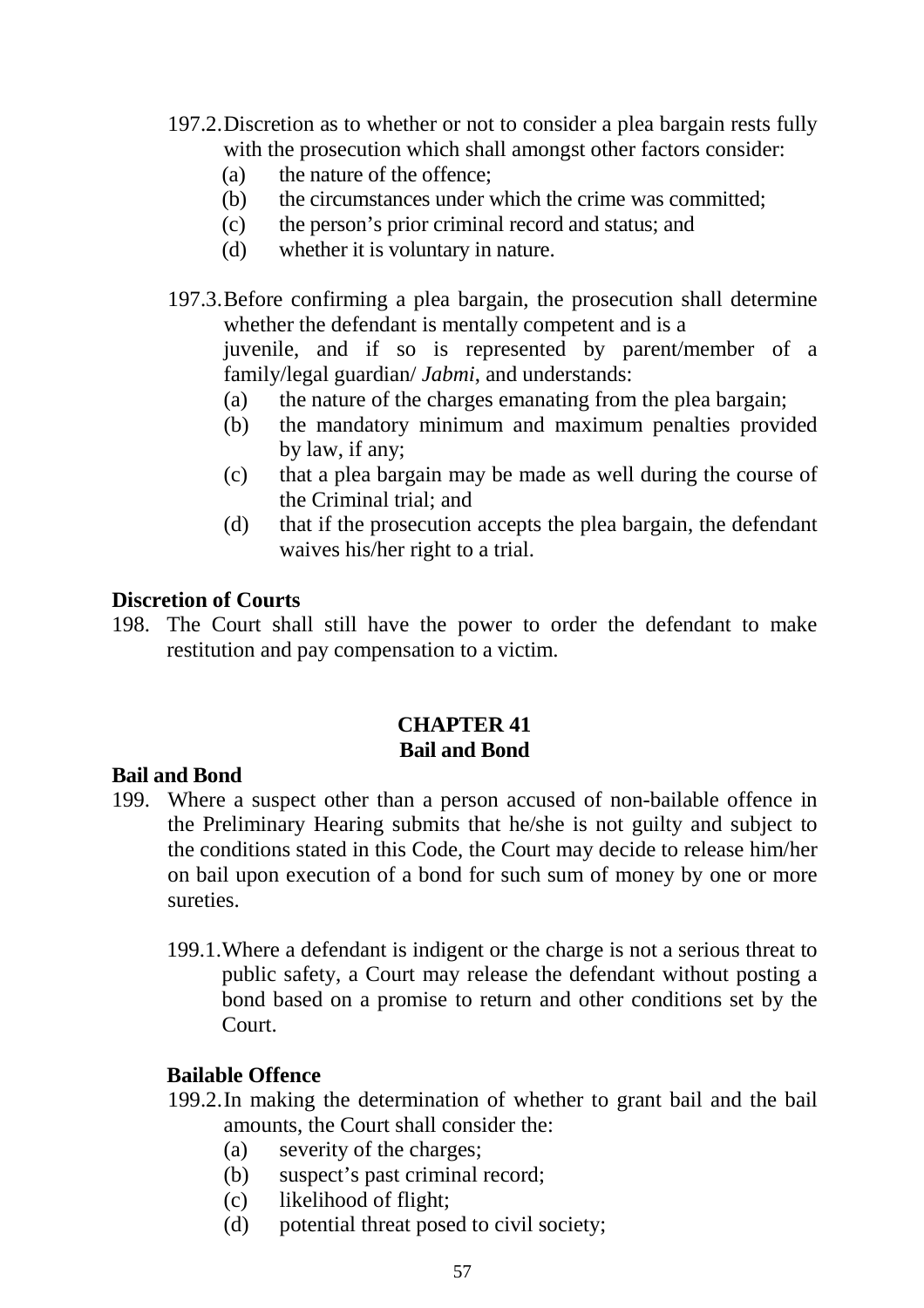197.2. Discretion as to whether or not to consider a plea bargain rests fully with the prosecution which shall amongst other factors consider:

(a) the nature of the offence;
(b) the circumstances under which the crime was committed;
(c) the person's prior criminal record and status; and
(d) whether it is voluntary in nature.

197.3. Before confirming a plea bargain, the prosecution shall determine whether the defendant is mentally competent and is a juvenile, and if so is represented by parent/member of a family/legal guardian/ *Jabmi*, and understands:

(a) the nature of the charges emanating from the plea bargain;
(b) the mandatory minimum and maximum penalties provided by law, if any;
(c) that a plea bargain may be made as well during the course of the Criminal trial; and
(d) that if the prosecution accepts the plea bargain, the defendant waives his/her right to a trial.

**Discretion of Courts**

198. The Court shall still have the power to order the defendant to make restitution and pay compensation to a victim.

## CHAPTER 41
## Bail and Bond

**Bail and Bond**

199. Where a suspect other than a person accused of non-bailable offence in the Preliminary Hearing submits that he/she is not guilty and subject to the conditions stated in this Code, the Court may decide to release him/her on bail upon execution of a bond for such sum of money by one or more sureties.

199.1. Where a defendant is indigent or the charge is not a serious threat to public safety, a Court may release the defendant without posting a bond based on a promise to return and other conditions set by the Court.

**Bailable Offence**

199.2. In making the determination of whether to grant bail and the bail amounts, the Court shall consider the:

(a) severity of the charges;
(b) suspect's past criminal record;
(c) likelihood of flight;
(d) potential threat posed to civil society;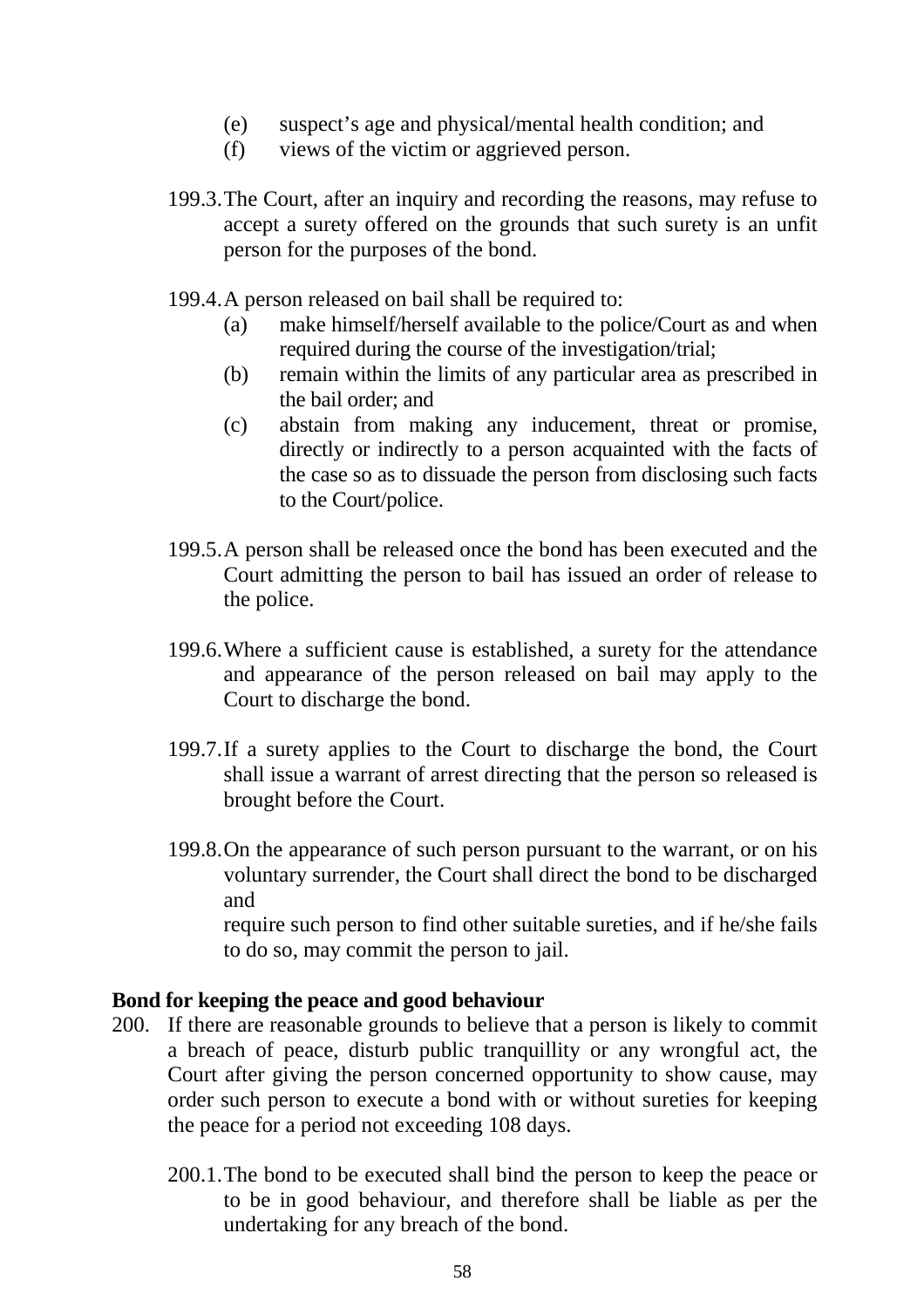(e) suspect's age and physical/mental health condition; and
(f) views of the victim or aggrieved person.

199.3. The Court, after an inquiry and recording the reasons, may refuse to accept a surety offered on the grounds that such surety is an unfit person for the purposes of the bond.

199.4. A person released on bail shall be required to:

(a) make himself/herself available to the police/Court as and when required during the course of the investigation/trial;
(b) remain within the limits of any particular area as prescribed in the bail order; and
(c) abstain from making any inducement, threat or promise, directly or indirectly to a person acquainted with the facts of the case so as to dissuade the person from disclosing such facts to the Court/police.

199.5. A person shall be released once the bond has been executed and the Court admitting the person to bail has issued an order of release to the police.

199.6. Where a sufficient cause is established, a surety for the attendance and appearance of the person released on bail may apply to the Court to discharge the bond.

199.7. If a surety applies to the Court to discharge the bond, the Court shall issue a warrant of arrest directing that the person so released is brought before the Court.

199.8. On the appearance of such person pursuant to the warrant, or on his voluntary surrender, the Court shall direct the bond to be discharged and
require such person to find other suitable sureties, and if he/she fails to do so, may commit the person to jail.

**Bond for keeping the peace and good behaviour**

200. If there are reasonable grounds to believe that a person is likely to commit a breach of peace, disturb public tranquillity or any wrongful act, the Court after giving the person concerned opportunity to show cause, may order such person to execute a bond with or without sureties for keeping the peace for a period not exceeding 108 days.

200.1. The bond to be executed shall bind the person to keep the peace or to be in good behaviour, and therefore shall be liable as per the undertaking for any breach of the bond.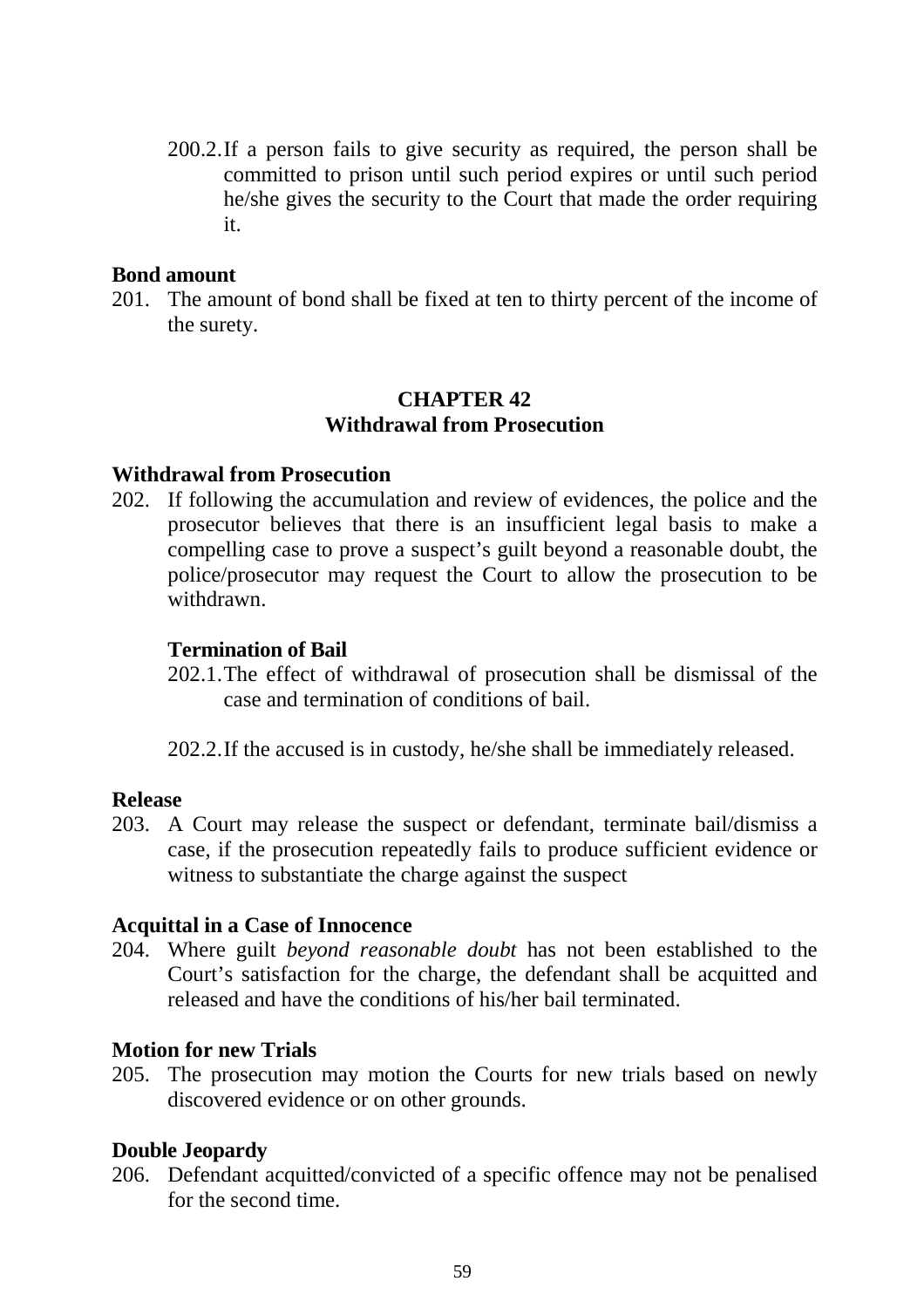200.2. If a person fails to give security as required, the person shall be committed to prison until such period expires or until such period he/she gives the security to the Court that made the order requiring it.

**Bond amount**

201. The amount of bond shall be fixed at ten to thirty percent of the income of the surety.

## CHAPTER 42
## Withdrawal from Prosecution

**Withdrawal from Prosecution**

202. If following the accumulation and review of evidences, the police and the prosecutor believes that there is an insufficient legal basis to make a compelling case to prove a suspect's guilt beyond a reasonable doubt, the police/prosecutor may request the Court to allow the prosecution to be withdrawn.

**Termination of Bail**

202.1. The effect of withdrawal of prosecution shall be dismissal of the case and termination of conditions of bail.

202.2. If the accused is in custody, he/she shall be immediately released.

**Release**

203. A Court may release the suspect or defendant, terminate bail/dismiss a case, if the prosecution repeatedly fails to produce sufficient evidence or witness to substantiate the charge against the suspect

**Acquittal in a Case of Innocence**

204. Where guilt *beyond reasonable doubt* has not been established to the Court's satisfaction for the charge, the defendant shall be acquitted and released and have the conditions of his/her bail terminated.

**Motion for new Trials**

205. The prosecution may motion the Courts for new trials based on newly discovered evidence or on other grounds.

**Double Jeopardy**

206. Defendant acquitted/convicted of a specific offence may not be penalised for the second time.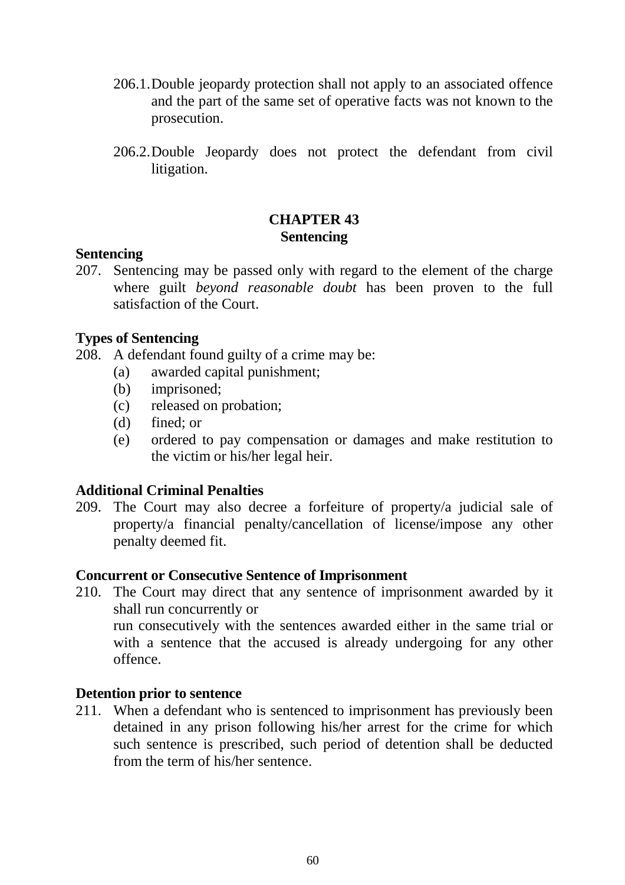206.1. Double jeopardy protection shall not apply to an associated offence and the part of the same set of operative facts was not known to the prosecution.

206.2. Double Jeopardy does not protect the defendant from civil litigation.

## CHAPTER 43
## Sentencing

**Sentencing**

207. Sentencing may be passed only with regard to the element of the charge where guilt *beyond reasonable doubt* has been proven to the full satisfaction of the Court.

**Types of Sentencing**

208. A defendant found guilty of a crime may be:
   (a) awarded capital punishment;
   (b) imprisoned;
   (c) released on probation;
   (d) fined; or
   (e) ordered to pay compensation or damages and make restitution to the victim or his/her legal heir.

**Additional Criminal Penalties**

209. The Court may also decree a forfeiture of property/a judicial sale of property/a financial penalty/cancellation of license/impose any other penalty deemed fit.

**Concurrent or Consecutive Sentence of Imprisonment**

210. The Court may direct that any sentence of imprisonment awarded by it shall run concurrently or
run consecutively with the sentences awarded either in the same trial or with a sentence that the accused is already undergoing for any other offence.

**Detention prior to sentence**

211. When a defendant who is sentenced to imprisonment has previously been detained in any prison following his/her arrest for the crime for which such sentence is prescribed, such period of detention shall be deducted from the term of his/her sentence.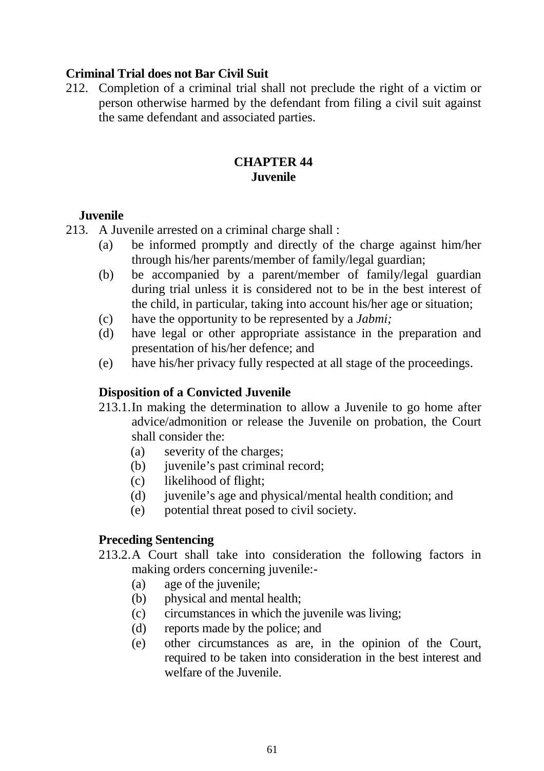**Criminal Trial does not Bar Civil Suit**

212. Completion of a criminal trial shall not preclude the right of a victim or person otherwise harmed by the defendant from filing a civil suit against the same defendant and associated parties.

## CHAPTER 44
## Juvenile

**Juvenile**

213. A Juvenile arrested on a criminal charge shall :
    - (a) be informed promptly and directly of the charge against him/her through his/her parents/member of family/legal guardian;
    - (b) be accompanied by a parent/member of family/legal guardian during trial unless it is considered not to be in the best interest of the child, in particular, taking into account his/her age or situation;
    - (c) have the opportunity to be represented by a *Jabmi;*
    - (d) have legal or other appropriate assistance in the preparation and presentation of his/her defence; and
    - (e) have his/her privacy fully respected at all stage of the proceedings.

**Disposition of a Convicted Juvenile**

213.1. In making the determination to allow a Juvenile to go home after advice/admonition or release the Juvenile on probation, the Court shall consider the:
    - (a) severity of the charges;
    - (b) juvenile's past criminal record;
    - (c) likelihood of flight;
    - (d) juvenile's age and physical/mental health condition; and
    - (e) potential threat posed to civil society.

**Preceding Sentencing**

213.2. A Court shall take into consideration the following factors in making orders concerning juvenile:-
    - (a) age of the juvenile;
    - (b) physical and mental health;
    - (c) circumstances in which the juvenile was living;
    - (d) reports made by the police; and
    - (e) other circumstances as are, in the opinion of the Court, required to be taken into consideration in the best interest and welfare of the Juvenile.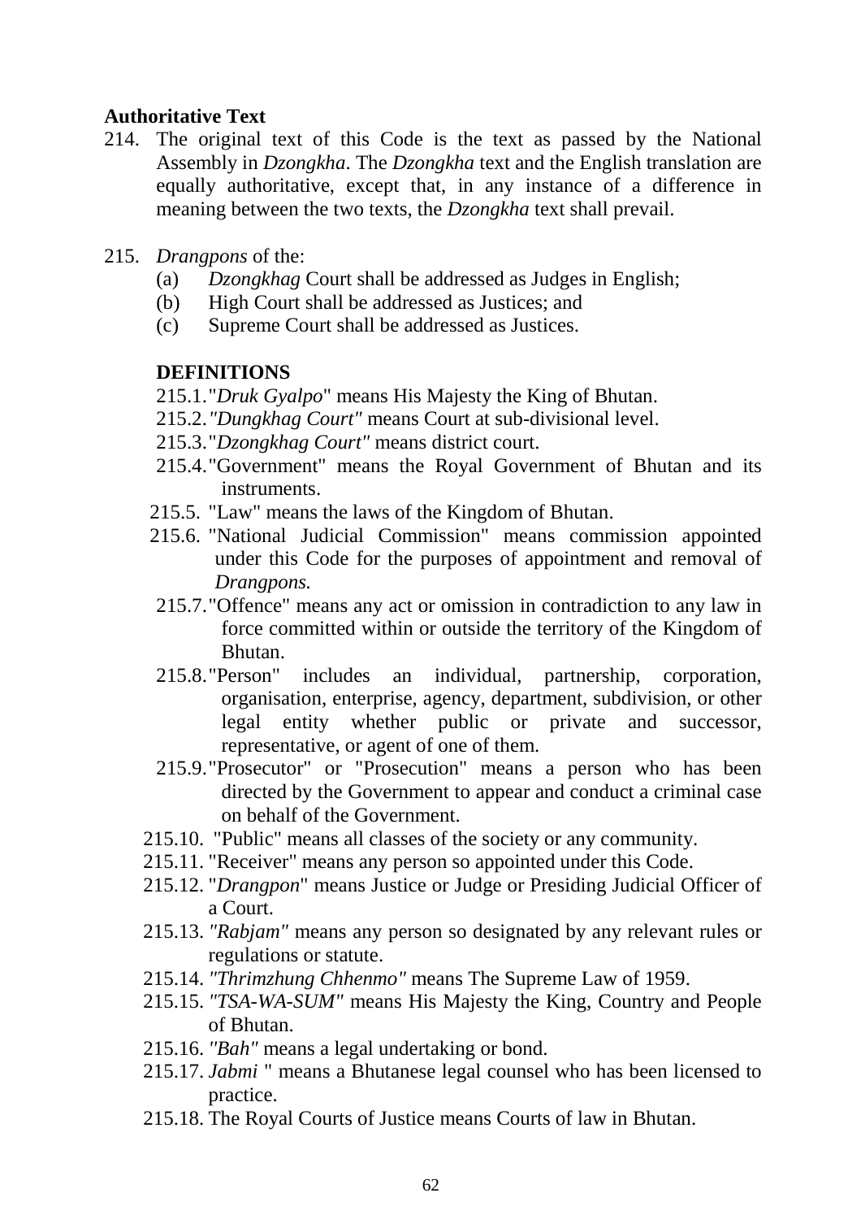**Authoritative Text**

214. The original text of this Code is the text as passed by the National Assembly in *Dzongkha*. The *Dzongkha* text and the English translation are equally authoritative, except that, in any instance of a difference in meaning between the two texts, the *Dzongkha* text shall prevail.

215. *Drangpons* of the:
    (a) *Dzongkhag* Court shall be addressed as Judges in English;
    (b) High Court shall be addressed as Justices; and
    (c) Supreme Court shall be addressed as Justices.

**DEFINITIONS**

215.1. "*Druk Gyalpo*" means His Majesty the King of Bhutan.

215.2. *"Dungkhag Court"* means Court at sub-divisional level.

215.3. "*Dzongkhag Court"* means district court.

215.4. "Government" means the Royal Government of Bhutan and its instruments.

215.5. "Law" means the laws of the Kingdom of Bhutan.

215.6. "National Judicial Commission" means commission appointed under this Code for the purposes of appointment and removal of *Drangpons.*

215.7. "Offence" means any act or omission in contradiction to any law in force committed within or outside the territory of the Kingdom of Bhutan.

215.8. "Person" includes an individual, partnership, corporation, organisation, enterprise, agency, department, subdivision, or other legal entity whether public or private and successor, representative, or agent of one of them.

215.9. "Prosecutor" or "Prosecution" means a person who has been directed by the Government to appear and conduct a criminal case on behalf of the Government.

215.10. "Public" means all classes of the society or any community.

215.11. "Receiver" means any person so appointed under this Code.

215.12. "*Drangpon*" means Justice or Judge or Presiding Judicial Officer of a Court.

215.13. *"Rabjam"* means any person so designated by any relevant rules or regulations or statute.

215.14. *"Thrimzhung Chhenmo"* means The Supreme Law of 1959.

215.15. *"TSA-WA-SUM"* means His Majesty the King, Country and People of Bhutan.

215.16. *"Bah"* means a legal undertaking or bond.

215.17. *Jabmi* " means a Bhutanese legal counsel who has been licensed to practice.

215.18. The Royal Courts of Justice means Courts of law in Bhutan.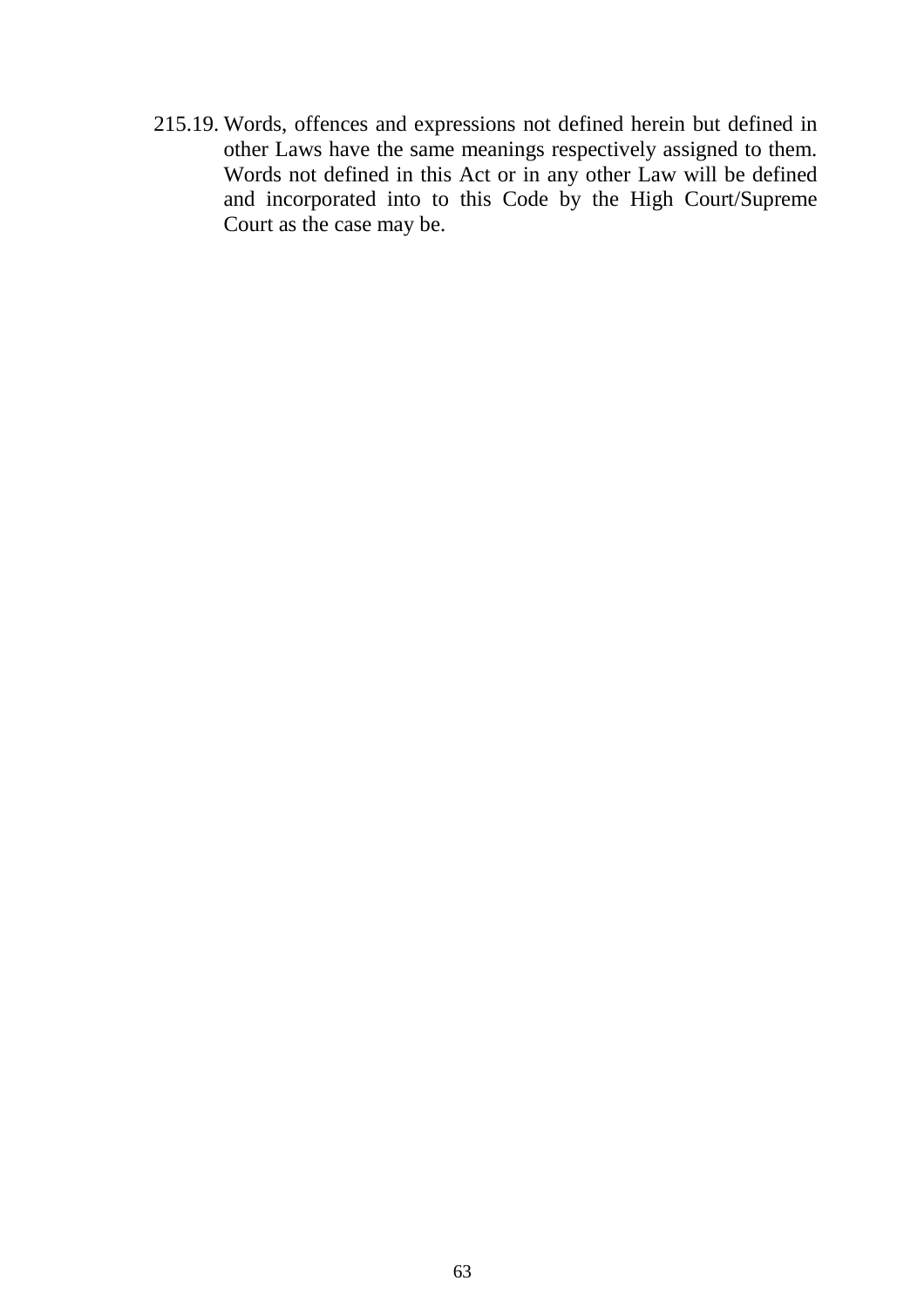215.19. Words, offences and expressions not defined herein but defined in other Laws have the same meanings respectively assigned to them. Words not defined in this Act or in any other Law will be defined and incorporated into to this Code by the High Court/Supreme Court as the case may be.